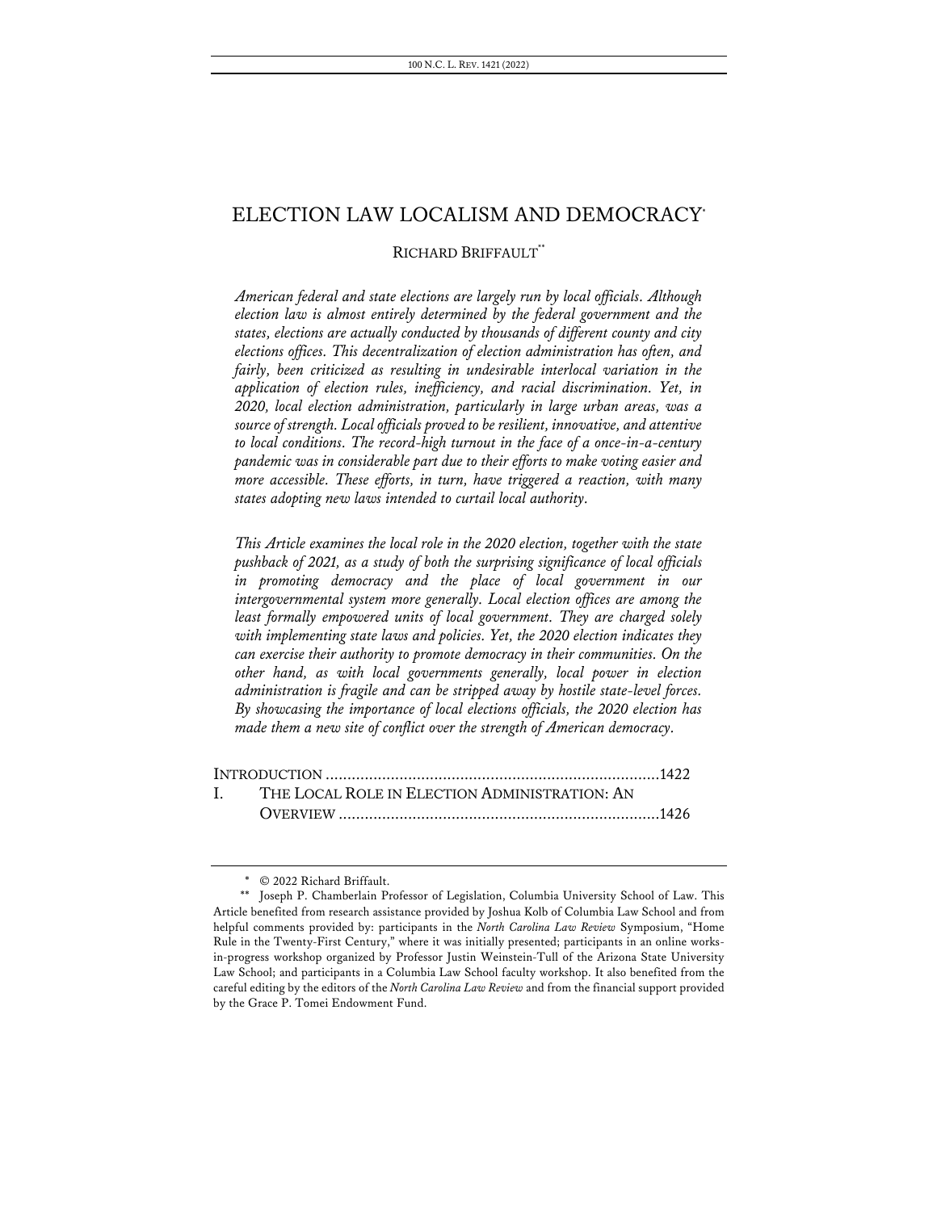# ELECTION LAW LOCALISM AND DEMOCRACY[*]

RICHARD BRIFFAULT[**]

*American federal and state elections are largely run by local officials. Although election law is almost entirely determined by the federal government and the states, elections are actually conducted by thousands of different county and city elections offices. This decentralization of election administration has often, and fairly, been criticized as resulting in undesirable interlocal variation in the application of election rules, inefficiency, and racial discrimination. Yet, in 2020, local election administration, particularly in large urban areas, was a source of strength. Local officials proved to be resilient, innovative, and attentive to local conditions. The record-high turnout in the face of a once-in-a-century pandemic was in considerable part due to their efforts to make voting easier and more accessible. These efforts, in turn, have triggered a reaction, with many states adopting new laws intended to curtail local authority.*

*This Article examines the local role in the 2020 election, together with the state pushback of 2021, as a study of both the surprising significance of local officials in promoting democracy and the place of local government in our intergovernmental system more generally. Local election offices are among the least formally empowered units of local government. They are charged solely with implementing state laws and policies. Yet, the 2020 election indicates they can exercise their authority to promote democracy in their communities. On the other hand, as with local governments generally, local power in election administration is fragile and can be stripped away by hostile state-level forces. By showcasing the importance of local elections officials, the 2020 election has made them a new site of conflict over the strength of American democracy.*

INTRODUCTION ............................................................................1422

I. THE LOCAL ROLE IN ELECTION ADMINISTRATION: AN OVERVIEW ..........................................................................1426

---

[*] © 2022 Richard Briffault.

[**] Joseph P. Chamberlain Professor of Legislation, Columbia University School of Law. This Article benefited from research assistance provided by Joshua Kolb of Columbia Law School and from helpful comments provided by: participants in the *North Carolina Law Review* Symposium, "Home Rule in the Twenty-First Century," where it was initially presented; participants in an online works-in-progress workshop organized by Professor Justin Weinstein-Tull of the Arizona State University Law School; and participants in a Columbia Law School faculty workshop. It also benefited from the careful editing by the editors of the *North Carolina Law Review* and from the financial support provided by the Grace P. Tomei Endowment Fund.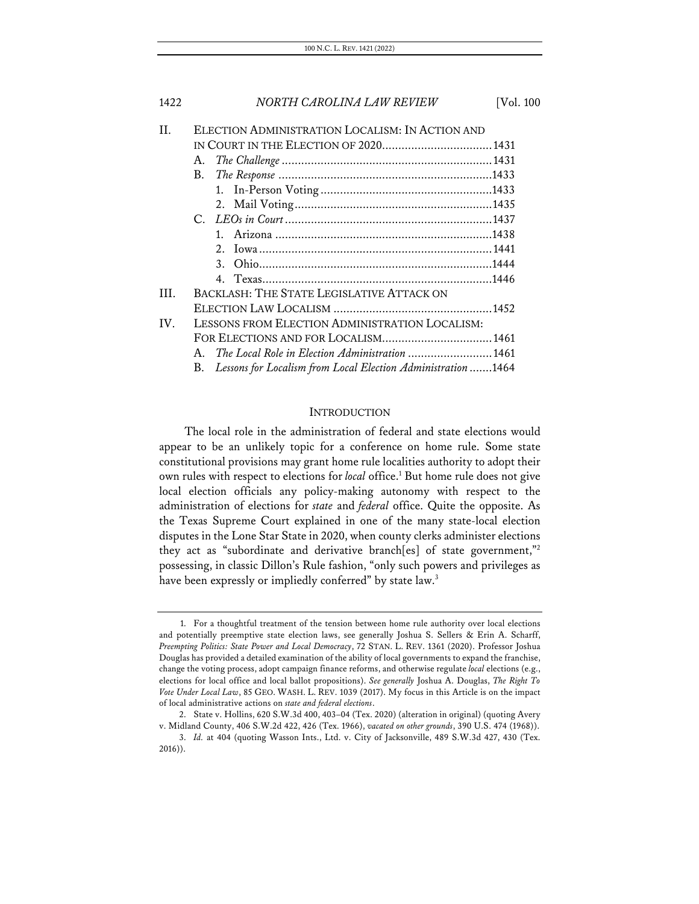II. ELECTION ADMINISTRATION LOCALISM: IN ACTION AND IN COURT IN THE ELECTION OF 2020 .......... 1431
   A. *The Challenge* .......... 1431
   B. *The Response* .......... 1433
      1. In-Person Voting .......... 1433
      2. Mail Voting .......... 1435
   C. *LEOs in Court* .......... 1437
      1. Arizona .......... 1438
      2. Iowa .......... 1441
      3. Ohio .......... 1444
      4. Texas .......... 1446

III. BACKLASH: THE STATE LEGISLATIVE ATTACK ON ELECTION LAW LOCALISM .......... 1452

IV. LESSONS FROM ELECTION ADMINISTRATION LOCALISM: FOR ELECTIONS AND FOR LOCALISM .......... 1461
   A. *The Local Role in Election Administration* .......... 1461
   B. *Lessons for Localism from Local Election Administration* .......... 1464

## INTRODUCTION

The local role in the administration of federal and state elections would appear to be an unlikely topic for a conference on home rule. Some state constitutional provisions may grant home rule localities authority to adopt their own rules with respect to elections for *local* office.[1] But home rule does not give local election officials any policy-making autonomy with respect to the administration of elections for *state* and *federal* office. Quite the opposite. As the Texas Supreme Court explained in one of the many state-local election disputes in the Lone Star State in 2020, when county clerks administer elections they act as "subordinate and derivative branch[es] of state government,"[2] possessing, in classic Dillon's Rule fashion, "only such powers and privileges as have been expressly or impliedly conferred" by state law.[3]

---

1. For a thoughtful treatment of the tension between home rule authority over local elections and potentially preemptive state election laws, see generally Joshua S. Sellers & Erin A. Scharff, *Preempting Politics: State Power and Local Democracy*, 72 STAN. L. REV. 1361 (2020). Professor Joshua Douglas has provided a detailed examination of the ability of local governments to expand the franchise, change the voting process, adopt campaign finance reforms, and otherwise regulate *local* elections (e.g., elections for local office and local ballot propositions). *See generally* Joshua A. Douglas, *The Right To Vote Under Local Law*, 85 GEO. WASH. L. REV. 1039 (2017). My focus in this Article is on the impact of local administrative actions on *state and federal elections*.

2. State v. Hollins, 620 S.W.3d 400, 403–04 (Tex. 2020) (alteration in original) (quoting Avery v. Midland County, 406 S.W.2d 422, 426 (Tex. 1966), *vacated on other grounds*, 390 U.S. 474 (1968)).

3. *Id.* at 404 (quoting Wasson Ints., Ltd. v. City of Jacksonville, 489 S.W.3d 427, 430 (Tex. 2016)).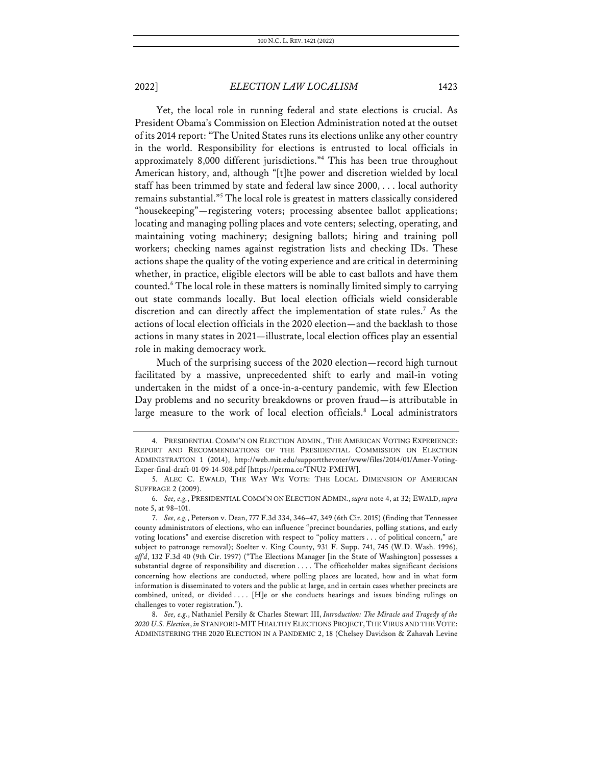Yet, the local role in running federal and state elections is crucial. As President Obama's Commission on Election Administration noted at the outset of its 2014 report: "The United States runs its elections unlike any other country in the world. Responsibility for elections is entrusted to local officials in approximately 8,000 different jurisdictions."[4] This has been true throughout American history, and, although "[t]he power and discretion wielded by local staff has been trimmed by state and federal law since 2000, . . . local authority remains substantial."[5] The local role is greatest in matters classically considered "housekeeping"—registering voters; processing absentee ballot applications; locating and managing polling places and vote centers; selecting, operating, and maintaining voting machinery; designing ballots; hiring and training poll workers; checking names against registration lists and checking IDs. These actions shape the quality of the voting experience and are critical in determining whether, in practice, eligible electors will be able to cast ballots and have them counted.[6] The local role in these matters is nominally limited simply to carrying out state commands locally. But local election officials wield considerable discretion and can directly affect the implementation of state rules.[7] As the actions of local election officials in the 2020 election—and the backlash to those actions in many states in 2021—illustrate, local election offices play an essential role in making democracy work.

Much of the surprising success of the 2020 election—record high turnout facilitated by a massive, unprecedented shift to early and mail-in voting undertaken in the midst of a once-in-a-century pandemic, with few Election Day problems and no security breakdowns or proven fraud—is attributable in large measure to the work of local election officials.[8] Local administrators

4. PRESIDENTIAL COMM'N ON ELECTION ADMIN., THE AMERICAN VOTING EXPERIENCE: REPORT AND RECOMMENDATIONS OF THE PRESIDENTIAL COMMISSION ON ELECTION ADMINISTRATION 1 (2014), http://web.mit.edu/supportthevoter/www/files/2014/01/Amer-Voting-Exper-final-draft-01-09-14-508.pdf [https://perma.cc/TNU2-PMHW].

5. ALEC C. EWALD, THE WAY WE VOTE: THE LOCAL DIMENSION OF AMERICAN SUFFRAGE 2 (2009).

6. *See, e.g.*, PRESIDENTIAL COMM'N ON ELECTION ADMIN., *supra* note 4, at 32; EWALD, *supra* note 5, at 98–101.

7. *See, e.g.*, Peterson v. Dean, 777 F.3d 334, 346–47, 349 (6th Cir. 2015) (finding that Tennessee county administrators of elections, who can influence "precinct boundaries, polling stations, and early voting locations" and exercise discretion with respect to "policy matters . . . of political concern," are subject to patronage removal); Soelter v. King County, 931 F. Supp. 741, 745 (W.D. Wash. 1996), *aff'd*, 132 F.3d 40 (9th Cir. 1997) ("The Elections Manager [in the State of Washington] possesses a substantial degree of responsibility and discretion . . . . The officeholder makes significant decisions concerning how elections are conducted, where polling places are located, how and in what form information is disseminated to voters and the public at large, and in certain cases whether precincts are combined, united, or divided . . . . [H]e or she conducts hearings and issues binding rulings on challenges to voter registration.").

8. *See, e.g.*, Nathaniel Persily & Charles Stewart III, *Introduction: The Miracle and Tragedy of the 2020 U.S. Election*, *in* STANFORD-MIT HEALTHY ELECTIONS PROJECT, THE VIRUS AND THE VOTE: ADMINISTERING THE 2020 ELECTION IN A PANDEMIC 2, 18 (Chelsey Davidson & Zahavah Levine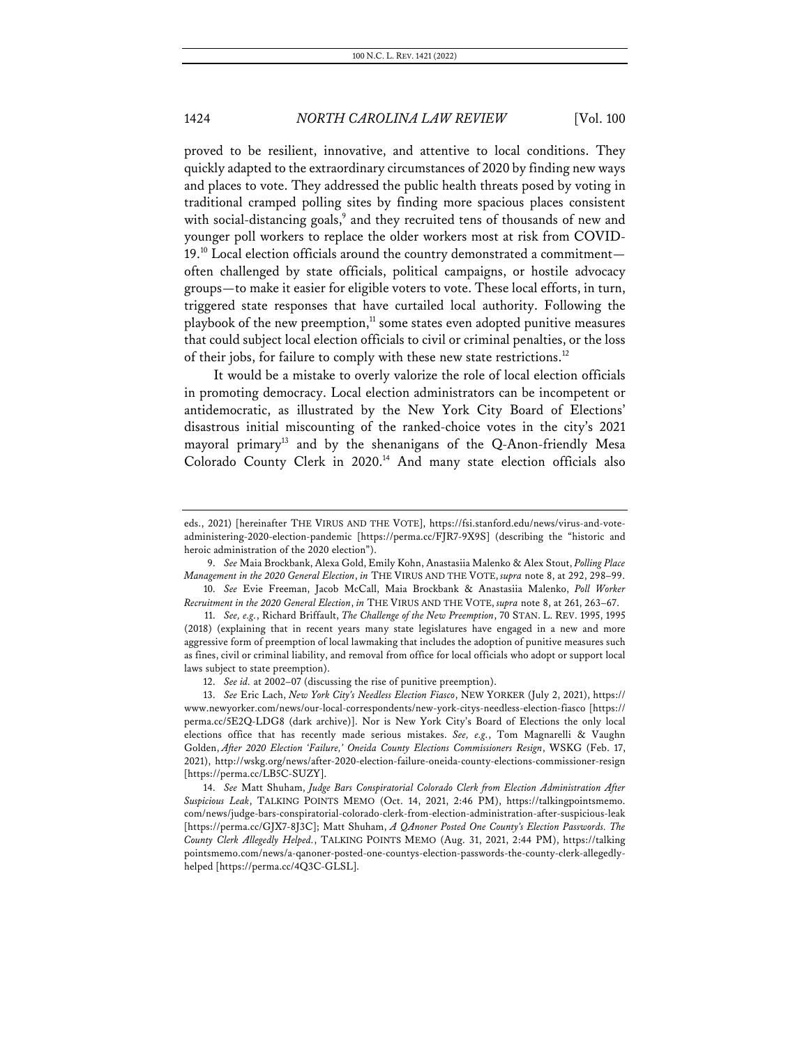proved to be resilient, innovative, and attentive to local conditions. They quickly adapted to the extraordinary circumstances of 2020 by finding new ways and places to vote. They addressed the public health threats posed by voting in traditional cramped polling sites by finding more spacious places consistent with social-distancing goals,[9] and they recruited tens of thousands of new and younger poll workers to replace the older workers most at risk from COVID-19.[10] Local election officials around the country demonstrated a commitment—often challenged by state officials, political campaigns, or hostile advocacy groups—to make it easier for eligible voters to vote. These local efforts, in turn, triggered state responses that have curtailed local authority. Following the playbook of the new preemption,[11] some states even adopted punitive measures that could subject local election officials to civil or criminal penalties, or the loss of their jobs, for failure to comply with these new state restrictions.[12]

It would be a mistake to overly valorize the role of local election officials in promoting democracy. Local election administrators can be incompetent or antidemocratic, as illustrated by the New York City Board of Elections' disastrous initial miscounting of the ranked-choice votes in the city's 2021 mayoral primary[13] and by the shenanigans of the Q-Anon-friendly Mesa Colorado County Clerk in 2020.[14] And many state election officials also

---

eds., 2021) [hereinafter THE VIRUS AND THE VOTE], https://fsi.stanford.edu/news/virus-and-vote-administering-2020-election-pandemic [https://perma.cc/FJR7-9X9S] (describing the "historic and heroic administration of the 2020 election").

9. *See* Maia Brockbank, Alexa Gold, Emily Kohn, Anastasiia Malenko & Alex Stout, *Polling Place Management in the 2020 General Election*, *in* THE VIRUS AND THE VOTE, *supra* note 8, at 292, 298–99.

10. *See* Evie Freeman, Jacob McCall, Maia Brockbank & Anastasiia Malenko, *Poll Worker Recruitment in the 2020 General Election*, *in* THE VIRUS AND THE VOTE, *supra* note 8, at 261, 263–67.

11. *See, e.g.*, Richard Briffault, *The Challenge of the New Preemption*, 70 STAN. L. REV. 1995, 1995 (2018) (explaining that in recent years many state legislatures have engaged in a new and more aggressive form of preemption of local lawmaking that includes the adoption of punitive measures such as fines, civil or criminal liability, and removal from office for local officials who adopt or support local laws subject to state preemption).

12. *See id.* at 2002–07 (discussing the rise of punitive preemption).

13. *See* Eric Lach, *New York City's Needless Election Fiasco*, NEW YORKER (July 2, 2021), https://www.newyorker.com/news/our-local-correspondents/new-york-citys-needless-election-fiasco [https://perma.cc/5E2Q-LDG8 (dark archive)]. Nor is New York City's Board of Elections the only local elections office that has recently made serious mistakes. *See, e.g.*, Tom Magnarelli & Vaughn Golden, *After 2020 Election 'Failure,' Oneida County Elections Commissioners Resign*, WSKG (Feb. 17, 2021), http://wskg.org/news/after-2020-election-failure-oneida-county-elections-commissioner-resign [https://perma.cc/LB5C-SUZY].

14. *See* Matt Shuham, *Judge Bars Conspiratorial Colorado Clerk from Election Administration After Suspicious Leak*, TALKING POINTS MEMO (Oct. 14, 2021, 2:46 PM), https://talkingpointsmemo.com/news/judge-bars-conspiratorial-colorado-clerk-from-election-administration-after-suspicious-leak [https://perma.cc/GJX7-8J3C]; Matt Shuham, *A QAnoner Posted One County's Election Passwords. The County Clerk Allegedly Helped.*, TALKING POINTS MEMO (Aug. 31, 2021, 2:44 PM), https://talkingpointsmemo.com/news/a-qanoner-posted-one-countys-election-passwords-the-county-clerk-allegedly-helped [https://perma.cc/4Q3C-GLSL].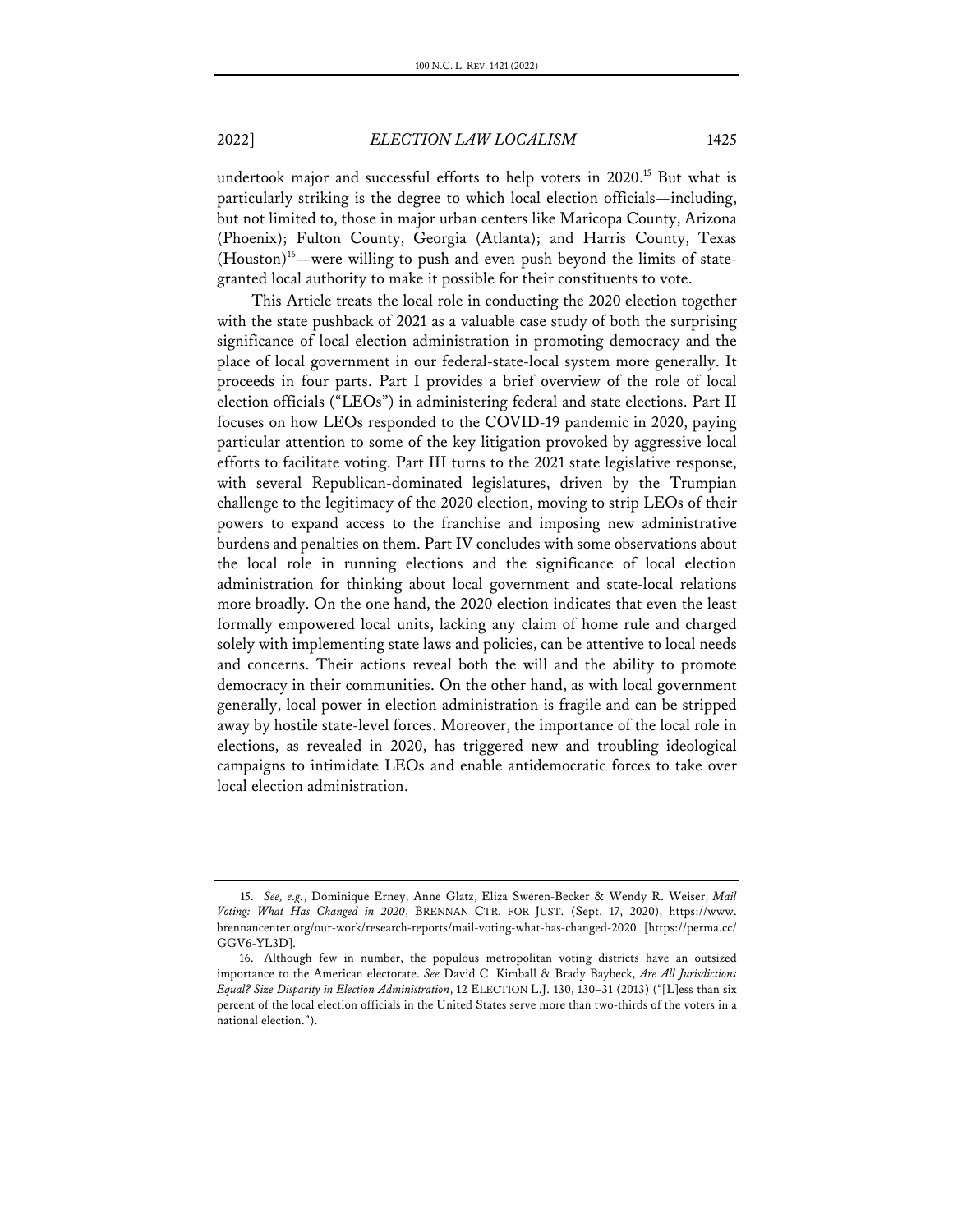undertook major and successful efforts to help voters in 2020.[15] But what is particularly striking is the degree to which local election officials—including, but not limited to, those in major urban centers like Maricopa County, Arizona (Phoenix); Fulton County, Georgia (Atlanta); and Harris County, Texas (Houston)[16]—were willing to push and even push beyond the limits of state-granted local authority to make it possible for their constituents to vote.

This Article treats the local role in conducting the 2020 election together with the state pushback of 2021 as a valuable case study of both the surprising significance of local election administration in promoting democracy and the place of local government in our federal-state-local system more generally. It proceeds in four parts. Part I provides a brief overview of the role of local election officials ("LEOs") in administering federal and state elections. Part II focuses on how LEOs responded to the COVID-19 pandemic in 2020, paying particular attention to some of the key litigation provoked by aggressive local efforts to facilitate voting. Part III turns to the 2021 state legislative response, with several Republican-dominated legislatures, driven by the Trumpian challenge to the legitimacy of the 2020 election, moving to strip LEOs of their powers to expand access to the franchise and imposing new administrative burdens and penalties on them. Part IV concludes with some observations about the local role in running elections and the significance of local election administration for thinking about local government and state-local relations more broadly. On the one hand, the 2020 election indicates that even the least formally empowered local units, lacking any claim of home rule and charged solely with implementing state laws and policies, can be attentive to local needs and concerns. Their actions reveal both the will and the ability to promote democracy in their communities. On the other hand, as with local government generally, local power in election administration is fragile and can be stripped away by hostile state-level forces. Moreover, the importance of the local role in elections, as revealed in 2020, has triggered new and troubling ideological campaigns to intimidate LEOs and enable antidemocratic forces to take over local election administration.

---

15. *See, e.g.*, Dominique Erney, Anne Glatz, Eliza Sweren-Becker & Wendy R. Weiser, *Mail Voting: What Has Changed in 2020*, BRENNAN CTR. FOR JUST. (Sept. 17, 2020), https://www.brennancenter.org/our-work/research-reports/mail-voting-what-has-changed-2020 [https://perma.cc/GGV6-YL3D].

16. Although few in number, the populous metropolitan voting districts have an outsized importance to the American electorate. *See* David C. Kimball & Brady Baybeck, *Are All Jurisdictions Equal? Size Disparity in Election Administration*, 12 ELECTION L.J. 130, 130–31 (2013) ("[L]ess than six percent of the local election officials in the United States serve more than two-thirds of the voters in a national election.").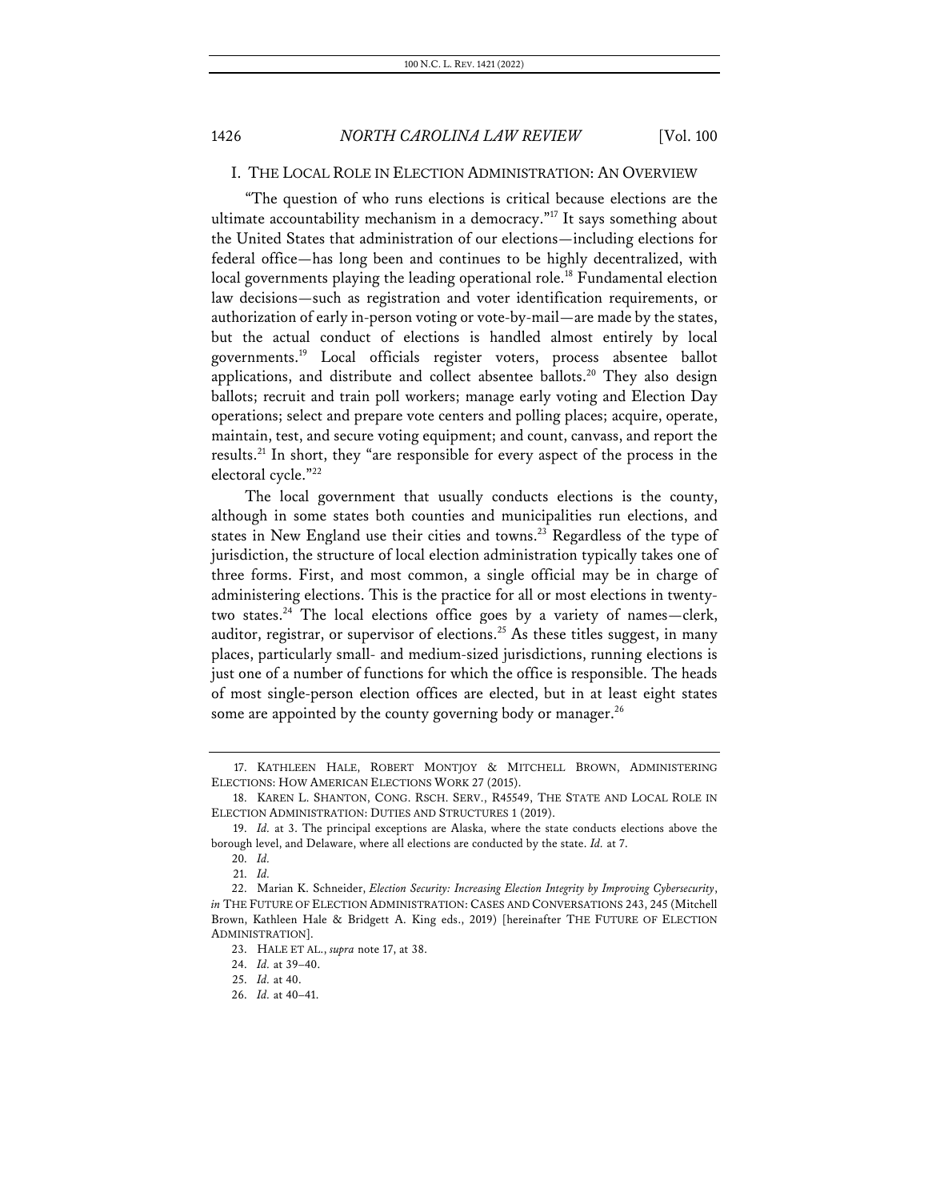## I. THE LOCAL ROLE IN ELECTION ADMINISTRATION: AN OVERVIEW

"The question of who runs elections is critical because elections are the ultimate accountability mechanism in a democracy."[17] It says something about the United States that administration of our elections—including elections for federal office—has long been and continues to be highly decentralized, with local governments playing the leading operational role.[18] Fundamental election law decisions—such as registration and voter identification requirements, or authorization of early in-person voting or vote-by-mail—are made by the states, but the actual conduct of elections is handled almost entirely by local governments.[19] Local officials register voters, process absentee ballot applications, and distribute and collect absentee ballots.[20] They also design ballots; recruit and train poll workers; manage early voting and Election Day operations; select and prepare vote centers and polling places; acquire, operate, maintain, test, and secure voting equipment; and count, canvass, and report the results.[21] In short, they "are responsible for every aspect of the process in the electoral cycle."[22]

The local government that usually conducts elections is the county, although in some states both counties and municipalities run elections, and states in New England use their cities and towns.[23] Regardless of the type of jurisdiction, the structure of local election administration typically takes one of three forms. First, and most common, a single official may be in charge of administering elections. This is the practice for all or most elections in twenty-two states.[24] The local elections office goes by a variety of names—clerk, auditor, registrar, or supervisor of elections.[25] As these titles suggest, in many places, particularly small- and medium-sized jurisdictions, running elections is just one of a number of functions for which the office is responsible. The heads of most single-person election offices are elected, but in at least eight states some are appointed by the county governing body or manager.[26]

---

17. KATHLEEN HALE, ROBERT MONTJOY & MITCHELL BROWN, ADMINISTERING ELECTIONS: HOW AMERICAN ELECTIONS WORK 27 (2015).

18. KAREN L. SHANTON, CONG. RSCH. SERV., R45549, THE STATE AND LOCAL ROLE IN ELECTION ADMINISTRATION: DUTIES AND STRUCTURES 1 (2019).

19. *Id.* at 3. The principal exceptions are Alaska, where the state conducts elections above the borough level, and Delaware, where all elections are conducted by the state. *Id.* at 7.

20. *Id.*

21. *Id.*

22. Marian K. Schneider, *Election Security: Increasing Election Integrity by Improving Cybersecurity*, *in* THE FUTURE OF ELECTION ADMINISTRATION: CASES AND CONVERSATIONS 243, 245 (Mitchell Brown, Kathleen Hale & Bridgett A. King eds., 2019) [hereinafter THE FUTURE OF ELECTION ADMINISTRATION].

23. HALE ET AL., *supra* note 17, at 38.

24. *Id.* at 39–40.

25. *Id.* at 40.

26. *Id.* at 40–41.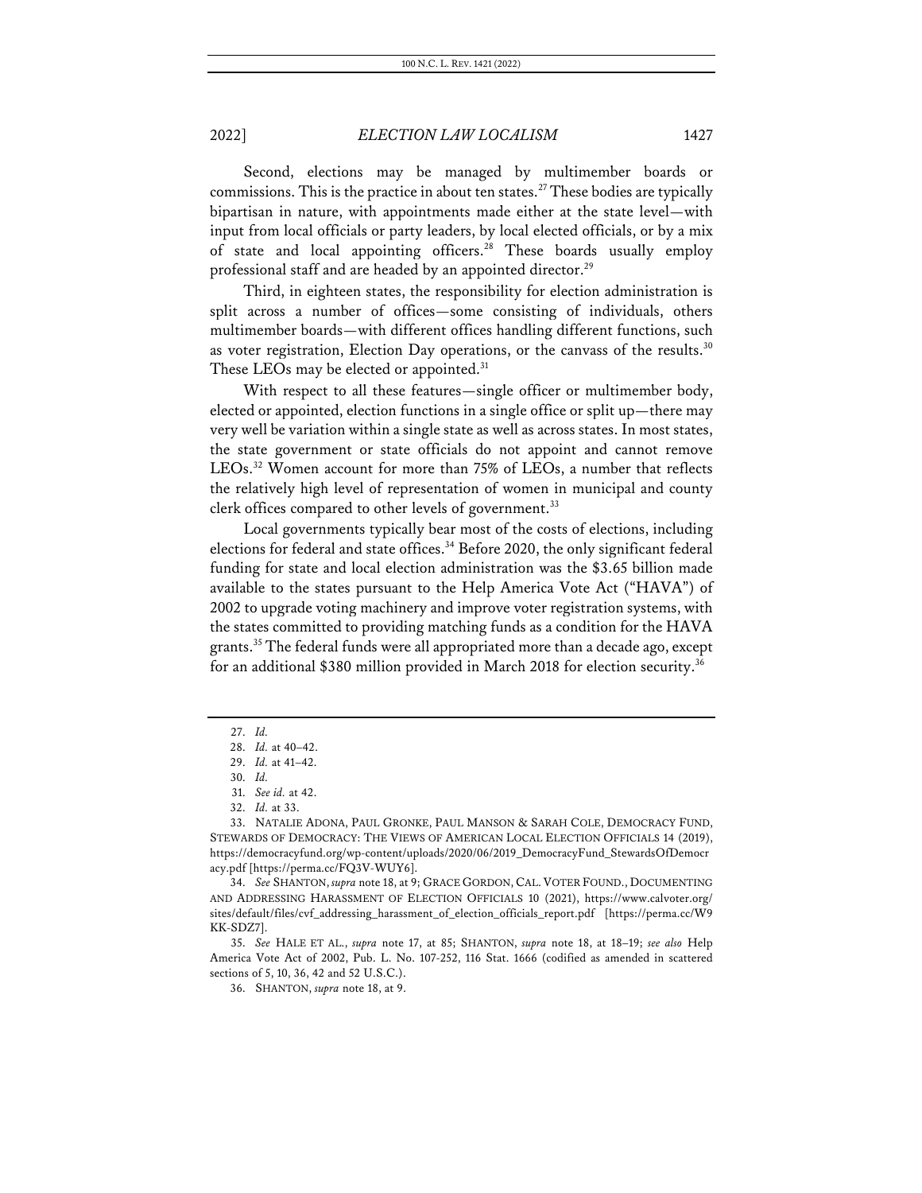Second, elections may be managed by multimember boards or commissions. This is the practice in about ten states.[27] These bodies are typically bipartisan in nature, with appointments made either at the state level—with input from local officials or party leaders, by local elected officials, or by a mix of state and local appointing officers.[28] These boards usually employ professional staff and are headed by an appointed director.[29]

Third, in eighteen states, the responsibility for election administration is split across a number of offices—some consisting of individuals, others multimember boards—with different offices handling different functions, such as voter registration, Election Day operations, or the canvass of the results.[30] These LEOs may be elected or appointed.[31]

With respect to all these features—single officer or multimember body, elected or appointed, election functions in a single office or split up—there may very well be variation within a single state as well as across states. In most states, the state government or state officials do not appoint and cannot remove LEOs.[32] Women account for more than 75% of LEOs, a number that reflects the relatively high level of representation of women in municipal and county clerk offices compared to other levels of government.[33]

Local governments typically bear most of the costs of elections, including elections for federal and state offices.[34] Before 2020, the only significant federal funding for state and local election administration was the $3.65 billion made available to the states pursuant to the Help America Vote Act ("HAVA") of 2002 to upgrade voting machinery and improve voter registration systems, with the states committed to providing matching funds as a condition for the HAVA grants.[35] The federal funds were all appropriated more than a decade ago, except for an additional $380 million provided in March 2018 for election security.[36]

---

27. *Id.*

28. *Id.* at 40–42.

29. *Id.* at 41–42.

30. *Id.*

31. *See id.* at 42.

32. *Id.* at 33.

33. NATALIE ADONA, PAUL GRONKE, PAUL MANSON & SARAH COLE, DEMOCRACY FUND, STEWARDS OF DEMOCRACY: THE VIEWS OF AMERICAN LOCAL ELECTION OFFICIALS 14 (2019), https://democracyfund.org/wp-content/uploads/2020/06/2019_DemocracyFund_StewardsOfDemocracy.pdf [https://perma.cc/FQ3V-WUY6].

34. *See* SHANTON, *supra* note 18, at 9; GRACE GORDON, CAL. VOTER FOUND., DOCUMENTING AND ADDRESSING HARASSMENT OF ELECTION OFFICIALS 10 (2021), https://www.calvoter.org/sites/default/files/cvf_addressing_harassment_of_election_officials_report.pdf [https://perma.cc/W9KK-SDZ7].

35. *See* HALE ET AL., *supra* note 17, at 85; SHANTON, *supra* note 18, at 18–19; *see also* Help America Vote Act of 2002, Pub. L. No. 107-252, 116 Stat. 1666 (codified as amended in scattered sections of 5, 10, 36, 42 and 52 U.S.C.).

36. SHANTON, *supra* note 18, at 9.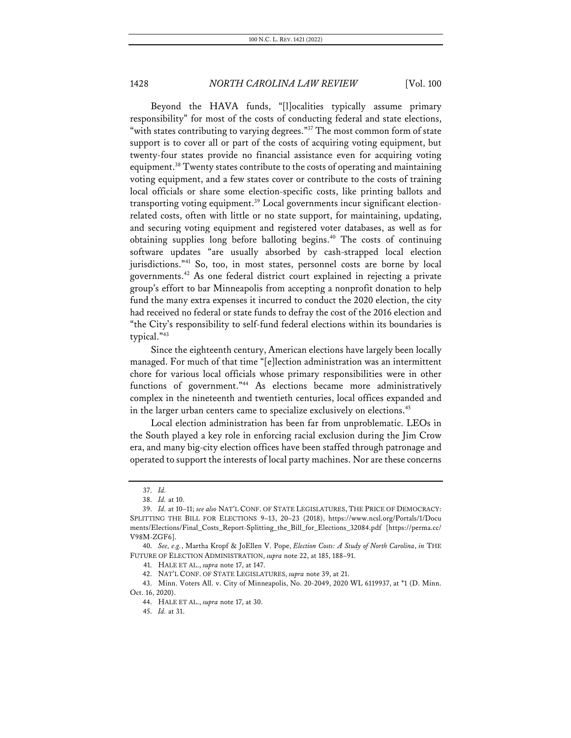Beyond the HAVA funds, "[l]ocalities typically assume primary responsibility" for most of the costs of conducting federal and state elections, "with states contributing to varying degrees."[37] The most common form of state support is to cover all or part of the costs of acquiring voting equipment, but twenty-four states provide no financial assistance even for acquiring voting equipment.[38] Twenty states contribute to the costs of operating and maintaining voting equipment, and a few states cover or contribute to the costs of training local officials or share some election-specific costs, like printing ballots and transporting voting equipment.[39] Local governments incur significant election-related costs, often with little or no state support, for maintaining, updating, and securing voting equipment and registered voter databases, as well as for obtaining supplies long before balloting begins.[40] The costs of continuing software updates "are usually absorbed by cash-strapped local election jurisdictions."[41] So, too, in most states, personnel costs are borne by local governments.[42] As one federal district court explained in rejecting a private group's effort to bar Minneapolis from accepting a nonprofit donation to help fund the many extra expenses it incurred to conduct the 2020 election, the city had received no federal or state funds to defray the cost of the 2016 election and "the City's responsibility to self-fund federal elections within its boundaries is typical."[43]

Since the eighteenth century, American elections have largely been locally managed. For much of that time "[e]lection administration was an intermittent chore for various local officials whose primary responsibilities were in other functions of government."[44] As elections became more administratively complex in the nineteenth and twentieth centuries, local offices expanded and in the larger urban centers came to specialize exclusively on elections.[45]

Local election administration has been far from unproblematic. LEOs in the South played a key role in enforcing racial exclusion during the Jim Crow era, and many big-city election offices have been staffed through patronage and operated to support the interests of local party machines. Nor are these concerns

---

37. *Id.*

38. *Id.* at 10.

39. *Id.* at 10–11; *see also* NAT'L CONF. OF STATE LEGISLATURES, THE PRICE OF DEMOCRACY: SPLITTING THE BILL FOR ELECTIONS 9–13, 20–23 (2018), https://www.ncsl.org/Portals/1/Documents/Elections/Final_Costs_Report-Splitting_the_Bill_for_Elections_32084.pdf [https://perma.cc/V98M-ZGF6].

40. *See, e.g.*, Martha Kropf & JoEllen V. Pope, *Election Costs: A Study of North Carolina*, *in* THE FUTURE OF ELECTION ADMINISTRATION, *supra* note 22, at 185, 188–91.

41. HALE ET AL., *supra* note 17, at 147.

42. NAT'L CONF. OF STATE LEGISLATURES, *supra* note 39, at 21.

43. Minn. Voters All. v. City of Minneapolis, No. 20-2049, 2020 WL 6119937, at *1 (D. Minn. Oct. 16, 2020).

44. HALE ET AL., *supra* note 17, at 30.

45. *Id.* at 31.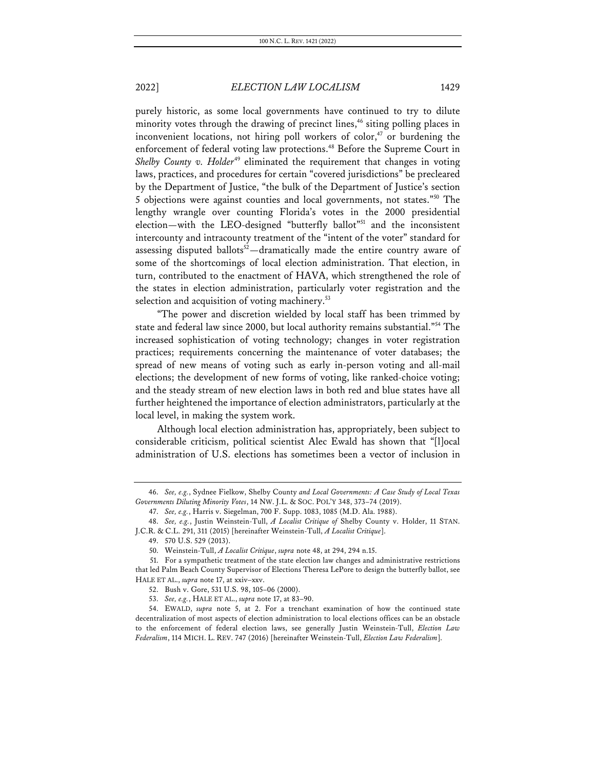purely historic, as some local governments have continued to try to dilute minority votes through the drawing of precinct lines,[46] siting polling places in inconvenient locations, not hiring poll workers of color,[47] or burdening the enforcement of federal voting law protections.[48] Before the Supreme Court in *Shelby County v. Holder*[49] eliminated the requirement that changes in voting laws, practices, and procedures for certain "covered jurisdictions" be precleared by the Department of Justice, "the bulk of the Department of Justice's section 5 objections were against counties and local governments, not states."[50] The lengthy wrangle over counting Florida's votes in the 2000 presidential election—with the LEO-designed "butterfly ballot"[51] and the inconsistent intercounty and intracounty treatment of the "intent of the voter" standard for assessing disputed ballots[52]—dramatically made the entire country aware of some of the shortcomings of local election administration. That election, in turn, contributed to the enactment of HAVA, which strengthened the role of the states in election administration, particularly voter registration and the selection and acquisition of voting machinery.[53]

"The power and discretion wielded by local staff has been trimmed by state and federal law since 2000, but local authority remains substantial."[54] The increased sophistication of voting technology; changes in voter registration practices; requirements concerning the maintenance of voter databases; the spread of new means of voting such as early in-person voting and all-mail elections; the development of new forms of voting, like ranked-choice voting; and the steady stream of new election laws in both red and blue states have all further heightened the importance of election administrators, particularly at the local level, in making the system work.

Although local election administration has, appropriately, been subject to considerable criticism, political scientist Alec Ewald has shown that "[l]ocal administration of U.S. elections has sometimes been a vector of inclusion in

46. *See, e.g.*, Sydnee Fielkow, Shelby County *and Local Governments: A Case Study of Local Texas Governments Diluting Minority Votes*, 14 NW. J.L. & SOC. POL'Y 348, 373–74 (2019).

47. *See, e.g.*, Harris v. Siegelman, 700 F. Supp. 1083, 1085 (M.D. Ala. 1988).

48. *See, e.g.*, Justin Weinstein-Tull, *A Localist Critique of* Shelby County v. Holder, 11 STAN. J.C.R. & C.L. 291, 311 (2015) [hereinafter Weinstein-Tull, *A Localist Critique*].

49. 570 U.S. 529 (2013).

50. Weinstein-Tull, *A Localist Critique*, *supra* note 48, at 294, 294 n.15.

51. For a sympathetic treatment of the state election law changes and administrative restrictions that led Palm Beach County Supervisor of Elections Theresa LePore to design the butterfly ballot, see HALE ET AL., *supra* note 17, at xxiv–xxv.

52. Bush v. Gore, 531 U.S. 98, 105–06 (2000).

53. *See, e.g.*, HALE ET AL., *supra* note 17, at 83–90.

54. EWALD, *supra* note 5, at 2. For a trenchant examination of how the continued state decentralization of most aspects of election administration to local elections offices can be an obstacle to the enforcement of federal election laws, see generally Justin Weinstein-Tull, *Election Law Federalism*, 114 MICH. L. REV. 747 (2016) [hereinafter Weinstein-Tull, *Election Law Federalism*].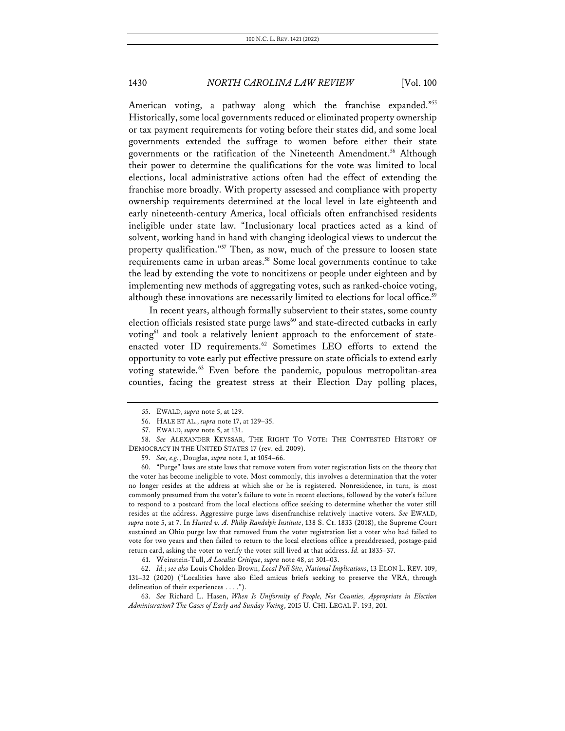American voting, a pathway along which the franchise expanded."[55] Historically, some local governments reduced or eliminated property ownership or tax payment requirements for voting before their states did, and some local governments extended the suffrage to women before either their state governments or the ratification of the Nineteenth Amendment.[56] Although their power to determine the qualifications for the vote was limited to local elections, local administrative actions often had the effect of extending the franchise more broadly. With property assessed and compliance with property ownership requirements determined at the local level in late eighteenth and early nineteenth-century America, local officials often enfranchised residents ineligible under state law. "Inclusionary local practices acted as a kind of solvent, working hand in hand with changing ideological views to undercut the property qualification."[57] Then, as now, much of the pressure to loosen state requirements came in urban areas.[58] Some local governments continue to take the lead by extending the vote to noncitizens or people under eighteen and by implementing new methods of aggregating votes, such as ranked-choice voting, although these innovations are necessarily limited to elections for local office.[59]

In recent years, although formally subservient to their states, some county election officials resisted state purge laws[60] and state-directed cutbacks in early voting[61] and took a relatively lenient approach to the enforcement of state-enacted voter ID requirements.[62] Sometimes LEO efforts to extend the opportunity to vote early put effective pressure on state officials to extend early voting statewide.[63] Even before the pandemic, populous metropolitan-area counties, facing the greatest stress at their Election Day polling places,

---

55. EWALD, *supra* note 5, at 129.

56. HALE ET AL., *supra* note 17, at 129–35.

57. EWALD, *supra* note 5, at 131.

58. *See* ALEXANDER KEYSSAR, THE RIGHT TO VOTE: THE CONTESTED HISTORY OF DEMOCRACY IN THE UNITED STATES 17 (rev. ed. 2009).

59. *See, e.g.*, Douglas, *supra* note 1, at 1054–66.

60. "Purge" laws are state laws that remove voters from voter registration lists on the theory that the voter has become ineligible to vote. Most commonly, this involves a determination that the voter no longer resides at the address at which she or he is registered. Nonresidence, in turn, is most commonly presumed from the voter's failure to vote in recent elections, followed by the voter's failure to respond to a postcard from the local elections office seeking to determine whether the voter still resides at the address. Aggressive purge laws disenfranchise relatively inactive voters. *See* EWALD, *supra* note 5, at 7. In *Husted v. A. Philip Randolph Institute*, 138 S. Ct. 1833 (2018), the Supreme Court sustained an Ohio purge law that removed from the voter registration list a voter who had failed to vote for two years and then failed to return to the local elections office a preaddressed, postage-paid return card, asking the voter to verify the voter still lived at that address. *Id.* at 1835–37.

61. Weinstein-Tull, *A Localist Critique*, *supra* note 48, at 301–03.

62. *Id.*; *see also* Louis Cholden-Brown, *Local Poll Site, National Implications*, 13 ELON L. REV. 109, 131–32 (2020) ("Localities have also filed amicus briefs seeking to preserve the VRA, through delineation of their experiences . . . .").

63. *See* Richard L. Hasen, *When Is Uniformity of People, Not Counties, Appropriate in Election Administration? The Cases of Early and Sunday Voting*, 2015 U. CHI. LEGAL F. 193, 201.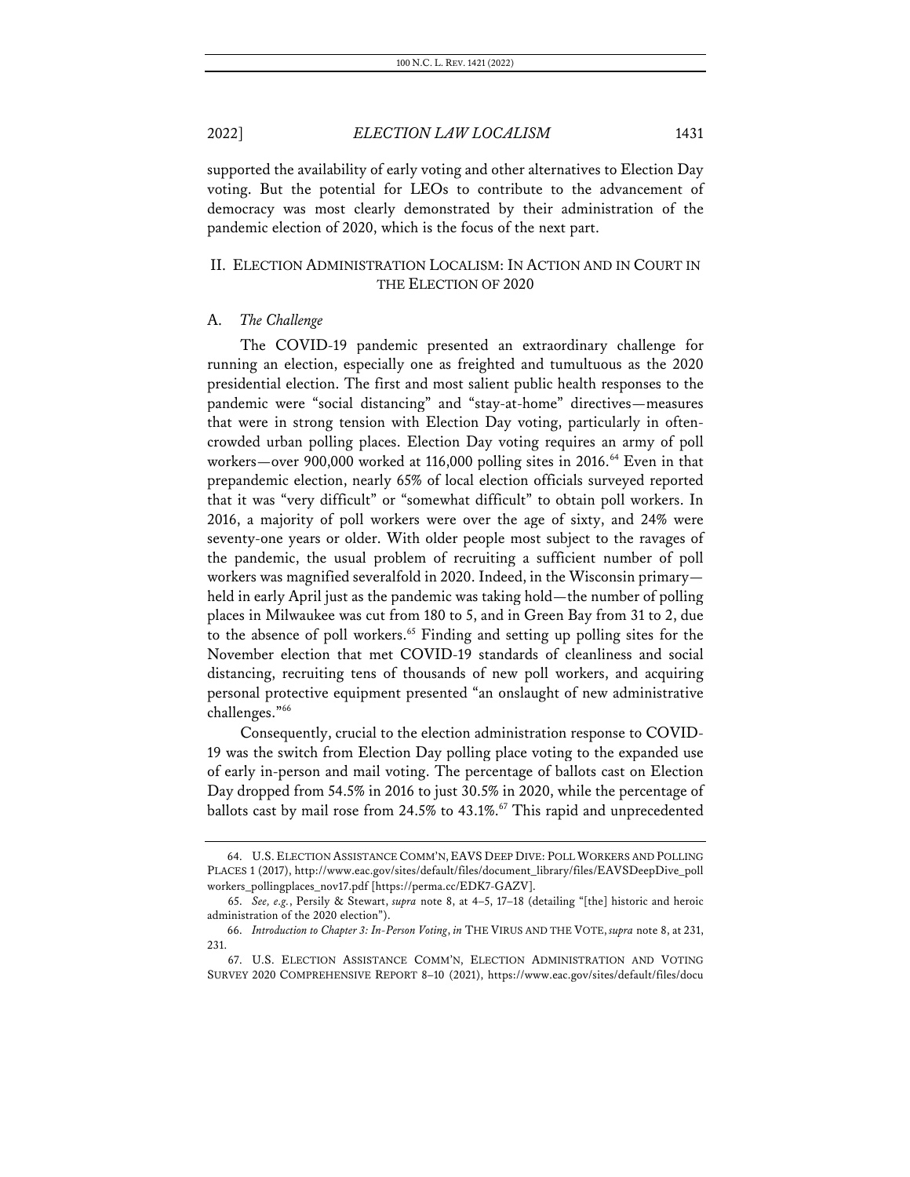supported the availability of early voting and other alternatives to Election Day voting. But the potential for LEOs to contribute to the advancement of democracy was most clearly demonstrated by their administration of the pandemic election of 2020, which is the focus of the next part.

## II. ELECTION ADMINISTRATION LOCALISM: IN ACTION AND IN COURT IN THE ELECTION OF 2020

### A. *The Challenge*

The COVID-19 pandemic presented an extraordinary challenge for running an election, especially one as freighted and tumultuous as the 2020 presidential election. The first and most salient public health responses to the pandemic were "social distancing" and "stay-at-home" directives—measures that were in strong tension with Election Day voting, particularly in often-crowded urban polling places. Election Day voting requires an army of poll workers—over 900,000 worked at 116,000 polling sites in 2016.[64] Even in that prepandemic election, nearly 65% of local election officials surveyed reported that it was "very difficult" or "somewhat difficult" to obtain poll workers. In 2016, a majority of poll workers were over the age of sixty, and 24% were seventy-one years or older. With older people most subject to the ravages of the pandemic, the usual problem of recruiting a sufficient number of poll workers was magnified severalfold in 2020. Indeed, in the Wisconsin primary—held in early April just as the pandemic was taking hold—the number of polling places in Milwaukee was cut from 180 to 5, and in Green Bay from 31 to 2, due to the absence of poll workers.[65] Finding and setting up polling sites for the November election that met COVID-19 standards of cleanliness and social distancing, recruiting tens of thousands of new poll workers, and acquiring personal protective equipment presented "an onslaught of new administrative challenges."[66]

Consequently, crucial to the election administration response to COVID-19 was the switch from Election Day polling place voting to the expanded use of early in-person and mail voting. The percentage of ballots cast on Election Day dropped from 54.5% in 2016 to just 30.5% in 2020, while the percentage of ballots cast by mail rose from 24.5% to 43.1%.[67] This rapid and unprecedented

---

64. U.S. ELECTION ASSISTANCE COMM'N, EAVS DEEP DIVE: POLL WORKERS AND POLLING PLACES 1 (2017), http://www.eac.gov/sites/default/files/document_library/files/EAVSDeepDive_pollworkers_pollingplaces_nov17.pdf [https://perma.cc/EDK7-GAZV].

65. *See, e.g.*, Persily & Stewart, *supra* note 8, at 4–5, 17–18 (detailing "[the] historic and heroic administration of the 2020 election").

66. *Introduction to Chapter 3: In-Person Voting*, *in* THE VIRUS AND THE VOTE, *supra* note 8, at 231, 231.

67. U.S. ELECTION ASSISTANCE COMM'N, ELECTION ADMINISTRATION AND VOTING SURVEY 2020 COMPREHENSIVE REPORT 8–10 (2021), https://www.eac.gov/sites/default/files/docu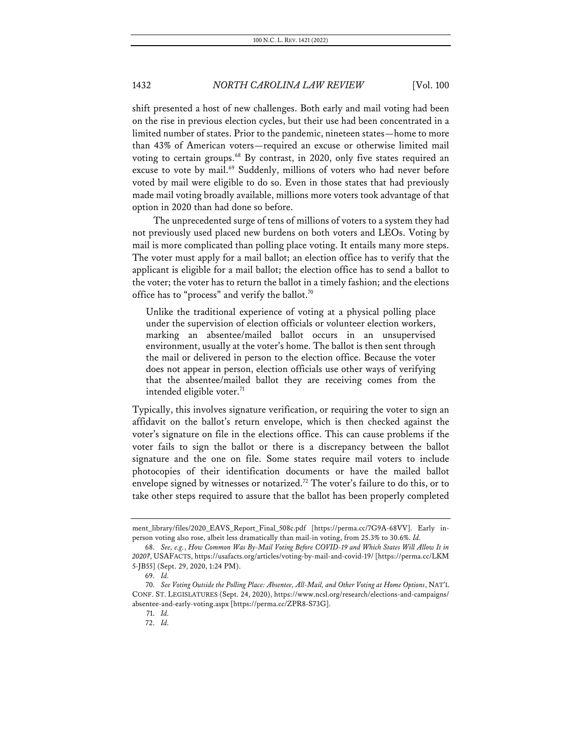shift presented a host of new challenges. Both early and mail voting had been on the rise in previous election cycles, but their use had been concentrated in a limited number of states. Prior to the pandemic, nineteen states—home to more than 43% of American voters—required an excuse or otherwise limited mail voting to certain groups.[68] By contrast, in 2020, only five states required an excuse to vote by mail.[69] Suddenly, millions of voters who had never before voted by mail were eligible to do so. Even in those states that had previously made mail voting broadly available, millions more voters took advantage of that option in 2020 than had done so before.

The unprecedented surge of tens of millions of voters to a system they had not previously used placed new burdens on both voters and LEOs. Voting by mail is more complicated than polling place voting. It entails many more steps. The voter must apply for a mail ballot; an election office has to verify that the applicant is eligible for a mail ballot; the election office has to send a ballot to the voter; the voter has to return the ballot in a timely fashion; and the elections office has to "process" and verify the ballot.[70]

> Unlike the traditional experience of voting at a physical polling place under the supervision of election officials or volunteer election workers, marking an absentee/mailed ballot occurs in an unsupervised environment, usually at the voter's home. The ballot is then sent through the mail or delivered in person to the election office. Because the voter does not appear in person, election officials use other ways of verifying that the absentee/mailed ballot they are receiving comes from the intended eligible voter.[71]

Typically, this involves signature verification, or requiring the voter to sign an affidavit on the ballot's return envelope, which is then checked against the voter's signature on file in the elections office. This can cause problems if the voter fails to sign the ballot or there is a discrepancy between the ballot signature and the one on file. Some states require mail voters to include photocopies of their identification documents or have the mailed ballot envelope signed by witnesses or notarized.[72] The voter's failure to do this, or to take other steps required to assure that the ballot has been properly completed

---

ment_library/files/2020_EAVS_Report_Final_508c.pdf [https://perma.cc/7G9A-68VV]. Early in-person voting also rose, albeit less dramatically than mail-in voting, from 25.3% to 30.6%. *Id.*

68. *See, e.g.*, *How Common Was By-Mail Voting Before COVID-19 and Which States Will Allow It in 2020?*, USAFACTS, https://usafacts.org/articles/voting-by-mail-and-covid-19/ [https://perma.cc/LKM5-JB55] (Sept. 29, 2020, 1:24 PM).

69. *Id.*

70. *See Voting Outside the Polling Place: Absentee, All-Mail, and Other Voting at Home Options*, NAT'L CONF. ST. LEGISLATURES (Sept. 24, 2020), https://www.ncsl.org/research/elections-and-campaigns/absentee-and-early-voting.aspx [https://perma.cc/ZPR8-S73G].

71. *Id.*

72. *Id.*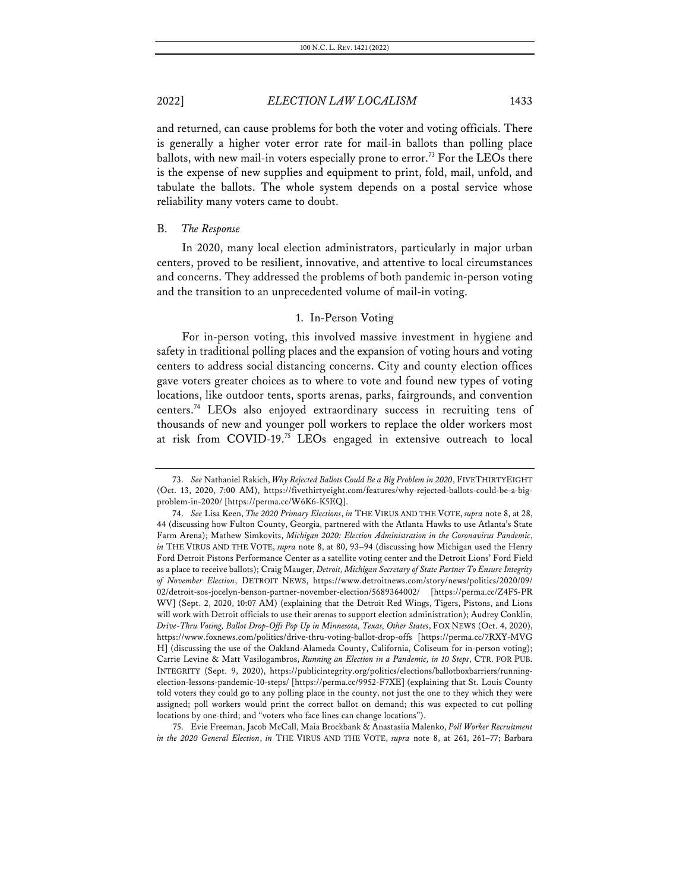and returned, can cause problems for both the voter and voting officials. There is generally a higher voter error rate for mail-in ballots than polling place ballots, with new mail-in voters especially prone to error.[73] For the LEOs there is the expense of new supplies and equipment to print, fold, mail, unfold, and tabulate the ballots. The whole system depends on a postal service whose reliability many voters came to doubt.

### B. *The Response*

In 2020, many local election administrators, particularly in major urban centers, proved to be resilient, innovative, and attentive to local circumstances and concerns. They addressed the problems of both pandemic in-person voting and the transition to an unprecedented volume of mail-in voting.

#### 1. In-Person Voting

For in-person voting, this involved massive investment in hygiene and safety in traditional polling places and the expansion of voting hours and voting centers to address social distancing concerns. City and county election offices gave voters greater choices as to where to vote and found new types of voting locations, like outdoor tents, sports arenas, parks, fairgrounds, and convention centers.[74] LEOs also enjoyed extraordinary success in recruiting tens of thousands of new and younger poll workers to replace the older workers most at risk from COVID-19.[75] LEOs engaged in extensive outreach to local

---

73. *See* Nathaniel Rakich, *Why Rejected Ballots Could Be a Big Problem in 2020*, FIVETHIRTYEIGHT (Oct. 13, 2020, 7:00 AM), https://fivethirtyeight.com/features/why-rejected-ballots-could-be-a-big-problem-in-2020/ [https://perma.cc/W6K6-K5EQ].

74. *See* Lisa Keen, *The 2020 Primary Elections*, *in* THE VIRUS AND THE VOTE, *supra* note 8, at 28, 44 (discussing how Fulton County, Georgia, partnered with the Atlanta Hawks to use Atlanta's State Farm Arena); Mathew Simkovits, *Michigan 2020: Election Administration in the Coronavirus Pandemic*, *in* THE VIRUS AND THE VOTE, *supra* note 8, at 80, 93–94 (discussing how Michigan used the Henry Ford Detroit Pistons Performance Center as a satellite voting center and the Detroit Lions' Ford Field as a place to receive ballots); Craig Mauger, *Detroit, Michigan Secretary of State Partner To Ensure Integrity of November Election*, DETROIT NEWS, https://www.detroitnews.com/story/news/politics/2020/09/02/detroit-sos-jocelyn-benson-partner-november-election/5689364002/ [https://perma.cc/Z4F5-PRWV] (Sept. 2, 2020, 10:07 AM) (explaining that the Detroit Red Wings, Tigers, Pistons, and Lions will work with Detroit officials to use their arenas to support election administration); Audrey Conklin, *Drive-Thru Voting, Ballot Drop-Offs Pop Up in Minnesota, Texas, Other States*, FOX NEWS (Oct. 4, 2020), https://www.foxnews.com/politics/drive-thru-voting-ballot-drop-offs [https://perma.cc/7RXY-MVGH] (discussing the use of the Oakland-Alameda County, California, Coliseum for in-person voting); Carrie Levine & Matt Vasilogambros, *Running an Election in a Pandemic, in 10 Steps*, CTR. FOR PUB. INTEGRITY (Sept. 9, 2020), https://publicintegrity.org/politics/elections/ballotboxbarriers/running-election-lessons-pandemic-10-steps/ [https://perma.cc/9952-F7XE] (explaining that St. Louis County told voters they could go to any polling place in the county, not just the one to they which they were assigned; poll workers would print the correct ballot on demand; this was expected to cut polling locations by one-third; and "voters who face lines can change locations").

75. Evie Freeman, Jacob McCall, Maia Brockbank & Anastasiia Malenko, *Poll Worker Recruitment in the 2020 General Election*, *in* THE VIRUS AND THE VOTE, *supra* note 8, at 261, 261–77; Barbara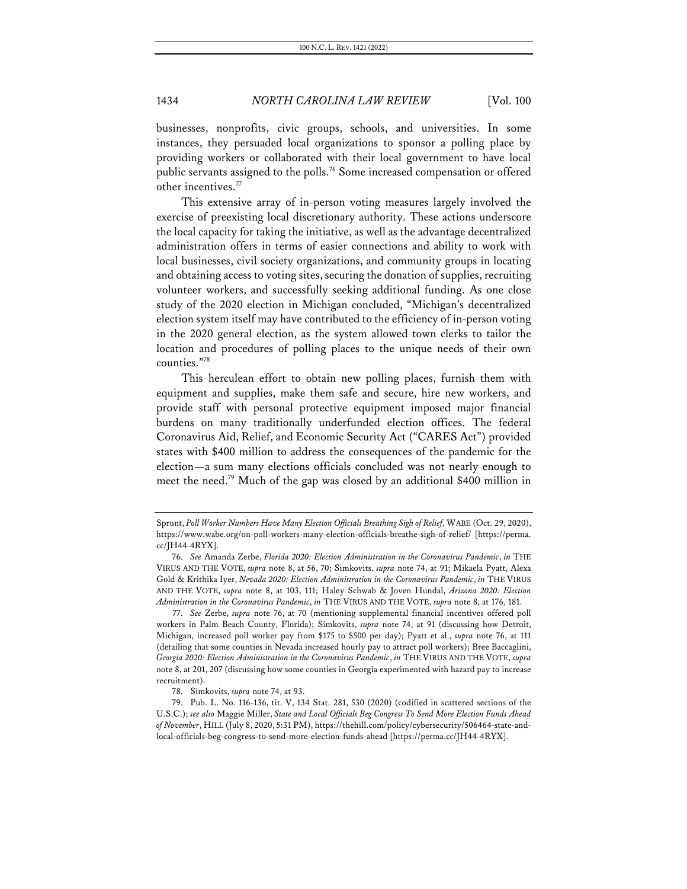businesses, nonprofits, civic groups, schools, and universities. In some instances, they persuaded local organizations to sponsor a polling place by providing workers or collaborated with their local government to have local public servants assigned to the polls.[76] Some increased compensation or offered other incentives.[77]

This extensive array of in-person voting measures largely involved the exercise of preexisting local discretionary authority. These actions underscore the local capacity for taking the initiative, as well as the advantage decentralized administration offers in terms of easier connections and ability to work with local businesses, civil society organizations, and community groups in locating and obtaining access to voting sites, securing the donation of supplies, recruiting volunteer workers, and successfully seeking additional funding. As one close study of the 2020 election in Michigan concluded, "Michigan's decentralized election system itself may have contributed to the efficiency of in-person voting in the 2020 general election, as the system allowed town clerks to tailor the location and procedures of polling places to the unique needs of their own counties."[78]

This herculean effort to obtain new polling places, furnish them with equipment and supplies, make them safe and secure, hire new workers, and provide staff with personal protective equipment imposed major financial burdens on many traditionally underfunded election offices. The federal Coronavirus Aid, Relief, and Economic Security Act ("CARES Act") provided states with $400 million to address the consequences of the pandemic for the election—a sum many elections officials concluded was not nearly enough to meet the need.[79] Much of the gap was closed by an additional $400 million in

---

Sprunt, *Poll Worker Numbers Have Many Election Officials Breathing Sigh of Relief*, WABE (Oct. 29, 2020), https://www.wabe.org/on-poll-workers-many-election-officials-breathe-sigh-of-relief/ [https://perma.cc/JH44-4RYX].

76. *See* Amanda Zerbe, *Florida 2020: Election Administration in the Coronavirus Pandemic*, *in* THE VIRUS AND THE VOTE, *supra* note 8, at 56, 70; Simkovits, *supra* note 74, at 91; Mikaela Pyatt, Alexa Gold & Krithika Iyer, *Nevada 2020: Election Administration in the Coronavirus Pandemic*, *in* THE VIRUS AND THE VOTE, *supra* note 8, at 103, 111; Haley Schwab & Joven Hundal, *Arizona 2020: Election Administration in the Coronavirus Pandemic*, *in* THE VIRUS AND THE VOTE, *supra* note 8, at 176, 181.

77. *See* Zerbe, *supra* note 76, at 70 (mentioning supplemental financial incentives offered poll workers in Palm Beach County, Florida); Simkovits, *supra* note 74, at 91 (discussing how Detroit, Michigan, increased poll worker pay from $175 to $500 per day); Pyatt et al., *supra* note 76, at 111 (detailing that some counties in Nevada increased hourly pay to attract poll workers); Bree Baccaglini, *Georgia 2020: Election Administration in the Coronavirus Pandemic*, *in* THE VIRUS AND THE VOTE, *supra* note 8, at 201, 207 (discussing how some counties in Georgia experimented with hazard pay to increase recruitment).

78. Simkovits, *supra* note 74, at 93.

79. Pub. L. No. 116-136, tit. V, 134 Stat. 281, 530 (2020) (codified in scattered sections of the U.S.C.); *see also* Maggie Miller, *State and Local Officials Beg Congress To Send More Election Funds Ahead of November*, HILL (July 8, 2020, 5:31 PM), https://thehill.com/policy/cybersecurity/506464-state-and-local-officials-beg-congress-to-send-more-election-funds-ahead [https://perma.cc/JH44-4RYX].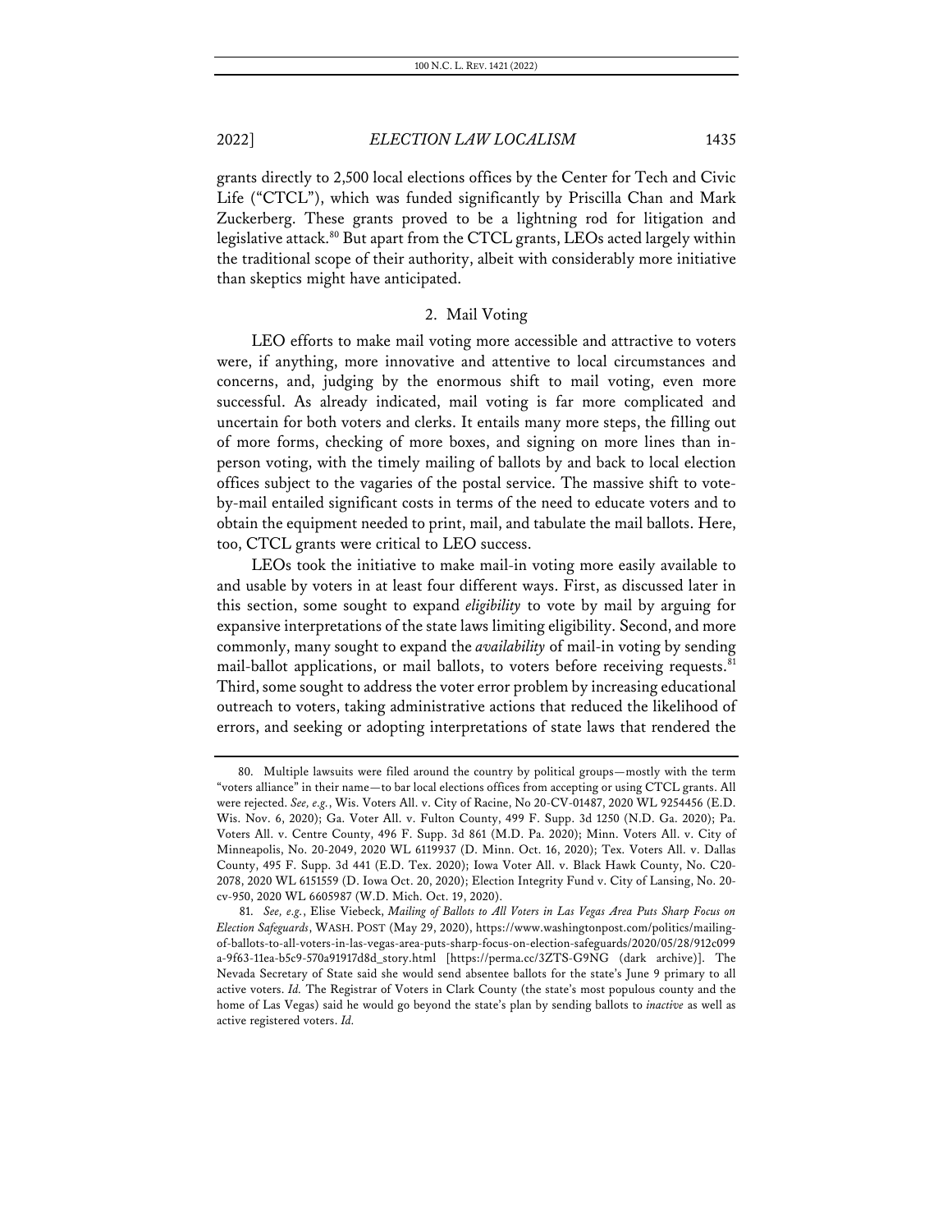grants directly to 2,500 local elections offices by the Center for Tech and Civic Life ("CTCL"), which was funded significantly by Priscilla Chan and Mark Zuckerberg. These grants proved to be a lightning rod for litigation and legislative attack.[80] But apart from the CTCL grants, LEOs acted largely within the traditional scope of their authority, albeit with considerably more initiative than skeptics might have anticipated.

### 2. Mail Voting

LEO efforts to make mail voting more accessible and attractive to voters were, if anything, more innovative and attentive to local circumstances and concerns, and, judging by the enormous shift to mail voting, even more successful. As already indicated, mail voting is far more complicated and uncertain for both voters and clerks. It entails many more steps, the filling out of more forms, checking of more boxes, and signing on more lines than in-person voting, with the timely mailing of ballots by and back to local election offices subject to the vagaries of the postal service. The massive shift to vote-by-mail entailed significant costs in terms of the need to educate voters and to obtain the equipment needed to print, mail, and tabulate the mail ballots. Here, too, CTCL grants were critical to LEO success.

LEOs took the initiative to make mail-in voting more easily available to and usable by voters in at least four different ways. First, as discussed later in this section, some sought to expand *eligibility* to vote by mail by arguing for expansive interpretations of the state laws limiting eligibility. Second, and more commonly, many sought to expand the *availability* of mail-in voting by sending mail-ballot applications, or mail ballots, to voters before receiving requests.[81] Third, some sought to address the voter error problem by increasing educational outreach to voters, taking administrative actions that reduced the likelihood of errors, and seeking or adopting interpretations of state laws that rendered the

---

80. Multiple lawsuits were filed around the country by political groups—mostly with the term "voters alliance" in their name—to bar local elections offices from accepting or using CTCL grants. All were rejected. *See, e.g.*, Wis. Voters All. v. City of Racine, No 20-CV-01487, 2020 WL 9254456 (E.D. Wis. Nov. 6, 2020); Ga. Voter All. v. Fulton County, 499 F. Supp. 3d 1250 (N.D. Ga. 2020); Pa. Voters All. v. Centre County, 496 F. Supp. 3d 861 (M.D. Pa. 2020); Minn. Voters All. v. City of Minneapolis, No. 20-2049, 2020 WL 6119937 (D. Minn. Oct. 16, 2020); Tex. Voters All. v. Dallas County, 495 F. Supp. 3d 441 (E.D. Tex. 2020); Iowa Voter All. v. Black Hawk County, No. C20-2078, 2020 WL 6151559 (D. Iowa Oct. 20, 2020); Election Integrity Fund v. City of Lansing, No. 20-cv-950, 2020 WL 6605987 (W.D. Mich. Oct. 19, 2020).

81. *See, e.g.*, Elise Viebeck, *Mailing of Ballots to All Voters in Las Vegas Area Puts Sharp Focus on Election Safeguards*, WASH. POST (May 29, 2020), https://www.washingtonpost.com/politics/mailing-of-ballots-to-all-voters-in-las-vegas-area-puts-sharp-focus-on-election-safeguards/2020/05/28/912c099a-9f63-11ea-b5c9-570a91917d8d_story.html [https://perma.cc/3ZTS-G9NG (dark archive)]. The Nevada Secretary of State said she would send absentee ballots for the state's June 9 primary to all active voters. *Id.* The Registrar of Voters in Clark County (the state's most populous county and the home of Las Vegas) said he would go beyond the state's plan by sending ballots to *inactive* as well as active registered voters. *Id.*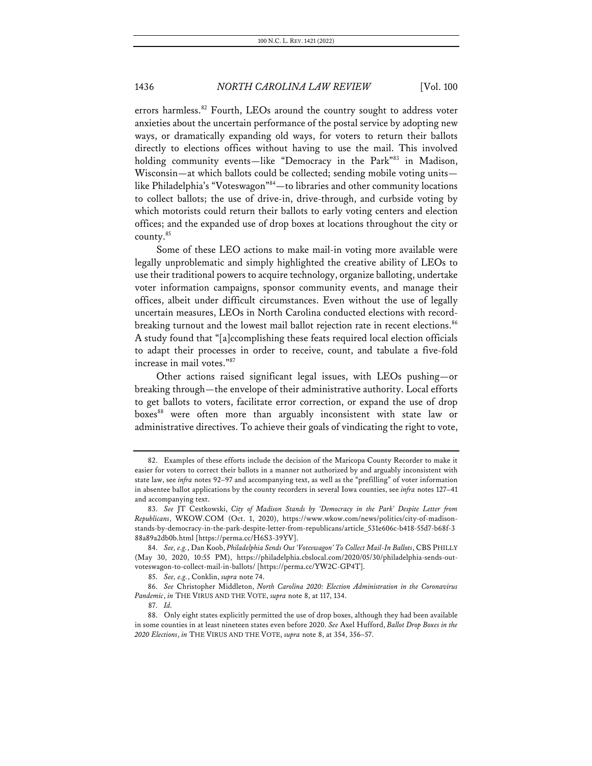errors harmless.[82] Fourth, LEOs around the country sought to address voter anxieties about the uncertain performance of the postal service by adopting new ways, or dramatically expanding old ways, for voters to return their ballots directly to elections offices without having to use the mail. This involved holding community events—like "Democracy in the Park"[83] in Madison, Wisconsin—at which ballots could be collected; sending mobile voting units—like Philadelphia's "Voteswagon"[84]—to libraries and other community locations to collect ballots; the use of drive-in, drive-through, and curbside voting by which motorists could return their ballots to early voting centers and election offices; and the expanded use of drop boxes at locations throughout the city or county.[85]

Some of these LEO actions to make mail-in voting more available were legally unproblematic and simply highlighted the creative ability of LEOs to use their traditional powers to acquire technology, organize balloting, undertake voter information campaigns, sponsor community events, and manage their offices, albeit under difficult circumstances. Even without the use of legally uncertain measures, LEOs in North Carolina conducted elections with record-breaking turnout and the lowest mail ballot rejection rate in recent elections.[86] A study found that "[a]ccomplishing these feats required local election officials to adapt their processes in order to receive, count, and tabulate a five-fold increase in mail votes."[87]

Other actions raised significant legal issues, with LEOs pushing—or breaking through—the envelope of their administrative authority. Local efforts to get ballots to voters, facilitate error correction, or expand the use of drop boxes[88] were often more than arguably inconsistent with state law or administrative directives. To achieve their goals of vindicating the right to vote,

---

82. Examples of these efforts include the decision of the Maricopa County Recorder to make it easier for voters to correct their ballots in a manner not authorized by and arguably inconsistent with state law, see *infra* notes 92–97 and accompanying text, as well as the "prefilling" of voter information in absentee ballot applications by the county recorders in several Iowa counties, see *infra* notes 127–41 and accompanying text.

83. *See* JT Cestkowski, *City of Madison Stands by 'Democracy in the Park' Despite Letter from Republicans*, WKOW.COM (Oct. 1, 2020), https://www.wkow.com/news/politics/city-of-madison-stands-by-democracy-in-the-park-despite-letter-from-republicans/article_531e606c-b418-55d7-b68f-388a89a2db0b.html [https://perma.cc/H6S3-39YV].

84. *See, e.g.*, Dan Koob, *Philadelphia Sends Out 'Voteswagon' To Collect Mail-In Ballots*, CBS PHILLY (May 30, 2020, 10:55 PM), https://philadelphia.cbslocal.com/2020/05/30/philadelphia-sends-out-voteswagon-to-collect-mail-in-ballots/ [https://perma.cc/YW2C-GP4T].

85. *See, e.g.*, Conklin, *supra* note 74.

86. *See* Christopher Middleton, *North Carolina 2020: Election Administration in the Coronavirus Pandemic*, *in* THE VIRUS AND THE VOTE, *supra* note 8, at 117, 134.

87. *Id.*

88. Only eight states explicitly permitted the use of drop boxes, although they had been available in some counties in at least nineteen states even before 2020. *See* Axel Hufford, *Ballot Drop Boxes in the 2020 Elections*, *in* THE VIRUS AND THE VOTE, *supra* note 8, at 354, 356–57.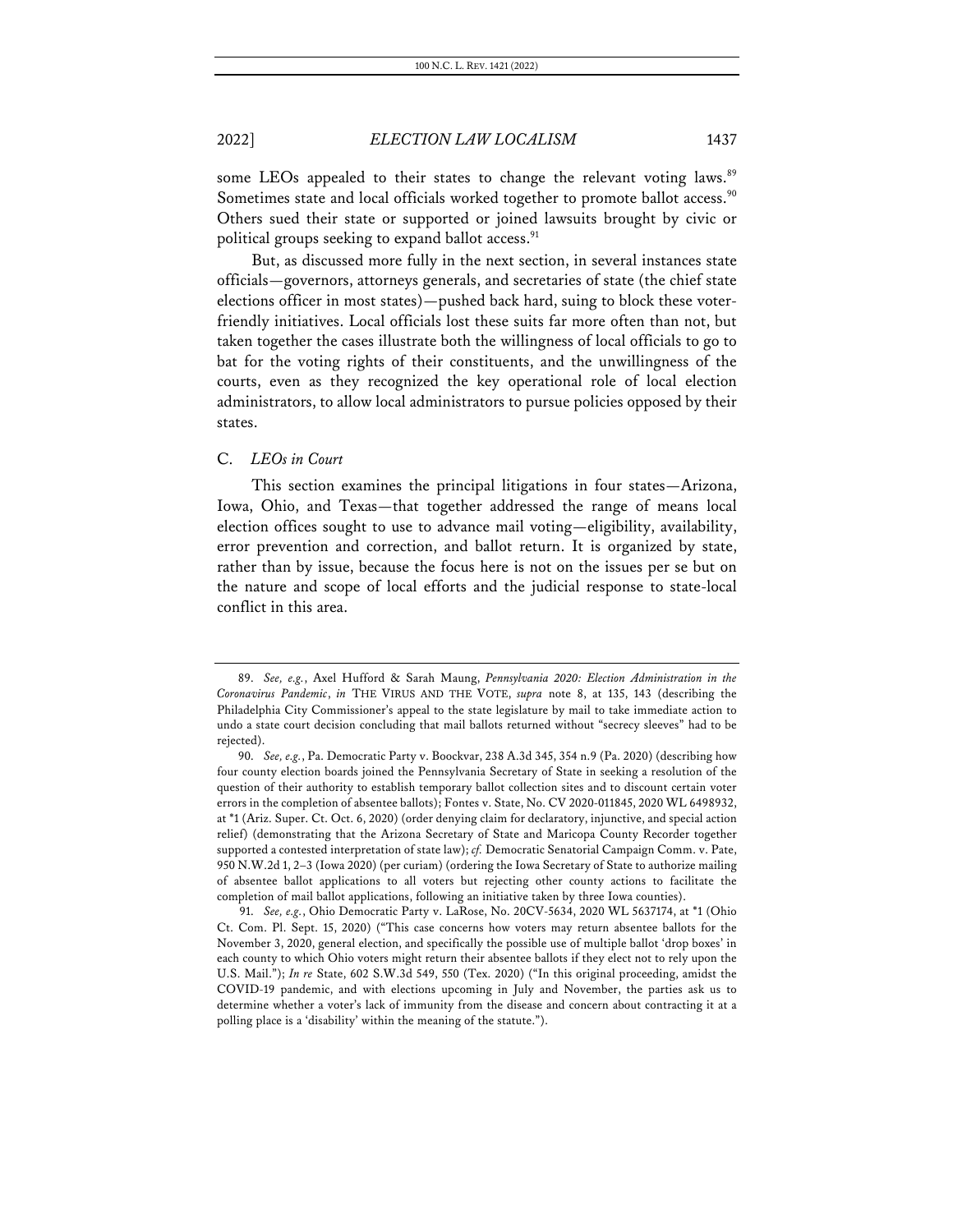some LEOs appealed to their states to change the relevant voting laws.[89] Sometimes state and local officials worked together to promote ballot access.[90] Others sued their state or supported or joined lawsuits brought by civic or political groups seeking to expand ballot access.[91]

But, as discussed more fully in the next section, in several instances state officials—governors, attorneys generals, and secretaries of state (the chief state elections officer in most states)—pushed back hard, suing to block these voter-friendly initiatives. Local officials lost these suits far more often than not, but taken together the cases illustrate both the willingness of local officials to go to bat for the voting rights of their constituents, and the unwillingness of the courts, even as they recognized the key operational role of local election administrators, to allow local administrators to pursue policies opposed by their states.

## C. *LEOs in Court*

This section examines the principal litigations in four states—Arizona, Iowa, Ohio, and Texas—that together addressed the range of means local election offices sought to use to advance mail voting—eligibility, availability, error prevention and correction, and ballot return. It is organized by state, rather than by issue, because the focus here is not on the issues per se but on the nature and scope of local efforts and the judicial response to state-local conflict in this area.

---

89. *See, e.g.*, Axel Hufford & Sarah Maung, *Pennsylvania 2020: Election Administration in the Coronavirus Pandemic*, *in* THE VIRUS AND THE VOTE, *supra* note 8, at 135, 143 (describing the Philadelphia City Commissioner's appeal to the state legislature by mail to take immediate action to undo a state court decision concluding that mail ballots returned without "secrecy sleeves" had to be rejected).

90. *See, e.g.*, Pa. Democratic Party v. Boockvar, 238 A.3d 345, 354 n.9 (Pa. 2020) (describing how four county election boards joined the Pennsylvania Secretary of State in seeking a resolution of the question of their authority to establish temporary ballot collection sites and to discount certain voter errors in the completion of absentee ballots); Fontes v. State, No. CV 2020-011845, 2020 WL 6498932, at *1 (Ariz. Super. Ct. Oct. 6, 2020) (order denying claim for declaratory, injunctive, and special action relief) (demonstrating that the Arizona Secretary of State and Maricopa County Recorder together supported a contested interpretation of state law); *cf.* Democratic Senatorial Campaign Comm. v. Pate, 950 N.W.2d 1, 2–3 (Iowa 2020) (per curiam) (ordering the Iowa Secretary of State to authorize mailing of absentee ballot applications to all voters but rejecting other county actions to facilitate the completion of mail ballot applications, following an initiative taken by three Iowa counties).

91. *See, e.g.*, Ohio Democratic Party v. LaRose, No. 20CV-5634, 2020 WL 5637174, at *1 (Ohio Ct. Com. Pl. Sept. 15, 2020) ("This case concerns how voters may return absentee ballots for the November 3, 2020, general election, and specifically the possible use of multiple ballot 'drop boxes' in each county to which Ohio voters might return their absentee ballots if they elect not to rely upon the U.S. Mail."); *In re* State, 602 S.W.3d 549, 550 (Tex. 2020) ("In this original proceeding, amidst the COVID-19 pandemic, and with elections upcoming in July and November, the parties ask us to determine whether a voter's lack of immunity from the disease and concern about contracting it at a polling place is a 'disability' within the meaning of the statute.").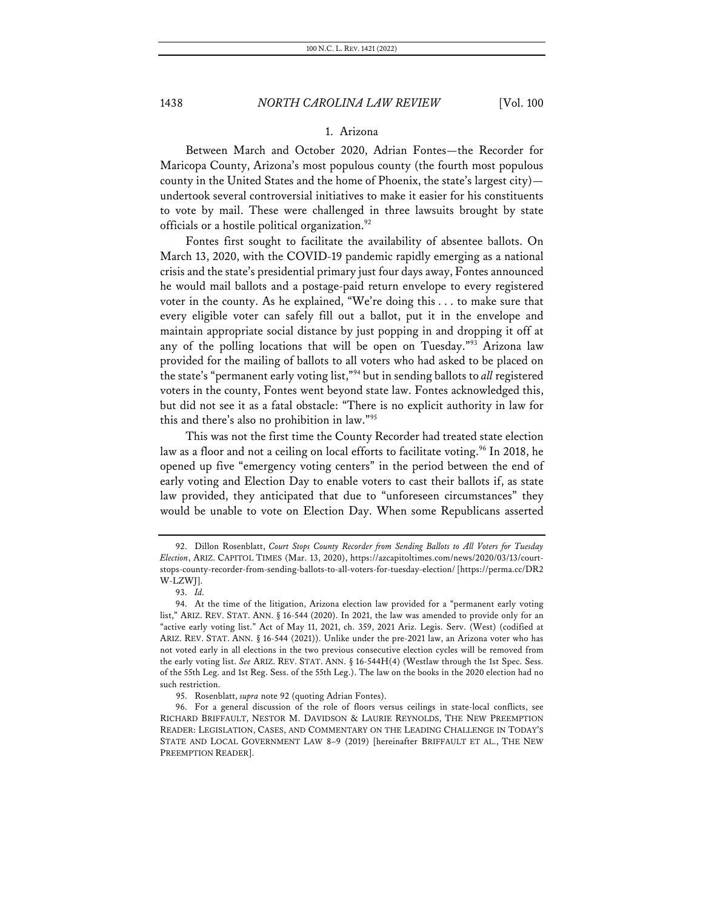### 1. Arizona

Between March and October 2020, Adrian Fontes—the Recorder for Maricopa County, Arizona's most populous county (the fourth most populous county in the United States and the home of Phoenix, the state's largest city)—undertook several controversial initiatives to make it easier for his constituents to vote by mail. These were challenged in three lawsuits brought by state officials or a hostile political organization.[92]

Fontes first sought to facilitate the availability of absentee ballots. On March 13, 2020, with the COVID-19 pandemic rapidly emerging as a national crisis and the state's presidential primary just four days away, Fontes announced he would mail ballots and a postage-paid return envelope to every registered voter in the county. As he explained, "We're doing this . . . to make sure that every eligible voter can safely fill out a ballot, put it in the envelope and maintain appropriate social distance by just popping in and dropping it off at any of the polling locations that will be open on Tuesday."[93] Arizona law provided for the mailing of ballots to all voters who had asked to be placed on the state's "permanent early voting list,"[94] but in sending ballots to *all* registered voters in the county, Fontes went beyond state law. Fontes acknowledged this, but did not see it as a fatal obstacle: "There is no explicit authority in law for this and there's also no prohibition in law."[95]

This was not the first time the County Recorder had treated state election law as a floor and not a ceiling on local efforts to facilitate voting.[96] In 2018, he opened up five "emergency voting centers" in the period between the end of early voting and Election Day to enable voters to cast their ballots if, as state law provided, they anticipated that due to "unforeseen circumstances" they would be unable to vote on Election Day. When some Republicans asserted

---

92. Dillon Rosenblatt, *Court Stops County Recorder from Sending Ballots to All Voters for Tuesday Election*, ARIZ. CAPITOL TIMES (Mar. 13, 2020), https://azcapitoltimes.com/news/2020/03/13/court-stops-county-recorder-from-sending-ballots-to-all-voters-for-tuesday-election/ [https://perma.cc/DR2W-LZWJ].

93. *Id.*

94. At the time of the litigation, Arizona election law provided for a "permanent early voting list," ARIZ. REV. STAT. ANN. § 16-544 (2020). In 2021, the law was amended to provide only for an "active early voting list." Act of May 11, 2021, ch. 359, 2021 Ariz. Legis. Serv. (West) (codified at ARIZ. REV. STAT. ANN. § 16-544 (2021)). Unlike under the pre-2021 law, an Arizona voter who has not voted early in all elections in the two previous consecutive election cycles will be removed from the early voting list. *See* ARIZ. REV. STAT. ANN. § 16-544H(4) (Westlaw through the 1st Spec. Sess. of the 55th Leg. and 1st Reg. Sess. of the 55th Leg.). The law on the books in the 2020 election had no such restriction.

95. Rosenblatt, *supra* note 92 (quoting Adrian Fontes).

96. For a general discussion of the role of floors versus ceilings in state-local conflicts, see RICHARD BRIFFAULT, NESTOR M. DAVIDSON & LAURIE REYNOLDS, THE NEW PREEMPTION READER: LEGISLATION, CASES, AND COMMENTARY ON THE LEADING CHALLENGE IN TODAY'S STATE AND LOCAL GOVERNMENT LAW 8–9 (2019) [hereinafter BRIFFAULT ET AL., THE NEW PREEMPTION READER].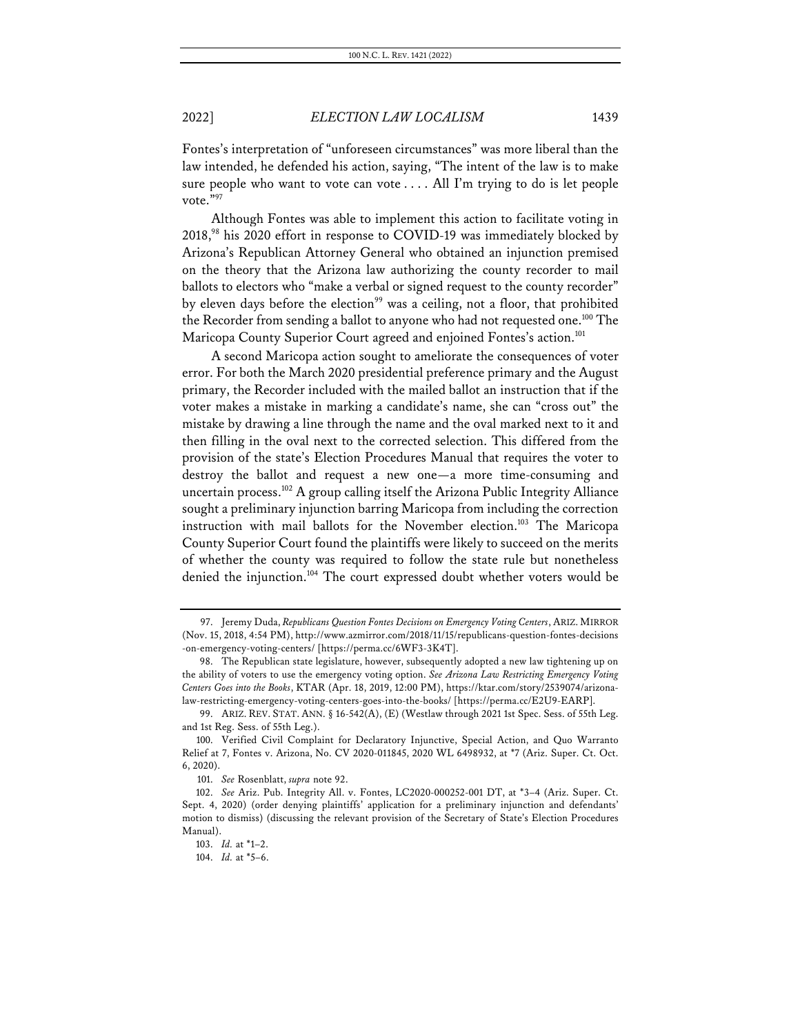Fontes's interpretation of "unforeseen circumstances" was more liberal than the law intended, he defended his action, saying, "The intent of the law is to make sure people who want to vote can vote . . . . All I'm trying to do is let people vote."[97]

Although Fontes was able to implement this action to facilitate voting in 2018,[98] his 2020 effort in response to COVID-19 was immediately blocked by Arizona's Republican Attorney General who obtained an injunction premised on the theory that the Arizona law authorizing the county recorder to mail ballots to electors who "make a verbal or signed request to the county recorder" by eleven days before the election[99] was a ceiling, not a floor, that prohibited the Recorder from sending a ballot to anyone who had not requested one.[100] The Maricopa County Superior Court agreed and enjoined Fontes's action.[101]

A second Maricopa action sought to ameliorate the consequences of voter error. For both the March 2020 presidential preference primary and the August primary, the Recorder included with the mailed ballot an instruction that if the voter makes a mistake in marking a candidate's name, she can "cross out" the mistake by drawing a line through the name and the oval marked next to it and then filling in the oval next to the corrected selection. This differed from the provision of the state's Election Procedures Manual that requires the voter to destroy the ballot and request a new one—a more time-consuming and uncertain process.[102] A group calling itself the Arizona Public Integrity Alliance sought a preliminary injunction barring Maricopa from including the correction instruction with mail ballots for the November election.[103] The Maricopa County Superior Court found the plaintiffs were likely to succeed on the merits of whether the county was required to follow the state rule but nonetheless denied the injunction.[104] The court expressed doubt whether voters would be

---

97. Jeremy Duda, *Republicans Question Fontes Decisions on Emergency Voting Centers*, ARIZ. MIRROR (Nov. 15, 2018, 4:54 PM), http://www.azmirror.com/2018/11/15/republicans-question-fontes-decisions-on-emergency-voting-centers/ [https://perma.cc/6WF3-3K4T].

98. The Republican state legislature, however, subsequently adopted a new law tightening up on the ability of voters to use the emergency voting option. *See Arizona Law Restricting Emergency Voting Centers Goes into the Books*, KTAR (Apr. 18, 2019, 12:00 PM), https://ktar.com/story/2539074/arizona-law-restricting-emergency-voting-centers-goes-into-the-books/ [https://perma.cc/E2U9-EARP].

99. ARIZ. REV. STAT. ANN. § 16-542(A), (E) (Westlaw through 2021 1st Spec. Sess. of 55th Leg. and 1st Reg. Sess. of 55th Leg.).

100. Verified Civil Complaint for Declaratory Injunctive, Special Action, and Quo Warranto Relief at 7, Fontes v. Arizona, No. CV 2020-011845, 2020 WL 6498932, at *7 (Ariz. Super. Ct. Oct. 6, 2020).

101. *See* Rosenblatt, *supra* note 92.

102. *See* Ariz. Pub. Integrity All. v. Fontes, LC2020-000252-001 DT, at *3–4 (Ariz. Super. Ct. Sept. 4, 2020) (order denying plaintiffs' application for a preliminary injunction and defendants' motion to dismiss) (discussing the relevant provision of the Secretary of State's Election Procedures Manual).

103. *Id.* at *1–2.

104. *Id.* at *5–6.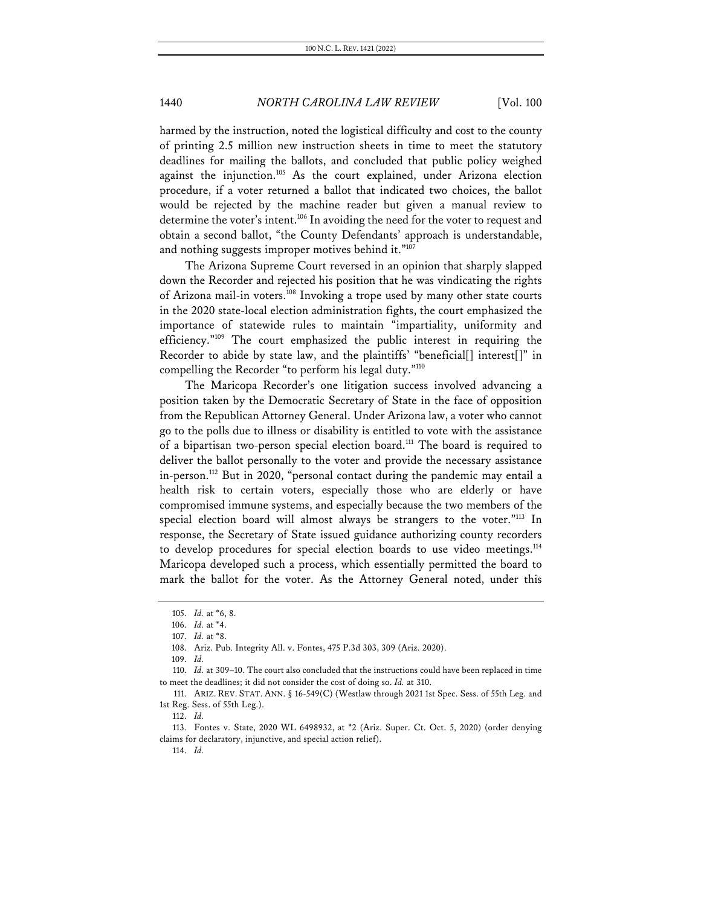harmed by the instruction, noted the logistical difficulty and cost to the county of printing 2.5 million new instruction sheets in time to meet the statutory deadlines for mailing the ballots, and concluded that public policy weighed against the injunction.[105] As the court explained, under Arizona election procedure, if a voter returned a ballot that indicated two choices, the ballot would be rejected by the machine reader but given a manual review to determine the voter's intent.[106] In avoiding the need for the voter to request and obtain a second ballot, "the County Defendants' approach is understandable, and nothing suggests improper motives behind it."[107]

The Arizona Supreme Court reversed in an opinion that sharply slapped down the Recorder and rejected his position that he was vindicating the rights of Arizona mail-in voters.[108] Invoking a trope used by many other state courts in the 2020 state-local election administration fights, the court emphasized the importance of statewide rules to maintain "impartiality, uniformity and efficiency."[109] The court emphasized the public interest in requiring the Recorder to abide by state law, and the plaintiffs' "beneficial[] interest[]" in compelling the Recorder "to perform his legal duty."[110]

The Maricopa Recorder's one litigation success involved advancing a position taken by the Democratic Secretary of State in the face of opposition from the Republican Attorney General. Under Arizona law, a voter who cannot go to the polls due to illness or disability is entitled to vote with the assistance of a bipartisan two-person special election board.[111] The board is required to deliver the ballot personally to the voter and provide the necessary assistance in-person.[112] But in 2020, "personal contact during the pandemic may entail a health risk to certain voters, especially those who are elderly or have compromised immune systems, and especially because the two members of the special election board will almost always be strangers to the voter."[113] In response, the Secretary of State issued guidance authorizing county recorders to develop procedures for special election boards to use video meetings.[114] Maricopa developed such a process, which essentially permitted the board to mark the ballot for the voter. As the Attorney General noted, under this

---

105. *Id.* at *6, 8.

106. *Id.* at *4.

107. *Id.* at *8.

108. Ariz. Pub. Integrity All. v. Fontes, 475 P.3d 303, 309 (Ariz. 2020).

109. *Id.*

110. *Id.* at 309–10. The court also concluded that the instructions could have been replaced in time to meet the deadlines; it did not consider the cost of doing so. *Id.* at 310.

111. ARIZ. REV. STAT. ANN. § 16-549(C) (Westlaw through 2021 1st Spec. Sess. of 55th Leg. and 1st Reg. Sess. of 55th Leg.).

112. *Id.*

113. Fontes v. State, 2020 WL 6498932, at *2 (Ariz. Super. Ct. Oct. 5, 2020) (order denying claims for declaratory, injunctive, and special action relief).

114. *Id.*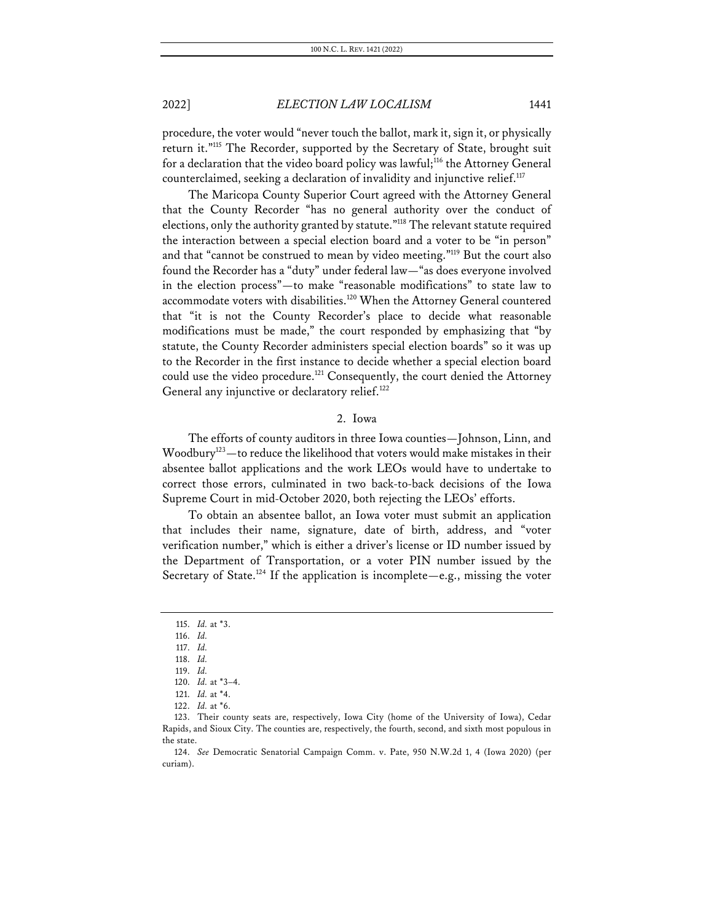procedure, the voter would "never touch the ballot, mark it, sign it, or physically return it."[115] The Recorder, supported by the Secretary of State, brought suit for a declaration that the video board policy was lawful;[116] the Attorney General counterclaimed, seeking a declaration of invalidity and injunctive relief.[117]

The Maricopa County Superior Court agreed with the Attorney General that the County Recorder "has no general authority over the conduct of elections, only the authority granted by statute."[118] The relevant statute required the interaction between a special election board and a voter to be "in person" and that "cannot be construed to mean by video meeting."[119] But the court also found the Recorder has a "duty" under federal law—"as does everyone involved in the election process"—to make "reasonable modifications" to state law to accommodate voters with disabilities.[120] When the Attorney General countered that "it is not the County Recorder's place to decide what reasonable modifications must be made," the court responded by emphasizing that "by statute, the County Recorder administers special election boards" so it was up to the Recorder in the first instance to decide whether a special election board could use the video procedure.[121] Consequently, the court denied the Attorney General any injunctive or declaratory relief.[122]

### 2. Iowa

The efforts of county auditors in three Iowa counties—Johnson, Linn, and Woodbury[123]—to reduce the likelihood that voters would make mistakes in their absentee ballot applications and the work LEOs would have to undertake to correct those errors, culminated in two back-to-back decisions of the Iowa Supreme Court in mid-October 2020, both rejecting the LEOs' efforts.

To obtain an absentee ballot, an Iowa voter must submit an application that includes their name, signature, date of birth, address, and "voter verification number," which is either a driver's license or ID number issued by the Department of Transportation, or a voter PIN number issued by the Secretary of State.[124] If the application is incomplete—e.g., missing the voter

---

115. *Id.* at *3.

116. *Id.*

117. *Id.*

118. *Id.*

119. *Id.*

120. *Id.* at *3–4.

121. *Id.* at *4.

122. *Id.* at *6.

123. Their county seats are, respectively, Iowa City (home of the University of Iowa), Cedar Rapids, and Sioux City. The counties are, respectively, the fourth, second, and sixth most populous in the state.

124. *See* Democratic Senatorial Campaign Comm. v. Pate, 950 N.W.2d 1, 4 (Iowa 2020) (per curiam).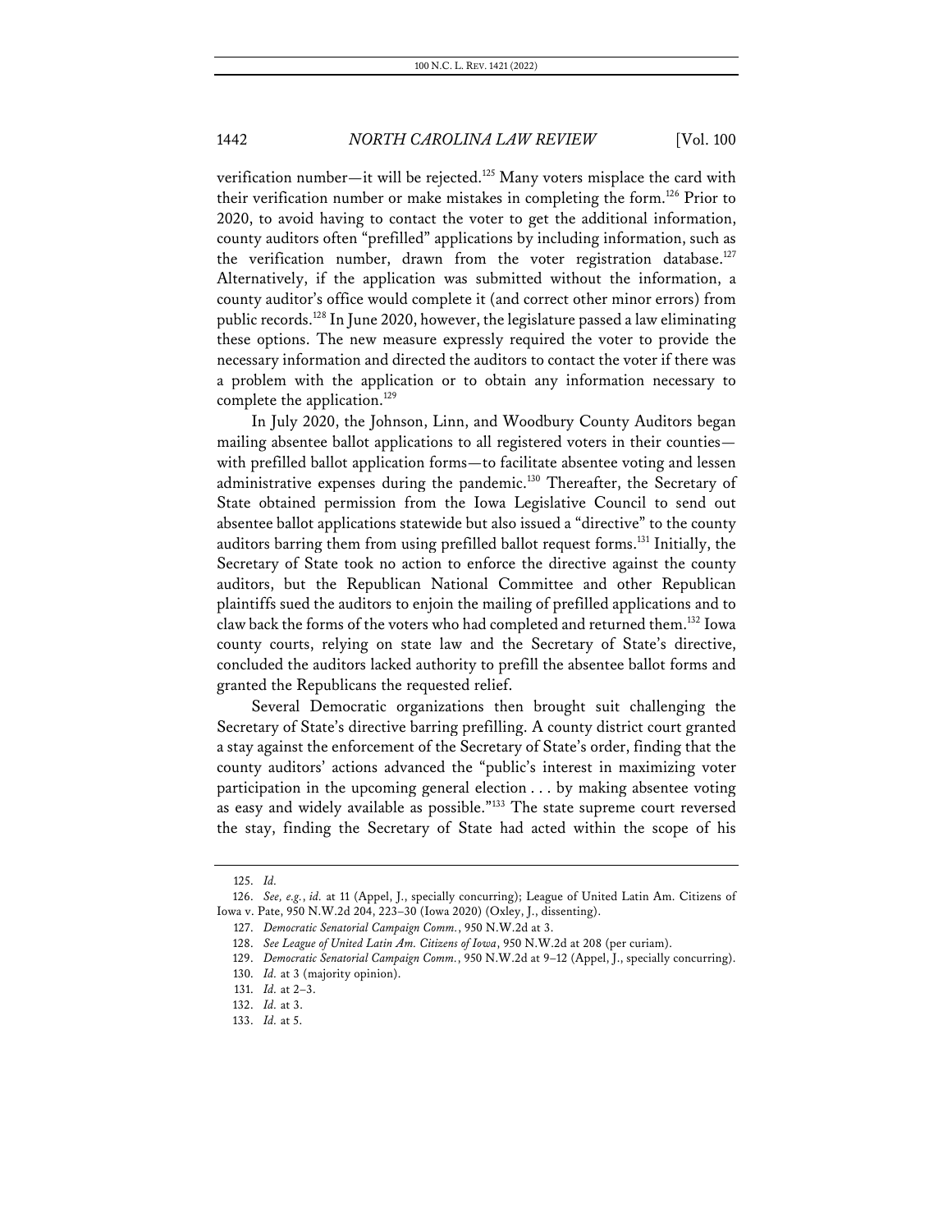verification number—it will be rejected.[125] Many voters misplace the card with their verification number or make mistakes in completing the form.[126] Prior to 2020, to avoid having to contact the voter to get the additional information, county auditors often "prefilled" applications by including information, such as the verification number, drawn from the voter registration database.[127] Alternatively, if the application was submitted without the information, a county auditor's office would complete it (and correct other minor errors) from public records.[128] In June 2020, however, the legislature passed a law eliminating these options. The new measure expressly required the voter to provide the necessary information and directed the auditors to contact the voter if there was a problem with the application or to obtain any information necessary to complete the application.[129]

In July 2020, the Johnson, Linn, and Woodbury County Auditors began mailing absentee ballot applications to all registered voters in their counties—with prefilled ballot application forms—to facilitate absentee voting and lessen administrative expenses during the pandemic.[130] Thereafter, the Secretary of State obtained permission from the Iowa Legislative Council to send out absentee ballot applications statewide but also issued a "directive" to the county auditors barring them from using prefilled ballot request forms.[131] Initially, the Secretary of State took no action to enforce the directive against the county auditors, but the Republican National Committee and other Republican plaintiffs sued the auditors to enjoin the mailing of prefilled applications and to claw back the forms of the voters who had completed and returned them.[132] Iowa county courts, relying on state law and the Secretary of State's directive, concluded the auditors lacked authority to prefill the absentee ballot forms and granted the Republicans the requested relief.

Several Democratic organizations then brought suit challenging the Secretary of State's directive barring prefilling. A county district court granted a stay against the enforcement of the Secretary of State's order, finding that the county auditors' actions advanced the "public's interest in maximizing voter participation in the upcoming general election . . . by making absentee voting as easy and widely available as possible."[133] The state supreme court reversed the stay, finding the Secretary of State had acted within the scope of his

125. *Id.*

126. *See, e.g.*, *id.* at 11 (Appel, J., specially concurring); League of United Latin Am. Citizens of Iowa v. Pate, 950 N.W.2d 204, 223–30 (Iowa 2020) (Oxley, J., dissenting).

127. *Democratic Senatorial Campaign Comm.*, 950 N.W.2d at 3.

128. *See League of United Latin Am. Citizens of Iowa*, 950 N.W.2d at 208 (per curiam).

129. *Democratic Senatorial Campaign Comm.*, 950 N.W.2d at 9–12 (Appel, J., specially concurring).

130. *Id.* at 3 (majority opinion).

131. *Id.* at 2–3.

132. *Id.* at 3.

133. *Id.* at 5.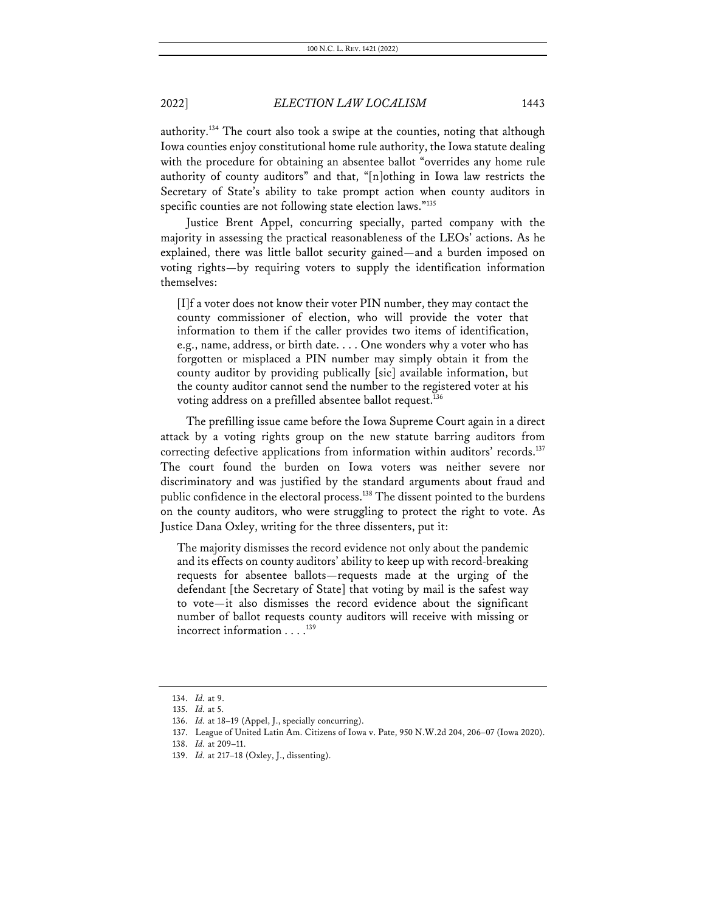authority.[134] The court also took a swipe at the counties, noting that although Iowa counties enjoy constitutional home rule authority, the Iowa statute dealing with the procedure for obtaining an absentee ballot "overrides any home rule authority of county auditors" and that, "[n]othing in Iowa law restricts the Secretary of State's ability to take prompt action when county auditors in specific counties are not following state election laws."[135]

Justice Brent Appel, concurring specially, parted company with the majority in assessing the practical reasonableness of the LEOs' actions. As he explained, there was little ballot security gained—and a burden imposed on voting rights—by requiring voters to supply the identification information themselves:

> [I]f a voter does not know their voter PIN number, they may contact the county commissioner of election, who will provide the voter that information to them if the caller provides two items of identification, e.g., name, address, or birth date. . . . One wonders why a voter who has forgotten or misplaced a PIN number may simply obtain it from the county auditor by providing publically [sic] available information, but the county auditor cannot send the number to the registered voter at his voting address on a prefilled absentee ballot request.[136]

The prefilling issue came before the Iowa Supreme Court again in a direct attack by a voting rights group on the new statute barring auditors from correcting defective applications from information within auditors' records.[137] The court found the burden on Iowa voters was neither severe nor discriminatory and was justified by the standard arguments about fraud and public confidence in the electoral process.[138] The dissent pointed to the burdens on the county auditors, who were struggling to protect the right to vote. As Justice Dana Oxley, writing for the three dissenters, put it:

> The majority dismisses the record evidence not only about the pandemic and its effects on county auditors' ability to keep up with record-breaking requests for absentee ballots—requests made at the urging of the defendant [the Secretary of State] that voting by mail is the safest way to vote—it also dismisses the record evidence about the significant number of ballot requests county auditors will receive with missing or incorrect information . . . .[139]

---

134. *Id.* at 9.

135. *Id.* at 5.

136. *Id.* at 18–19 (Appel, J., specially concurring).

137. League of United Latin Am. Citizens of Iowa v. Pate, 950 N.W.2d 204, 206–07 (Iowa 2020).

138. *Id.* at 209–11.

139. *Id.* at 217–18 (Oxley, J., dissenting).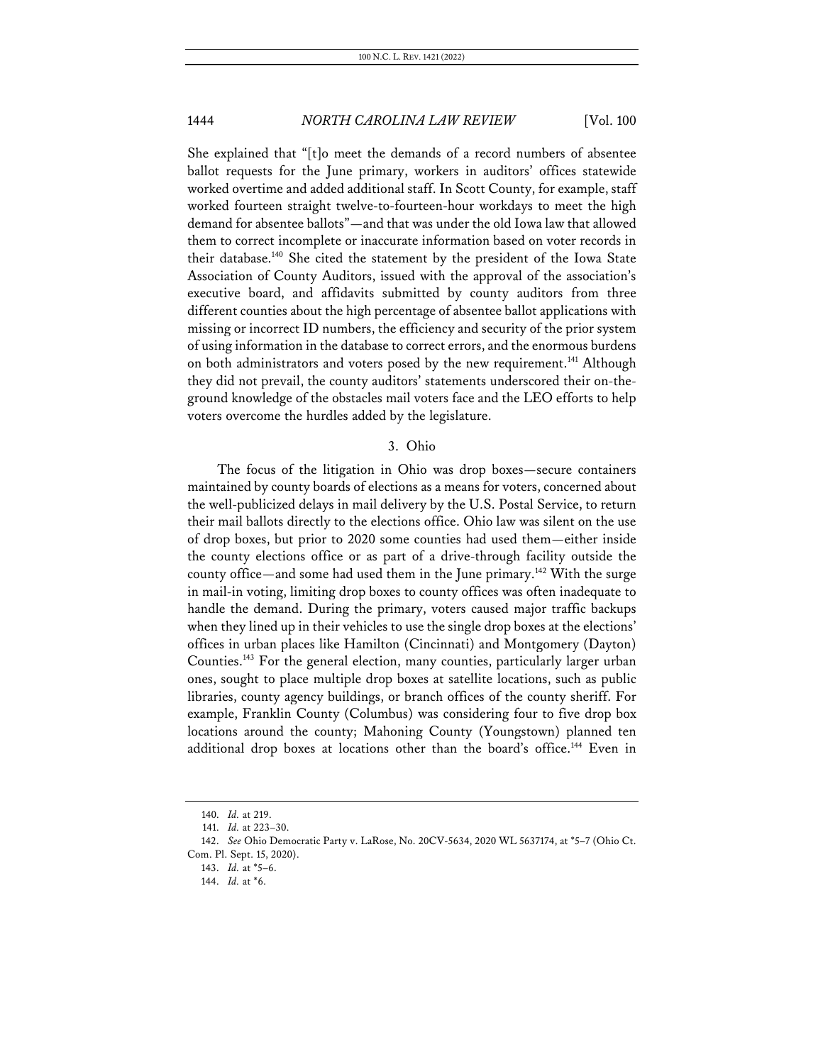She explained that "[t]o meet the demands of a record numbers of absentee ballot requests for the June primary, workers in auditors' offices statewide worked overtime and added additional staff. In Scott County, for example, staff worked fourteen straight twelve-to-fourteen-hour workdays to meet the high demand for absentee ballots"—and that was under the old Iowa law that allowed them to correct incomplete or inaccurate information based on voter records in their database.[140] She cited the statement by the president of the Iowa State Association of County Auditors, issued with the approval of the association's executive board, and affidavits submitted by county auditors from three different counties about the high percentage of absentee ballot applications with missing or incorrect ID numbers, the efficiency and security of the prior system of using information in the database to correct errors, and the enormous burdens on both administrators and voters posed by the new requirement.[141] Although they did not prevail, the county auditors' statements underscored their on-the-ground knowledge of the obstacles mail voters face and the LEO efforts to help voters overcome the hurdles added by the legislature.

### 3. Ohio

The focus of the litigation in Ohio was drop boxes—secure containers maintained by county boards of elections as a means for voters, concerned about the well-publicized delays in mail delivery by the U.S. Postal Service, to return their mail ballots directly to the elections office. Ohio law was silent on the use of drop boxes, but prior to 2020 some counties had used them—either inside the county elections office or as part of a drive-through facility outside the county office—and some had used them in the June primary.[142] With the surge in mail-in voting, limiting drop boxes to county offices was often inadequate to handle the demand. During the primary, voters caused major traffic backups when they lined up in their vehicles to use the single drop boxes at the elections' offices in urban places like Hamilton (Cincinnati) and Montgomery (Dayton) Counties.[143] For the general election, many counties, particularly larger urban ones, sought to place multiple drop boxes at satellite locations, such as public libraries, county agency buildings, or branch offices of the county sheriff. For example, Franklin County (Columbus) was considering four to five drop box locations around the county; Mahoning County (Youngstown) planned ten additional drop boxes at locations other than the board's office.[144] Even in

---

140. *Id.* at 219.

141. *Id.* at 223–30.

142. *See* Ohio Democratic Party v. LaRose, No. 20CV-5634, 2020 WL 5637174, at *5–7 (Ohio Ct. Com. Pl. Sept. 15, 2020).

143. *Id.* at *5–6.

144. *Id.* at *6.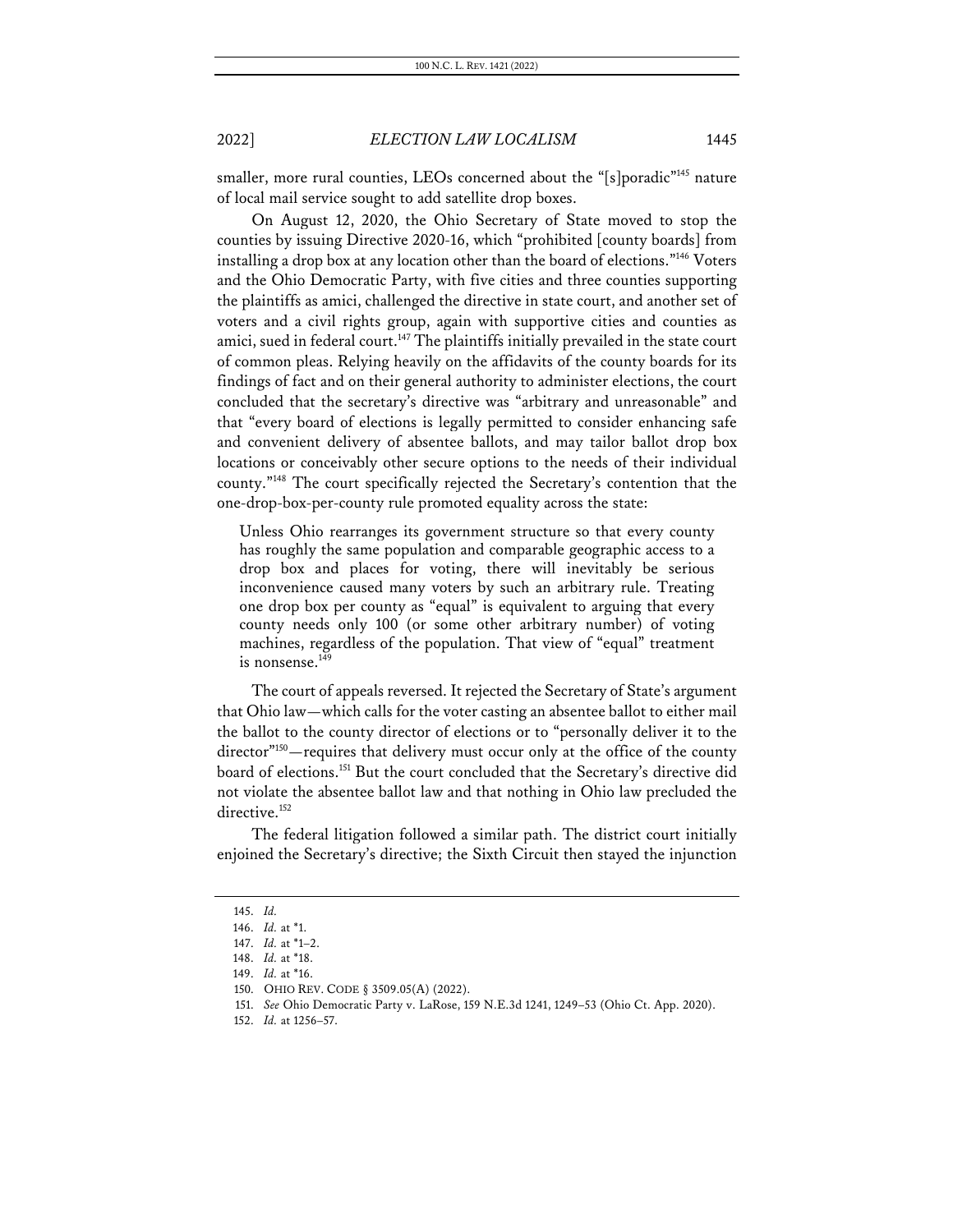smaller, more rural counties, LEOs concerned about the "[s]poradic"[145] nature of local mail service sought to add satellite drop boxes.

On August 12, 2020, the Ohio Secretary of State moved to stop the counties by issuing Directive 2020-16, which "prohibited [county boards] from installing a drop box at any location other than the board of elections."[146] Voters and the Ohio Democratic Party, with five cities and three counties supporting the plaintiffs as amici, challenged the directive in state court, and another set of voters and a civil rights group, again with supportive cities and counties as amici, sued in federal court.[147] The plaintiffs initially prevailed in the state court of common pleas. Relying heavily on the affidavits of the county boards for its findings of fact and on their general authority to administer elections, the court concluded that the secretary's directive was "arbitrary and unreasonable" and that "every board of elections is legally permitted to consider enhancing safe and convenient delivery of absentee ballots, and may tailor ballot drop box locations or conceivably other secure options to the needs of their individual county."[148] The court specifically rejected the Secretary's contention that the one-drop-box-per-county rule promoted equality across the state:

> Unless Ohio rearranges its government structure so that every county has roughly the same population and comparable geographic access to a drop box and places for voting, there will inevitably be serious inconvenience caused many voters by such an arbitrary rule. Treating one drop box per county as "equal" is equivalent to arguing that every county needs only 100 (or some other arbitrary number) of voting machines, regardless of the population. That view of "equal" treatment is nonsense.[149]

The court of appeals reversed. It rejected the Secretary of State's argument that Ohio law—which calls for the voter casting an absentee ballot to either mail the ballot to the county director of elections or to "personally deliver it to the director"[150]—requires that delivery must occur only at the office of the county board of elections.[151] But the court concluded that the Secretary's directive did not violate the absentee ballot law and that nothing in Ohio law precluded the directive.[152]

The federal litigation followed a similar path. The district court initially enjoined the Secretary's directive; the Sixth Circuit then stayed the injunction

145. *Id.*

146. *Id.* at *1.

147. *Id.* at *1–2.

148. *Id.* at *18.

149. *Id.* at *16.

150. OHIO REV. CODE § 3509.05(A) (2022).

151. *See* Ohio Democratic Party v. LaRose, 159 N.E.3d 1241, 1249–53 (Ohio Ct. App. 2020).

152. *Id.* at 1256–57.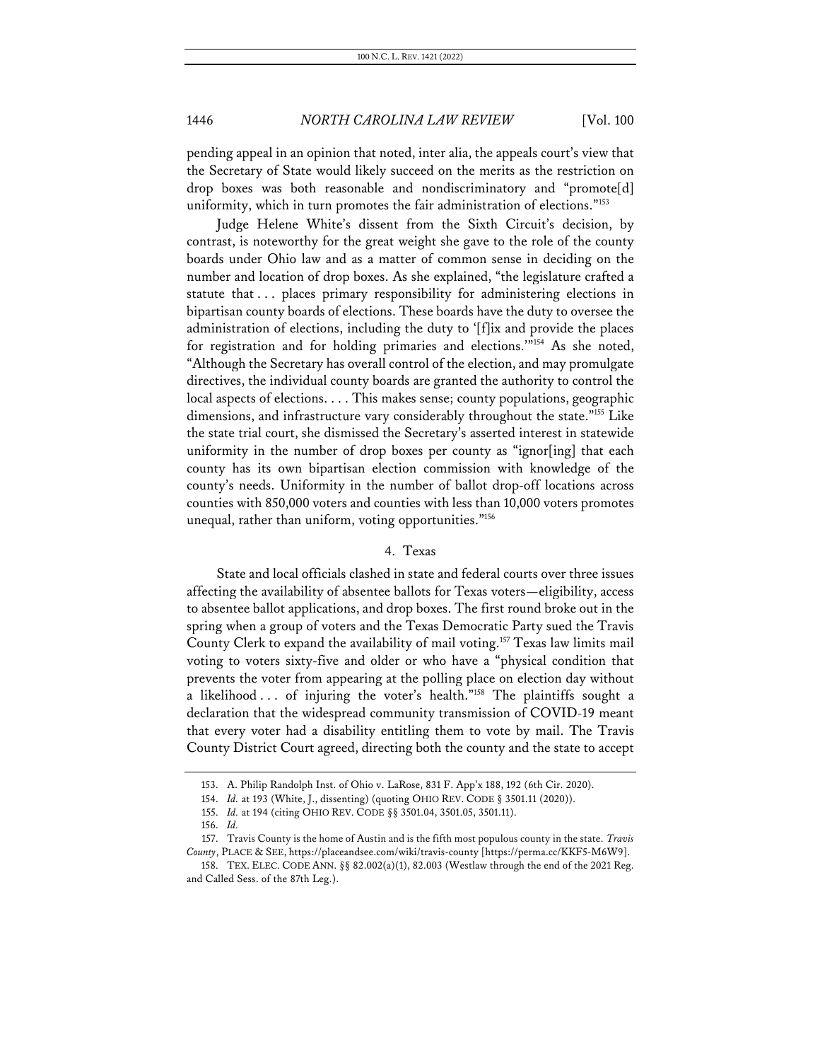pending appeal in an opinion that noted, inter alia, the appeals court's view that the Secretary of State would likely succeed on the merits as the restriction on drop boxes was both reasonable and nondiscriminatory and "promote[d] uniformity, which in turn promotes the fair administration of elections."[153]

Judge Helene White's dissent from the Sixth Circuit's decision, by contrast, is noteworthy for the great weight she gave to the role of the county boards under Ohio law and as a matter of common sense in deciding on the number and location of drop boxes. As she explained, "the legislature crafted a statute that . . . places primary responsibility for administering elections in bipartisan county boards of elections. These boards have the duty to oversee the administration of elections, including the duty to '[f]ix and provide the places for registration and for holding primaries and elections.'"[154] As she noted, "Although the Secretary has overall control of the election, and may promulgate directives, the individual county boards are granted the authority to control the local aspects of elections. . . . This makes sense; county populations, geographic dimensions, and infrastructure vary considerably throughout the state."[155] Like the state trial court, she dismissed the Secretary's asserted interest in statewide uniformity in the number of drop boxes per county as "ignor[ing] that each county has its own bipartisan election commission with knowledge of the county's needs. Uniformity in the number of ballot drop-off locations across counties with 850,000 voters and counties with less than 10,000 voters promotes unequal, rather than uniform, voting opportunities."[156]

### 4. Texas

State and local officials clashed in state and federal courts over three issues affecting the availability of absentee ballots for Texas voters—eligibility, access to absentee ballot applications, and drop boxes. The first round broke out in the spring when a group of voters and the Texas Democratic Party sued the Travis County Clerk to expand the availability of mail voting.[157] Texas law limits mail voting to voters sixty-five and older or who have a "physical condition that prevents the voter from appearing at the polling place on election day without a likelihood . . . of injuring the voter's health."[158] The plaintiffs sought a declaration that the widespread community transmission of COVID-19 meant that every voter had a disability entitling them to vote by mail. The Travis County District Court agreed, directing both the county and the state to accept

---

153. A. Philip Randolph Inst. of Ohio v. LaRose, 831 F. App'x 188, 192 (6th Cir. 2020).

154. *Id.* at 193 (White, J., dissenting) (quoting OHIO REV. CODE § 3501.11 (2020)).

155. *Id.* at 194 (citing OHIO REV. CODE §§ 3501.04, 3501.05, 3501.11).

156. *Id.*

157. Travis County is the home of Austin and is the fifth most populous county in the state. *Travis County*, PLACE & SEE, https://placeandsee.com/wiki/travis-county [https://perma.cc/KKF5-M6W9].

158. TEX. ELEC. CODE ANN. §§ 82.002(a)(1), 82.003 (Westlaw through the end of the 2021 Reg. and Called Sess. of the 87th Leg.).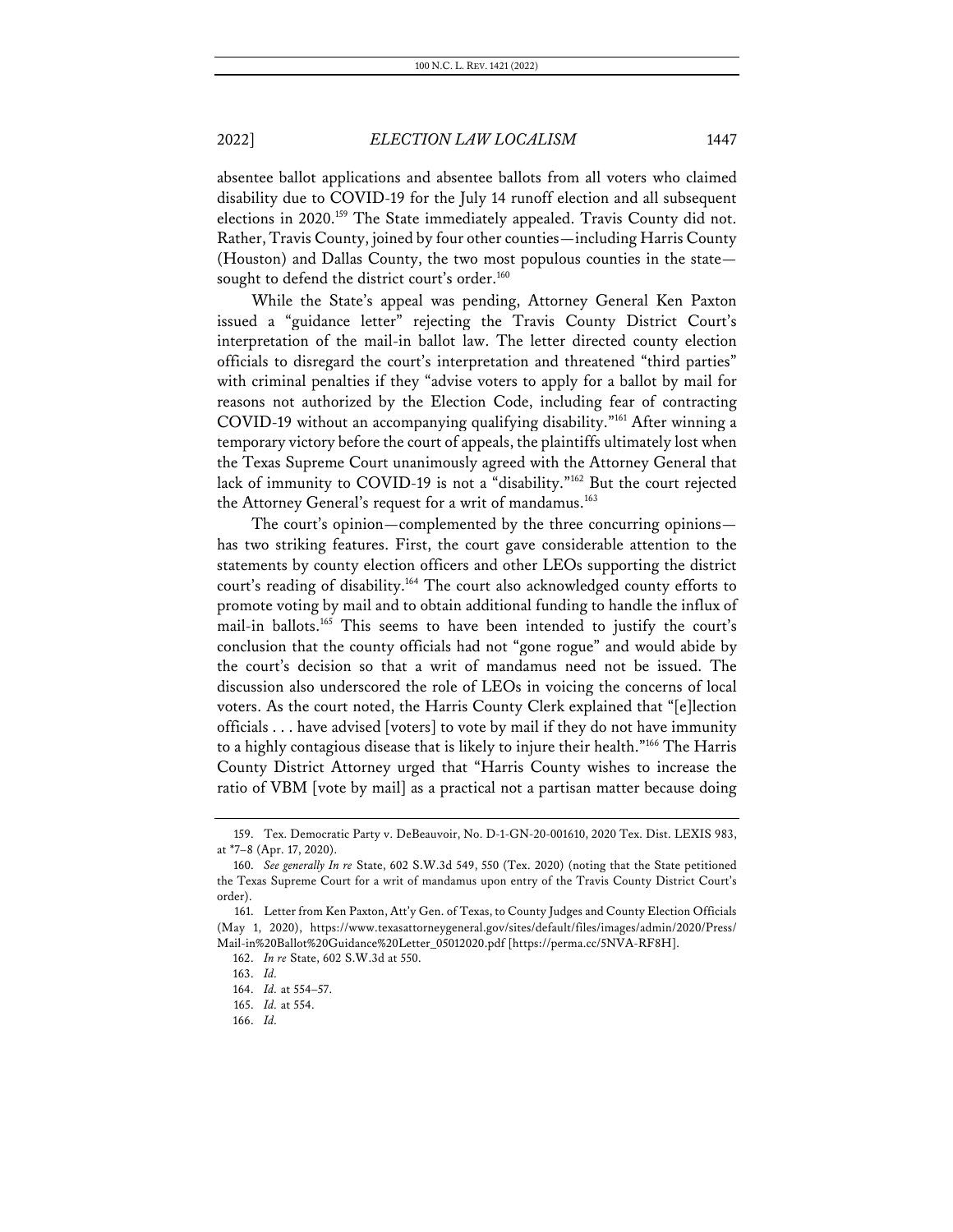absentee ballot applications and absentee ballots from all voters who claimed disability due to COVID-19 for the July 14 runoff election and all subsequent elections in 2020.[159] The State immediately appealed. Travis County did not. Rather, Travis County, joined by four other counties—including Harris County (Houston) and Dallas County, the two most populous counties in the state—sought to defend the district court's order.[160]

While the State's appeal was pending, Attorney General Ken Paxton issued a "guidance letter" rejecting the Travis County District Court's interpretation of the mail-in ballot law. The letter directed county election officials to disregard the court's interpretation and threatened "third parties" with criminal penalties if they "advise voters to apply for a ballot by mail for reasons not authorized by the Election Code, including fear of contracting COVID-19 without an accompanying qualifying disability."[161] After winning a temporary victory before the court of appeals, the plaintiffs ultimately lost when the Texas Supreme Court unanimously agreed with the Attorney General that lack of immunity to COVID-19 is not a "disability."[162] But the court rejected the Attorney General's request for a writ of mandamus.[163]

The court's opinion—complemented by the three concurring opinions—has two striking features. First, the court gave considerable attention to the statements by county election officers and other LEOs supporting the district court's reading of disability.[164] The court also acknowledged county efforts to promote voting by mail and to obtain additional funding to handle the influx of mail-in ballots.[165] This seems to have been intended to justify the court's conclusion that the county officials had not "gone rogue" and would abide by the court's decision so that a writ of mandamus need not be issued. The discussion also underscored the role of LEOs in voicing the concerns of local voters. As the court noted, the Harris County Clerk explained that "[e]lection officials . . . have advised [voters] to vote by mail if they do not have immunity to a highly contagious disease that is likely to injure their health."[166] The Harris County District Attorney urged that "Harris County wishes to increase the ratio of VBM [vote by mail] as a practical not a partisan matter because doing

---

159. Tex. Democratic Party v. DeBeauvoir, No. D-1-GN-20-001610, 2020 Tex. Dist. LEXIS 983, at *7–8 (Apr. 17, 2020).

160. *See generally In re* State, 602 S.W.3d 549, 550 (Tex. 2020) (noting that the State petitioned the Texas Supreme Court for a writ of mandamus upon entry of the Travis County District Court's order).

161. Letter from Ken Paxton, Att'y Gen. of Texas, to County Judges and County Election Officials (May 1, 2020), https://www.texasattorneygeneral.gov/sites/default/files/images/admin/2020/Press/Mail-in%20Ballot%20Guidance%20Letter_05012020.pdf [https://perma.cc/5NVA-RF8H].

162. *In re* State, 602 S.W.3d at 550.

163. *Id.*

164. *Id.* at 554–57.

165. *Id.* at 554.

166. *Id.*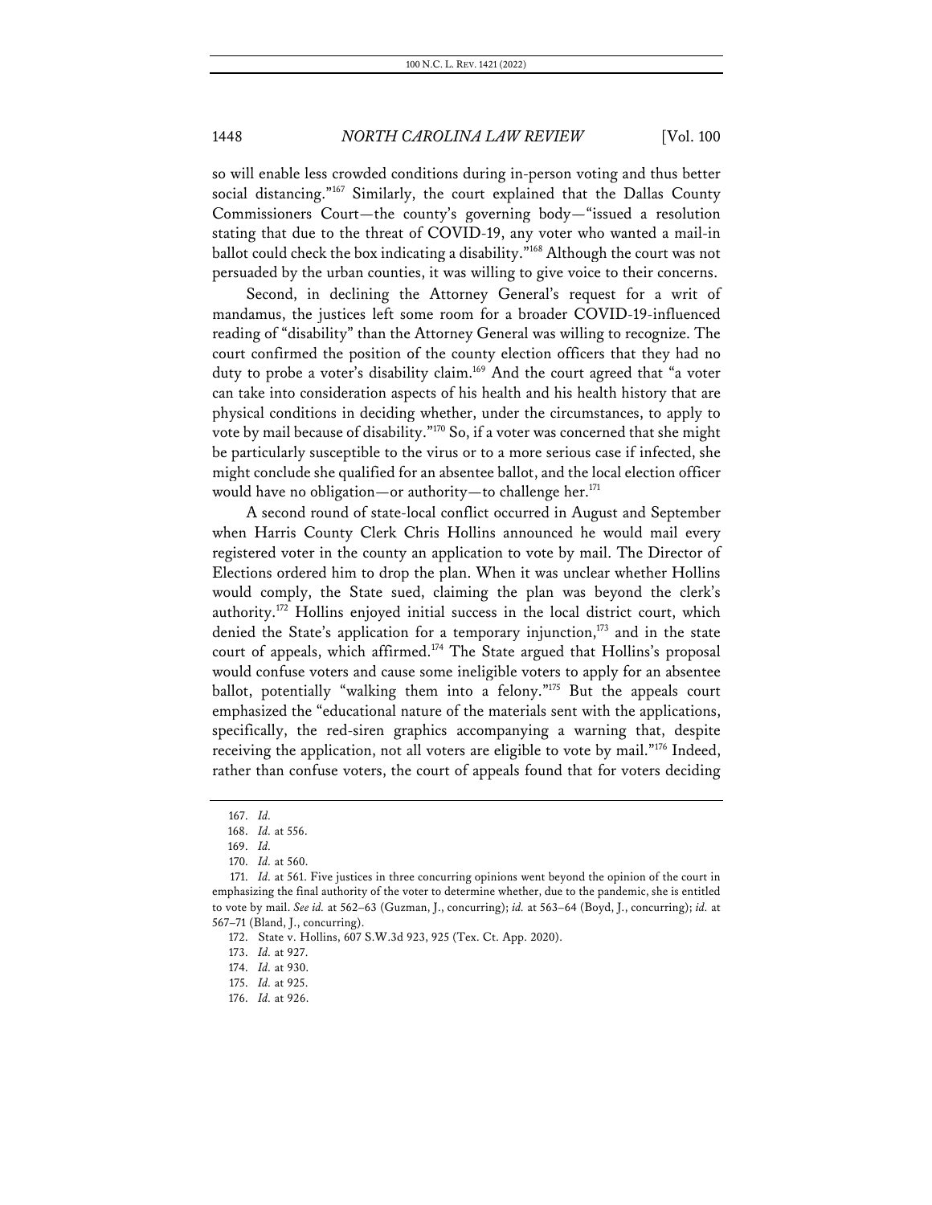so will enable less crowded conditions during in-person voting and thus better social distancing."[167] Similarly, the court explained that the Dallas County Commissioners Court—the county's governing body—"issued a resolution stating that due to the threat of COVID-19, any voter who wanted a mail-in ballot could check the box indicating a disability."[168] Although the court was not persuaded by the urban counties, it was willing to give voice to their concerns.

Second, in declining the Attorney General's request for a writ of mandamus, the justices left some room for a broader COVID-19-influenced reading of "disability" than the Attorney General was willing to recognize. The court confirmed the position of the county election officers that they had no duty to probe a voter's disability claim.[169] And the court agreed that "a voter can take into consideration aspects of his health and his health history that are physical conditions in deciding whether, under the circumstances, to apply to vote by mail because of disability."[170] So, if a voter was concerned that she might be particularly susceptible to the virus or to a more serious case if infected, she might conclude she qualified for an absentee ballot, and the local election officer would have no obligation—or authority—to challenge her.[171]

A second round of state-local conflict occurred in August and September when Harris County Clerk Chris Hollins announced he would mail every registered voter in the county an application to vote by mail. The Director of Elections ordered him to drop the plan. When it was unclear whether Hollins would comply, the State sued, claiming the plan was beyond the clerk's authority.[172] Hollins enjoyed initial success in the local district court, which denied the State's application for a temporary injunction,[173] and in the state court of appeals, which affirmed.[174] The State argued that Hollins's proposal would confuse voters and cause some ineligible voters to apply for an absentee ballot, potentially "walking them into a felony."[175] But the appeals court emphasized the "educational nature of the materials sent with the applications, specifically, the red-siren graphics accompanying a warning that, despite receiving the application, not all voters are eligible to vote by mail."[176] Indeed, rather than confuse voters, the court of appeals found that for voters deciding

---

167. *Id.*

168. *Id.* at 556.

169. *Id.*

170. *Id.* at 560.

171. *Id.* at 561. Five justices in three concurring opinions went beyond the opinion of the court in emphasizing the final authority of the voter to determine whether, due to the pandemic, she is entitled to vote by mail. *See id.* at 562–63 (Guzman, J., concurring); *id.* at 563–64 (Boyd, J., concurring); *id.* at 567–71 (Bland, J., concurring).

172. State v. Hollins, 607 S.W.3d 923, 925 (Tex. Ct. App. 2020).

173. *Id.* at 927.

174. *Id.* at 930.

175. *Id.* at 925.

176. *Id.* at 926.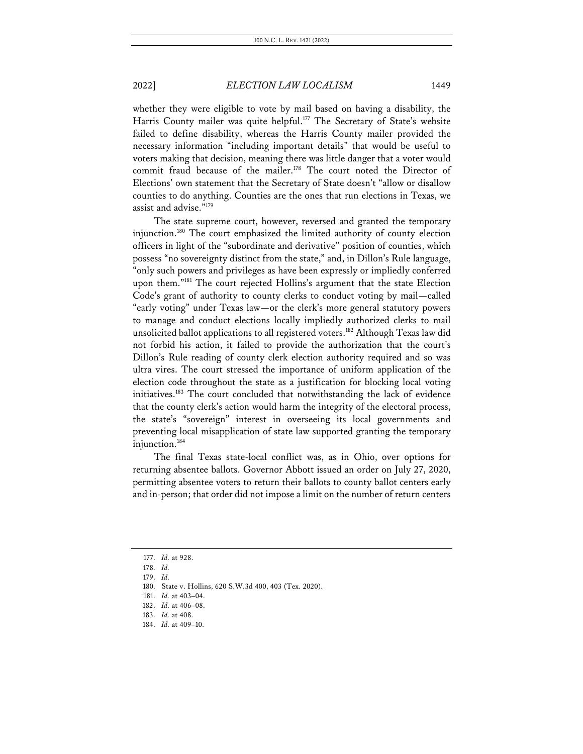whether they were eligible to vote by mail based on having a disability, the Harris County mailer was quite helpful.[177] The Secretary of State's website failed to define disability, whereas the Harris County mailer provided the necessary information "including important details" that would be useful to voters making that decision, meaning there was little danger that a voter would commit fraud because of the mailer.[178] The court noted the Director of Elections' own statement that the Secretary of State doesn't "allow or disallow counties to do anything. Counties are the ones that run elections in Texas, we assist and advise."[179]

The state supreme court, however, reversed and granted the temporary injunction.[180] The court emphasized the limited authority of county election officers in light of the "subordinate and derivative" position of counties, which possess "no sovereignty distinct from the state," and, in Dillon's Rule language, "only such powers and privileges as have been expressly or impliedly conferred upon them."[181] The court rejected Hollins's argument that the state Election Code's grant of authority to county clerks to conduct voting by mail—called "early voting" under Texas law—or the clerk's more general statutory powers to manage and conduct elections locally impliedly authorized clerks to mail unsolicited ballot applications to all registered voters.[182] Although Texas law did not forbid his action, it failed to provide the authorization that the court's Dillon's Rule reading of county clerk election authority required and so was ultra vires. The court stressed the importance of uniform application of the election code throughout the state as a justification for blocking local voting initiatives.[183] The court concluded that notwithstanding the lack of evidence that the county clerk's action would harm the integrity of the electoral process, the state's "sovereign" interest in overseeing its local governments and preventing local misapplication of state law supported granting the temporary injunction.[184]

The final Texas state-local conflict was, as in Ohio, over options for returning absentee ballots. Governor Abbott issued an order on July 27, 2020, permitting absentee voters to return their ballots to county ballot centers early and in-person; that order did not impose a limit on the number of return centers

---

177. *Id.* at 928.

178. *Id.*

179. *Id.*

180. State v. Hollins, 620 S.W.3d 400, 403 (Tex. 2020).

181. *Id.* at 403–04.

182. *Id.* at 406–08.

183. *Id.* at 408.

184. *Id.* at 409–10.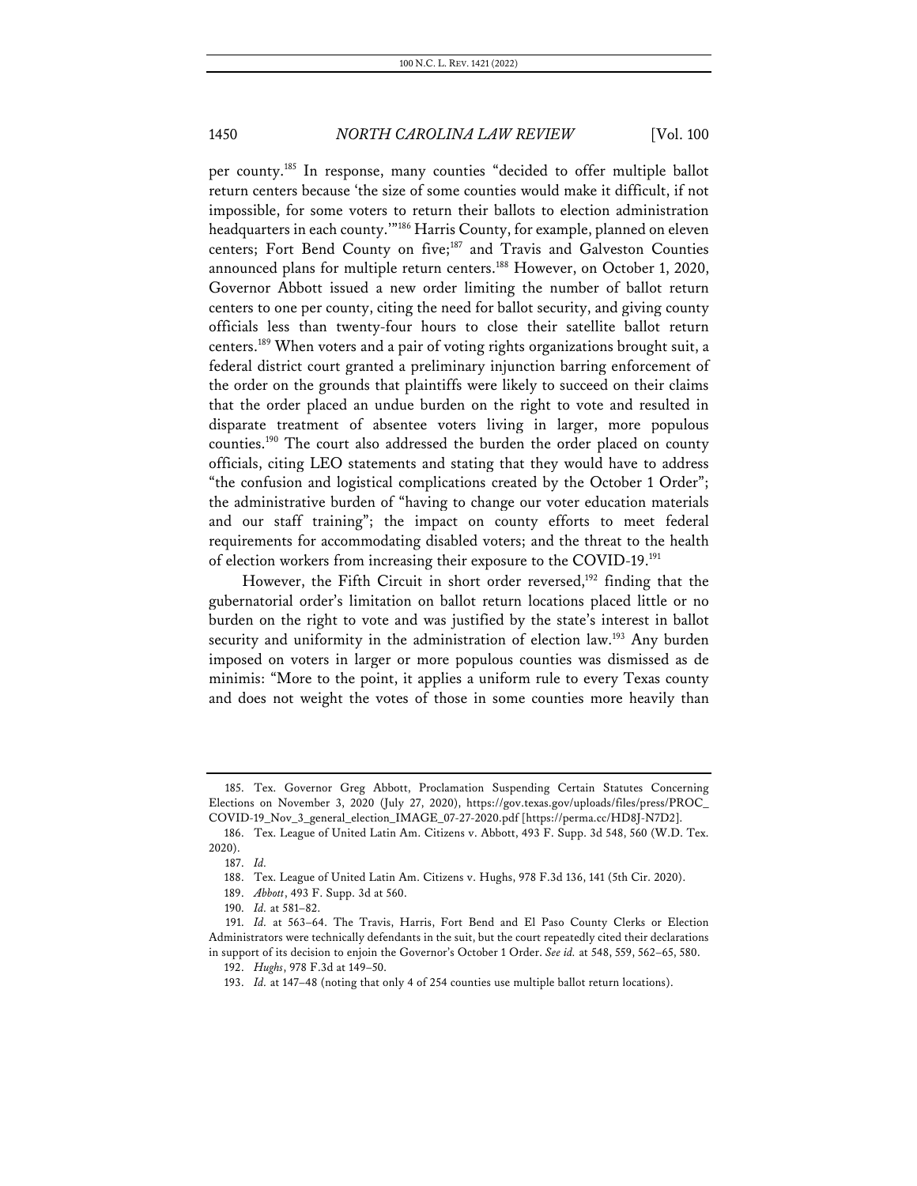per county.[185] In response, many counties "decided to offer multiple ballot return centers because 'the size of some counties would make it difficult, if not impossible, for some voters to return their ballots to election administration headquarters in each county.'"[186] Harris County, for example, planned on eleven centers; Fort Bend County on five;[187] and Travis and Galveston Counties announced plans for multiple return centers.[188] However, on October 1, 2020, Governor Abbott issued a new order limiting the number of ballot return centers to one per county, citing the need for ballot security, and giving county officials less than twenty-four hours to close their satellite ballot return centers.[189] When voters and a pair of voting rights organizations brought suit, a federal district court granted a preliminary injunction barring enforcement of the order on the grounds that plaintiffs were likely to succeed on their claims that the order placed an undue burden on the right to vote and resulted in disparate treatment of absentee voters living in larger, more populous counties.[190] The court also addressed the burden the order placed on county officials, citing LEO statements and stating that they would have to address "the confusion and logistical complications created by the October 1 Order"; the administrative burden of "having to change our voter education materials and our staff training"; the impact on county efforts to meet federal requirements for accommodating disabled voters; and the threat to the health of election workers from increasing their exposure to the COVID-19.[191]

However, the Fifth Circuit in short order reversed,[192] finding that the gubernatorial order's limitation on ballot return locations placed little or no burden on the right to vote and was justified by the state's interest in ballot security and uniformity in the administration of election law.[193] Any burden imposed on voters in larger or more populous counties was dismissed as de minimis: "More to the point, it applies a uniform rule to every Texas county and does not weight the votes of those in some counties more heavily than

185. Tex. Governor Greg Abbott, Proclamation Suspending Certain Statutes Concerning Elections on November 3, 2020 (July 27, 2020), https://gov.texas.gov/uploads/files/press/PROC_COVID-19_Nov_3_general_election_IMAGE_07-27-2020.pdf [https://perma.cc/HD8J-N7D2].

186. Tex. League of United Latin Am. Citizens v. Abbott, 493 F. Supp. 3d 548, 560 (W.D. Tex. 2020).

187. *Id.*

188. Tex. League of United Latin Am. Citizens v. Hughs, 978 F.3d 136, 141 (5th Cir. 2020).

189. *Abbott*, 493 F. Supp. 3d at 560.

190. *Id.* at 581–82.

191. *Id.* at 563–64. The Travis, Harris, Fort Bend and El Paso County Clerks or Election Administrators were technically defendants in the suit, but the court repeatedly cited their declarations in support of its decision to enjoin the Governor's October 1 Order. *See id.* at 548, 559, 562–65, 580.

192. *Hughs*, 978 F.3d at 149–50.

193. *Id.* at 147–48 (noting that only 4 of 254 counties use multiple ballot return locations).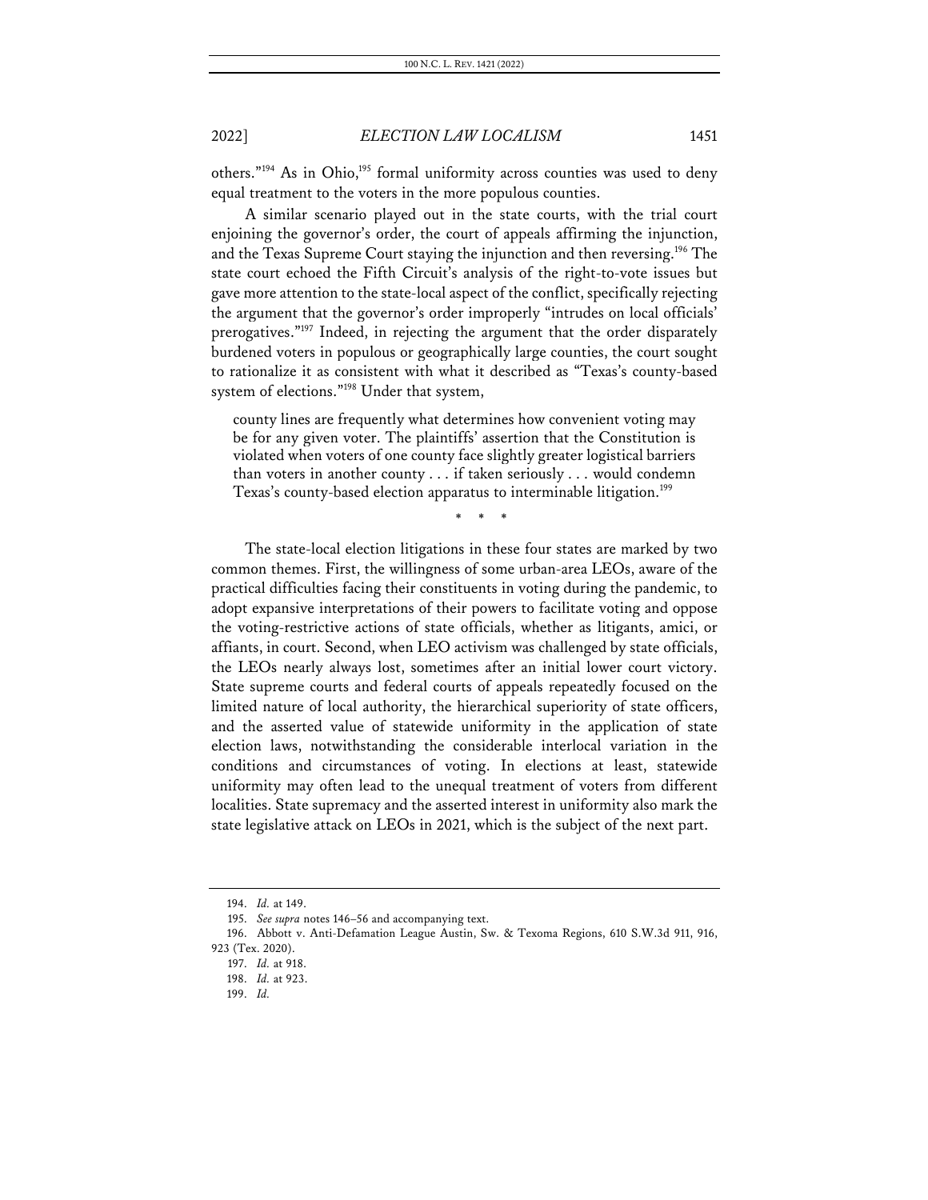others."[194] As in Ohio,[195] formal uniformity across counties was used to deny equal treatment to the voters in the more populous counties.

A similar scenario played out in the state courts, with the trial court enjoining the governor's order, the court of appeals affirming the injunction, and the Texas Supreme Court staying the injunction and then reversing.[196] The state court echoed the Fifth Circuit's analysis of the right-to-vote issues but gave more attention to the state-local aspect of the conflict, specifically rejecting the argument that the governor's order improperly "intrudes on local officials' prerogatives."[197] Indeed, in rejecting the argument that the order disparately burdened voters in populous or geographically large counties, the court sought to rationalize it as consistent with what it described as "Texas's county-based system of elections."[198] Under that system,

> county lines are frequently what determines how convenient voting may be for any given voter. The plaintiffs' assertion that the Constitution is violated when voters of one county face slightly greater logistical barriers than voters in another county . . . if taken seriously . . . would condemn Texas's county-based election apparatus to interminable litigation.[199]

\* \* \*

The state-local election litigations in these four states are marked by two common themes. First, the willingness of some urban-area LEOs, aware of the practical difficulties facing their constituents in voting during the pandemic, to adopt expansive interpretations of their powers to facilitate voting and oppose the voting-restrictive actions of state officials, whether as litigants, amici, or affiants, in court. Second, when LEO activism was challenged by state officials, the LEOs nearly always lost, sometimes after an initial lower court victory. State supreme courts and federal courts of appeals repeatedly focused on the limited nature of local authority, the hierarchical superiority of state officers, and the asserted value of statewide uniformity in the application of state election laws, notwithstanding the considerable interlocal variation in the conditions and circumstances of voting. In elections at least, statewide uniformity may often lead to the unequal treatment of voters from different localities. State supremacy and the asserted interest in uniformity also mark the state legislative attack on LEOs in 2021, which is the subject of the next part.

---

194. *Id.* at 149.

195. *See supra* notes 146–56 and accompanying text.

196. Abbott v. Anti-Defamation League Austin, Sw. & Texoma Regions, 610 S.W.3d 911, 916, 923 (Tex. 2020).

197. *Id.* at 918.

198. *Id.* at 923.

199. *Id.*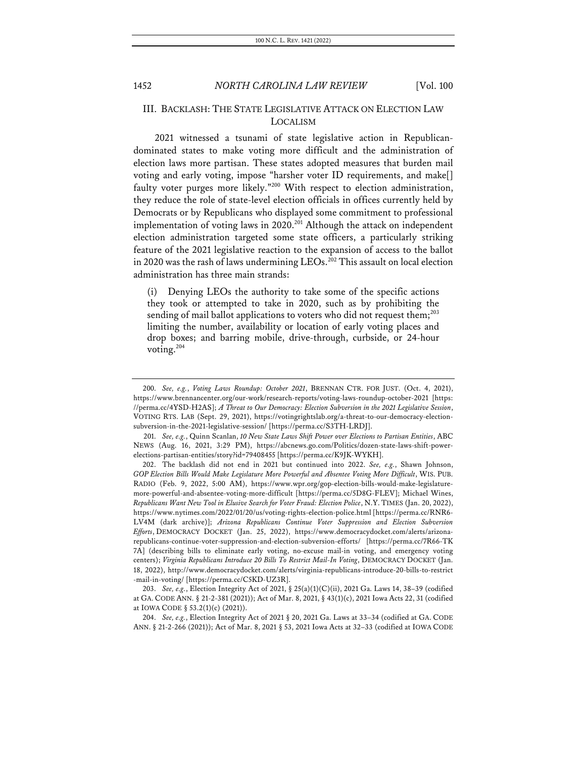## III. BACKLASH: THE STATE LEGISLATIVE ATTACK ON ELECTION LAW LOCALISM

2021 witnessed a tsunami of state legislative action in Republican-dominated states to make voting more difficult and the administration of election laws more partisan. These states adopted measures that burden mail voting and early voting, impose "harsher voter ID requirements, and make[] faulty voter purges more likely."[200] With respect to election administration, they reduce the role of state-level election officials in offices currently held by Democrats or by Republicans who displayed some commitment to professional implementation of voting laws in 2020.[201] Although the attack on independent election administration targeted some state officers, a particularly striking feature of the 2021 legislative reaction to the expansion of access to the ballot in 2020 was the rash of laws undermining LEOs.[202] This assault on local election administration has three main strands:

> (i) Denying LEOs the authority to take some of the specific actions they took or attempted to take in 2020, such as by prohibiting the sending of mail ballot applications to voters who did not request them;[203] limiting the number, availability or location of early voting places and drop boxes; and barring mobile, drive-through, curbside, or 24-hour voting.[204]

---

200. *See, e.g.*, *Voting Laws Roundup: October 2021*, BRENNAN CTR. FOR JUST. (Oct. 4, 2021), https://www.brennancenter.org/our-work/research-reports/voting-laws-roundup-october-2021 [https://perma.cc/4YSD-H2AS]; *A Threat to Our Democracy: Election Subversion in the 2021 Legislative Session*, VOTING RTS. LAB (Sept. 29, 2021), https://votingrightslab.org/a-threat-to-our-democracy-election-subversion-in-the-2021-legislative-session/ [https://perma.cc/S3TH-LRDJ].

201. *See, e.g.*, Quinn Scanlan, *10 New State Laws Shift Power over Elections to Partisan Entities*, ABC NEWS (Aug. 16, 2021, 3:29 PM), https://abcnews.go.com/Politics/dozen-state-laws-shift-power-elections-partisan-entities/story?id=79408455 [https://perma.cc/K9JK-WYKH].

202. The backlash did not end in 2021 but continued into 2022. *See, e.g.*, Shawn Johnson, *GOP Election Bills Would Make Legislature More Powerful and Absentee Voting More Difficult*, WIS. PUB. RADIO (Feb. 9, 2022, 5:00 AM), https://www.wpr.org/gop-election-bills-would-make-legislature-more-powerful-and-absentee-voting-more-difficult [https://perma.cc/5D8G-FLEV]; Michael Wines, *Republicans Want New Tool in Elusive Search for Voter Fraud: Election Police*, N.Y. TIMES (Jan. 20, 2022), https://www.nytimes.com/2022/01/20/us/voting-rights-election-police.html [https://perma.cc/RNR6-LV4M (dark archive)]; *Arizona Republicans Continue Voter Suppression and Election Subversion Efforts*, DEMOCRACY DOCKET (Jan. 25, 2022), https://www.democracydocket.com/alerts/arizona-republicans-continue-voter-suppression-and-election-subversion-efforts/ [https://perma.cc/7R66-TK7A] (describing bills to eliminate early voting, no-excuse mail-in voting, and emergency voting centers); *Virginia Republicans Introduce 20 Bills To Restrict Mail-In Voting*, DEMOCRACY DOCKET (Jan. 18, 2022), http://www.democracydocket.com/alerts/virginia-republicans-introduce-20-bills-to-restrict-mail-in-voting/ [https://perma.cc/C5KD-UZ3R].

203. *See, e.g.*, Election Integrity Act of 2021, § 25(a)(1)(C)(ii), 2021 Ga. Laws 14, 38–39 (codified at GA. CODE ANN. § 21-2-381 (2021)); Act of Mar. 8, 2021, § 43(1)(c), 2021 Iowa Acts 22, 31 (codified at IOWA CODE § 53.2(1)(c) (2021)).

204. *See, e.g.*, Election Integrity Act of 2021 § 20, 2021 Ga. Laws at 33–34 (codified at GA. CODE ANN. § 21-2-266 (2021)); Act of Mar. 8, 2021 § 53, 2021 Iowa Acts at 32–33 (codified at IOWA CODE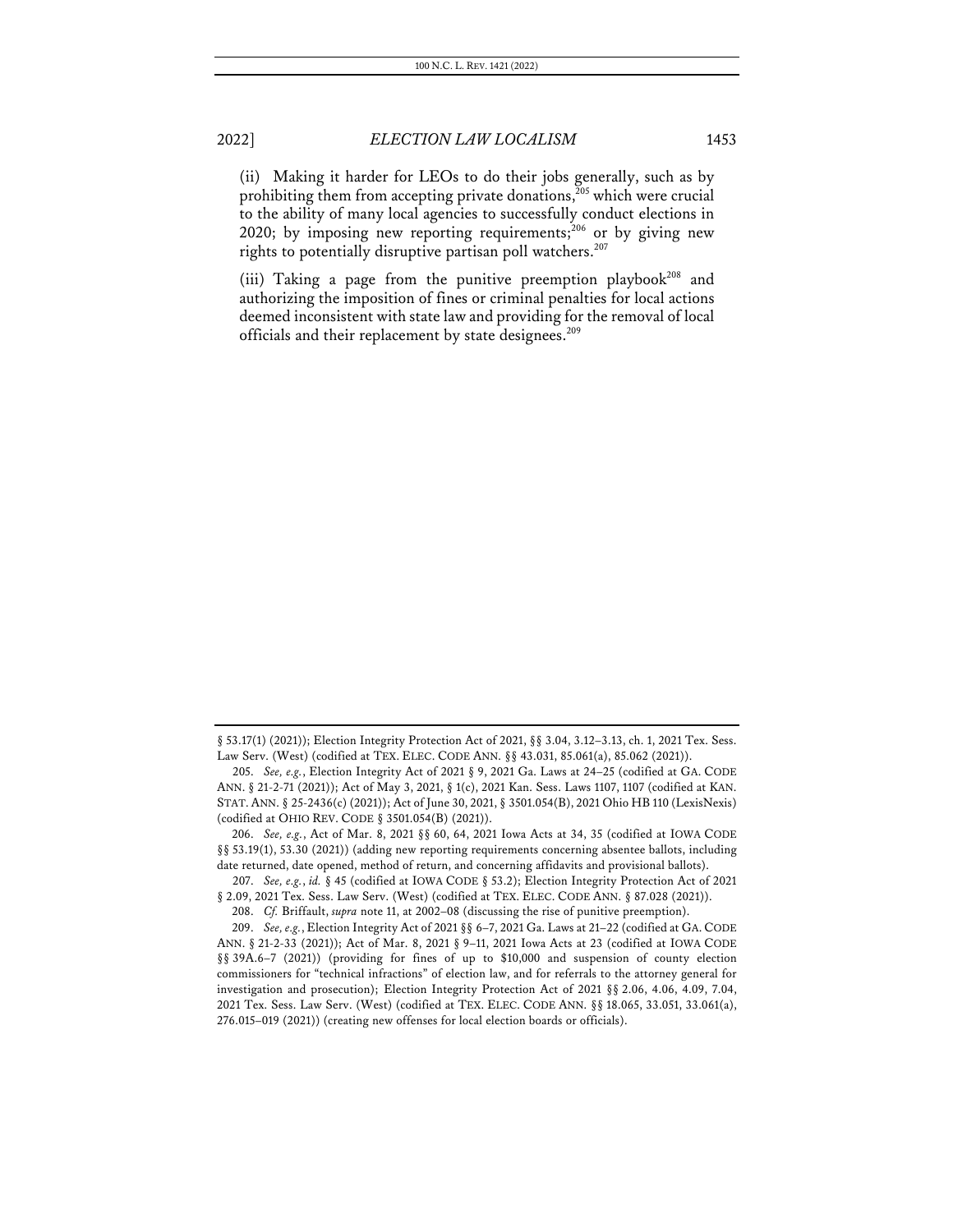(ii) Making it harder for LEOs to do their jobs generally, such as by prohibiting them from accepting private donations,[205] which were crucial to the ability of many local agencies to successfully conduct elections in 2020; by imposing new reporting requirements;[206] or by giving new rights to potentially disruptive partisan poll watchers.[207]

(iii) Taking a page from the punitive preemption playbook[208] and authorizing the imposition of fines or criminal penalties for local actions deemed inconsistent with state law and providing for the removal of local officials and their replacement by state designees.[209]

---

§ 53.17(1) (2021)); Election Integrity Protection Act of 2021, §§ 3.04, 3.12–3.13, ch. 1, 2021 Tex. Sess. Law Serv. (West) (codified at TEX. ELEC. CODE ANN. §§ 43.031, 85.061(a), 85.062 (2021)).

205. *See, e.g.*, Election Integrity Act of 2021 § 9, 2021 Ga. Laws at 24–25 (codified at GA. CODE ANN. § 21-2-71 (2021)); Act of May 3, 2021, § 1(c), 2021 Kan. Sess. Laws 1107, 1107 (codified at KAN. STAT. ANN. § 25-2436(c) (2021)); Act of June 30, 2021, § 3501.054(B), 2021 Ohio HB 110 (LexisNexis) (codified at OHIO REV. CODE § 3501.054(B) (2021)).

206. *See, e.g.*, Act of Mar. 8, 2021 §§ 60, 64, 2021 Iowa Acts at 34, 35 (codified at IOWA CODE §§ 53.19(1), 53.30 (2021)) (adding new reporting requirements concerning absentee ballots, including date returned, date opened, method of return, and concerning affidavits and provisional ballots).

207. *See, e.g.*, *id.* § 45 (codified at IOWA CODE § 53.2); Election Integrity Protection Act of 2021 § 2.09, 2021 Tex. Sess. Law Serv. (West) (codified at TEX. ELEC. CODE ANN. § 87.028 (2021)).

208. *Cf.* Briffault, *supra* note 11, at 2002–08 (discussing the rise of punitive preemption).

209. *See, e.g.*, Election Integrity Act of 2021 §§ 6–7, 2021 Ga. Laws at 21–22 (codified at GA. CODE ANN. § 21-2-33 (2021)); Act of Mar. 8, 2021 § 9–11, 2021 Iowa Acts at 23 (codified at IOWA CODE §§ 39A.6–7 (2021)) (providing for fines of up to $10,000 and suspension of county election commissioners for "technical infractions" of election law, and for referrals to the attorney general for investigation and prosecution); Election Integrity Protection Act of 2021 §§ 2.06, 4.06, 4.09, 7.04, 2021 Tex. Sess. Law Serv. (West) (codified at TEX. ELEC. CODE ANN. §§ 18.065, 33.051, 33.061(a), 276.015–019 (2021)) (creating new offenses for local election boards or officials).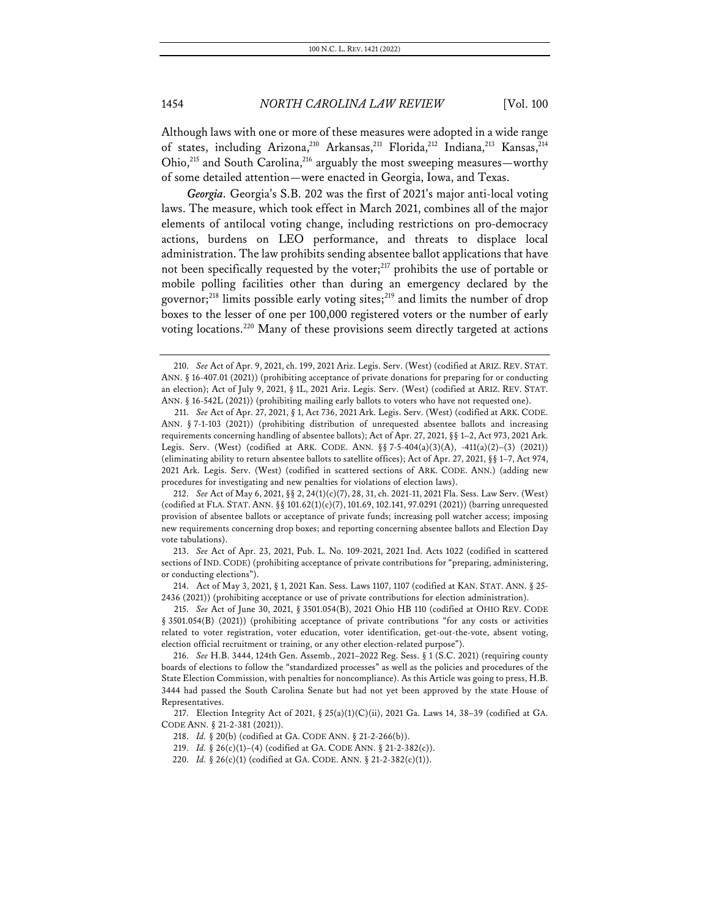Although laws with one or more of these measures were adopted in a wide range of states, including Arizona,[210] Arkansas,[211] Florida,[212] Indiana,[213] Kansas,[214] Ohio,[215] and South Carolina,[216] arguably the most sweeping measures—worthy of some detailed attention—were enacted in Georgia, Iowa, and Texas.

***Georgia.*** Georgia's S.B. 202 was the first of 2021's major anti-local voting laws. The measure, which took effect in March 2021, combines all of the major elements of antilocal voting change, including restrictions on pro-democracy actions, burdens on LEO performance, and threats to displace local administration. The law prohibits sending absentee ballot applications that have not been specifically requested by the voter;[217] prohibits the use of portable or mobile polling facilities other than during an emergency declared by the governor;[218] limits possible early voting sites;[219] and limits the number of drop boxes to the lesser of one per 100,000 registered voters or the number of early voting locations.[220] Many of these provisions seem directly targeted at actions

---

210. *See* Act of Apr. 9, 2021, ch. 199, 2021 Ariz. Legis. Serv. (West) (codified at ARIZ. REV. STAT. ANN. § 16-407.01 (2021)) (prohibiting acceptance of private donations for preparing for or conducting an election); Act of July 9, 2021, § 1L, 2021 Ariz. Legis. Serv. (West) (codified at ARIZ. REV. STAT. ANN. § 16-542L (2021)) (prohibiting mailing early ballots to voters who have not requested one).

211. *See* Act of Apr. 27, 2021, § 1, Act 736, 2021 Ark. Legis. Serv. (West) (codified at ARK. CODE. ANN. § 7-1-103 (2021)) (prohibiting distribution of unrequested absentee ballots and increasing requirements concerning handling of absentee ballots); Act of Apr. 27, 2021, §§ 1–2, Act 973, 2021 Ark. Legis. Serv. (West) (codified at ARK. CODE. ANN. §§ 7-5-404(a)(3)(A), -411(a)(2)–(3) (2021)) (eliminating ability to return absentee ballots to satellite offices); Act of Apr. 27, 2021, §§ 1–7, Act 974, 2021 Ark. Legis. Serv. (West) (codified in scattered sections of ARK. CODE. ANN.) (adding new procedures for investigating and new penalties for violations of election laws).

212. *See* Act of May 6, 2021, §§ 2, 24(1)(c)(7), 28, 31, ch. 2021-11, 2021 Fla. Sess. Law Serv. (West) (codified at FLA. STAT. ANN. §§ 101.62(1)(c)(7), 101.69, 102.141, 97.0291 (2021)) (barring unrequested provision of absentee ballots or acceptance of private funds; increasing poll watcher access; imposing new requirements concerning drop boxes; and reporting concerning absentee ballots and Election Day vote tabulations).

213. *See* Act of Apr. 23, 2021, Pub. L. No. 109-2021, 2021 Ind. Acts 1022 (codified in scattered sections of IND. CODE) (prohibiting acceptance of private contributions for "preparing, administering, or conducting elections").

214. Act of May 3, 2021, § 1, 2021 Kan. Sess. Laws 1107, 1107 (codified at KAN. STAT. ANN. § 25-2436 (2021)) (prohibiting acceptance or use of private contributions for election administration).

215. *See* Act of June 30, 2021, § 3501.054(B), 2021 Ohio HB 110 (codified at OHIO REV. CODE § 3501.054(B) (2021)) (prohibiting acceptance of private contributions "for any costs or activities related to voter registration, voter education, voter identification, get-out-the-vote, absent voting, election official recruitment or training, or any other election-related purpose").

216. *See* H.B. 3444, 124th Gen. Assemb., 2021–2022 Reg. Sess. § 1 (S.C. 2021) (requiring county boards of elections to follow the "standardized processes" as well as the policies and procedures of the State Election Commission, with penalties for noncompliance). As this Article was going to press, H.B. 3444 had passed the South Carolina Senate but had not yet been approved by the state House of Representatives.

217. Election Integrity Act of 2021, § 25(a)(1)(C)(ii), 2021 Ga. Laws 14, 38–39 (codified at GA. CODE ANN. § 21-2-381 (2021)).

218. *Id.* § 20(b) (codified at GA. CODE ANN. § 21-2-266(b)).

219. *Id.* § 26(c)(1)–(4) (codified at GA. CODE ANN. § 21-2-382(c)).

220. *Id.* § 26(c)(1) (codified at GA. CODE. ANN. § 21-2-382(c)(1)).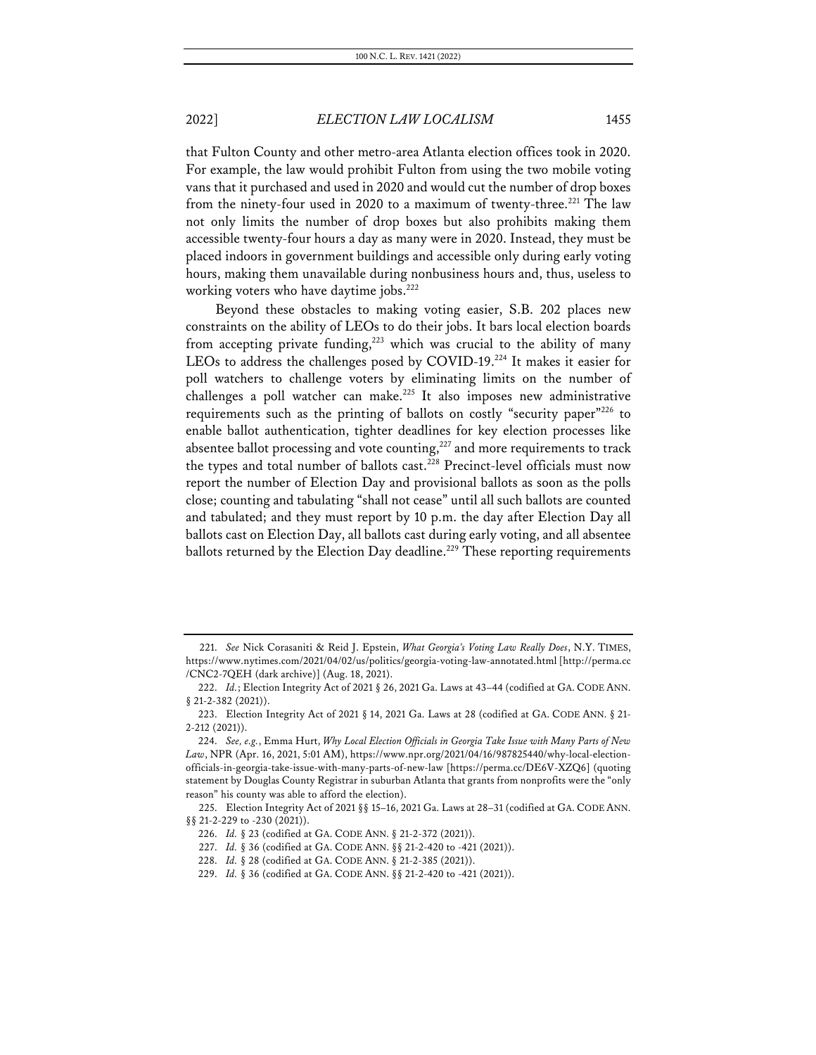that Fulton County and other metro-area Atlanta election offices took in 2020. For example, the law would prohibit Fulton from using the two mobile voting vans that it purchased and used in 2020 and would cut the number of drop boxes from the ninety-four used in 2020 to a maximum of twenty-three.[221] The law not only limits the number of drop boxes but also prohibits making them accessible twenty-four hours a day as many were in 2020. Instead, they must be placed indoors in government buildings and accessible only during early voting hours, making them unavailable during nonbusiness hours and, thus, useless to working voters who have daytime jobs.[222]

Beyond these obstacles to making voting easier, S.B. 202 places new constraints on the ability of LEOs to do their jobs. It bars local election boards from accepting private funding,[223] which was crucial to the ability of many LEOs to address the challenges posed by COVID-19.[224] It makes it easier for poll watchers to challenge voters by eliminating limits on the number of challenges a poll watcher can make.[225] It also imposes new administrative requirements such as the printing of ballots on costly "security paper"[226] to enable ballot authentication, tighter deadlines for key election processes like absentee ballot processing and vote counting,[227] and more requirements to track the types and total number of ballots cast.[228] Precinct-level officials must now report the number of Election Day and provisional ballots as soon as the polls close; counting and tabulating "shall not cease" until all such ballots are counted and tabulated; and they must report by 10 p.m. the day after Election Day all ballots cast on Election Day, all ballots cast during early voting, and all absentee ballots returned by the Election Day deadline.[229] These reporting requirements

---

221. *See* Nick Corasaniti & Reid J. Epstein, *What Georgia's Voting Law Really Does*, N.Y. TIMES, https://www.nytimes.com/2021/04/02/us/politics/georgia-voting-law-annotated.html [http://perma.cc/CNC2-7QEH (dark archive)] (Aug. 18, 2021).

222. *Id.*; Election Integrity Act of 2021 § 26, 2021 Ga. Laws at 43–44 (codified at GA. CODE ANN. § 21-2-382 (2021)).

223. Election Integrity Act of 2021 § 14, 2021 Ga. Laws at 28 (codified at GA. CODE ANN. § 21-2-212 (2021)).

224. *See, e.g.*, Emma Hurt, *Why Local Election Officials in Georgia Take Issue with Many Parts of New Law*, NPR (Apr. 16, 2021, 5:01 AM), https://www.npr.org/2021/04/16/987825440/why-local-election-officials-in-georgia-take-issue-with-many-parts-of-new-law [https://perma.cc/DE6V-XZQ6] (quoting statement by Douglas County Registrar in suburban Atlanta that grants from nonprofits were the "only reason" his county was able to afford the election).

225. Election Integrity Act of 2021 §§ 15–16, 2021 Ga. Laws at 28–31 (codified at GA. CODE ANN. §§ 21-2-229 to -230 (2021)).

226. *Id.* § 23 (codified at GA. CODE ANN. § 21-2-372 (2021)).

227. *Id.* § 36 (codified at GA. CODE ANN. §§ 21-2-420 to -421 (2021)).

228. *Id.* § 28 (codified at GA. CODE ANN. § 21-2-385 (2021)).

229. *Id.* § 36 (codified at GA. CODE ANN. §§ 21-2-420 to -421 (2021)).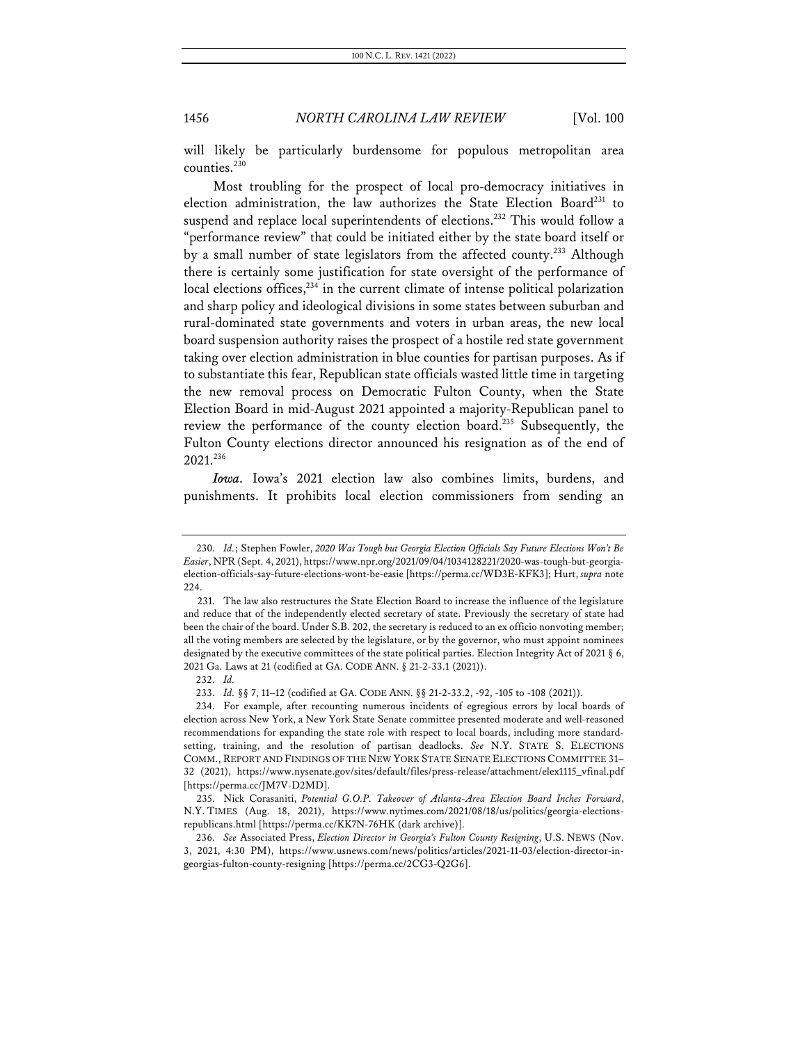will likely be particularly burdensome for populous metropolitan area counties.[230]

Most troubling for the prospect of local pro-democracy initiatives in election administration, the law authorizes the State Election Board[231] to suspend and replace local superintendents of elections.[232] This would follow a "performance review" that could be initiated either by the state board itself or by a small number of state legislators from the affected county.[233] Although there is certainly some justification for state oversight of the performance of local elections offices,[234] in the current climate of intense political polarization and sharp policy and ideological divisions in some states between suburban and rural-dominated state governments and voters in urban areas, the new local board suspension authority raises the prospect of a hostile red state government taking over election administration in blue counties for partisan purposes. As if to substantiate this fear, Republican state officials wasted little time in targeting the new removal process on Democratic Fulton County, when the State Election Board in mid-August 2021 appointed a majority-Republican panel to review the performance of the county election board.[235] Subsequently, the Fulton County elections director announced his resignation as of the end of 2021.[236]

***Iowa***. Iowa's 2021 election law also combines limits, burdens, and punishments. It prohibits local election commissioners from sending an

---

230. *Id.*; Stephen Fowler, *2020 Was Tough but Georgia Election Officials Say Future Elections Won't Be Easier*, NPR (Sept. 4, 2021), https://www.npr.org/2021/09/04/1034128221/2020-was-tough-but-georgia-election-officials-say-future-elections-wont-be-easie [https://perma.cc/WD3E-KFK3]; Hurt, *supra* note 224.

231. The law also restructures the State Election Board to increase the influence of the legislature and reduce that of the independently elected secretary of state. Previously the secretary of state had been the chair of the board. Under S.B. 202, the secretary is reduced to an ex officio nonvoting member; all the voting members are selected by the legislature, or by the governor, who must appoint nominees designated by the executive committees of the state political parties. Election Integrity Act of 2021 § 6, 2021 Ga. Laws at 21 (codified at GA. CODE ANN. § 21-2-33.1 (2021)).

232. *Id.*

233. *Id.* §§ 7, 11–12 (codified at GA. CODE ANN. §§ 21-2-33.2, -92, -105 to -108 (2021)).

234. For example, after recounting numerous incidents of egregious errors by local boards of election across New York, a New York State Senate committee presented moderate and well-reasoned recommendations for expanding the state role with respect to local boards, including more standard-setting, training, and the resolution of partisan deadlocks. *See* N.Y. STATE S. ELECTIONS COMM., REPORT AND FINDINGS OF THE NEW YORK STATE SENATE ELECTIONS COMMITTEE 31–32 (2021), https://www.nysenate.gov/sites/default/files/press-release/attachment/elex1115_vfinal.pdf [https://perma.cc/JM7V-D2MD].

235. Nick Corasaniti, *Potential G.O.P. Takeover of Atlanta-Area Election Board Inches Forward*, N.Y. TIMES (Aug. 18, 2021), https://www.nytimes.com/2021/08/18/us/politics/georgia-elections-republicans.html [https://perma.cc/KK7N-76HK (dark archive)].

236. *See* Associated Press, *Election Director in Georgia's Fulton County Resigning*, U.S. NEWS (Nov. 3, 2021, 4:30 PM), https://www.usnews.com/news/politics/articles/2021-11-03/election-director-in-georgias-fulton-county-resigning [https://perma.cc/2CG3-Q2G6].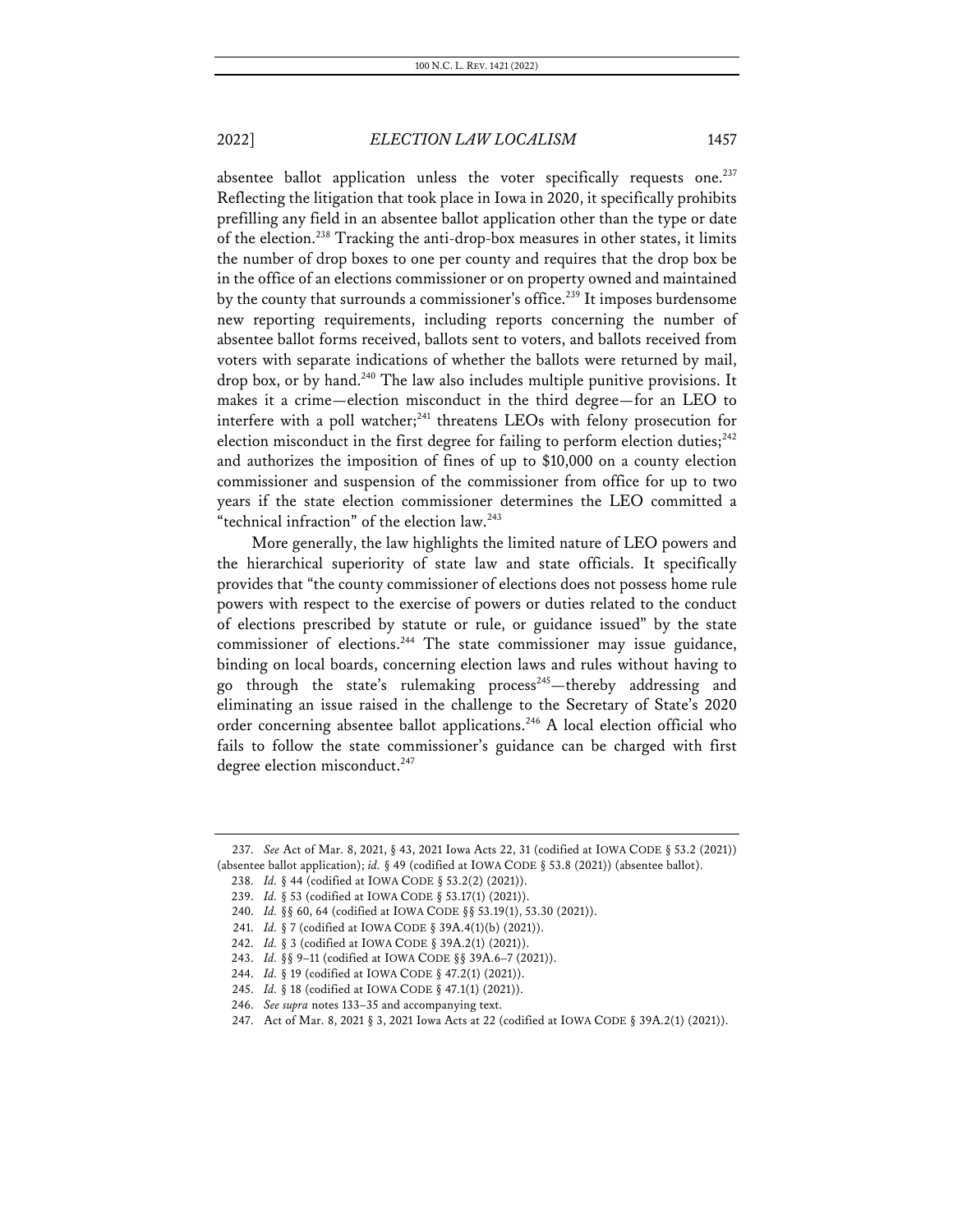absentee ballot application unless the voter specifically requests one.[237] Reflecting the litigation that took place in Iowa in 2020, it specifically prohibits prefilling any field in an absentee ballot application other than the type or date of the election.[238] Tracking the anti-drop-box measures in other states, it limits the number of drop boxes to one per county and requires that the drop box be in the office of an elections commissioner or on property owned and maintained by the county that surrounds a commissioner's office.[239] It imposes burdensome new reporting requirements, including reports concerning the number of absentee ballot forms received, ballots sent to voters, and ballots received from voters with separate indications of whether the ballots were returned by mail, drop box, or by hand.[240] The law also includes multiple punitive provisions. It makes it a crime—election misconduct in the third degree—for an LEO to interfere with a poll watcher;[241] threatens LEOs with felony prosecution for election misconduct in the first degree for failing to perform election duties;[242] and authorizes the imposition of fines of up to $10,000 on a county election commissioner and suspension of the commissioner from office for up to two years if the state election commissioner determines the LEO committed a "technical infraction" of the election law.[243]

More generally, the law highlights the limited nature of LEO powers and the hierarchical superiority of state law and state officials. It specifically provides that "the county commissioner of elections does not possess home rule powers with respect to the exercise of powers or duties related to the conduct of elections prescribed by statute or rule, or guidance issued" by the state commissioner of elections.[244] The state commissioner may issue guidance, binding on local boards, concerning election laws and rules without having to go through the state's rulemaking process[245]—thereby addressing and eliminating an issue raised in the challenge to the Secretary of State's 2020 order concerning absentee ballot applications.[246] A local election official who fails to follow the state commissioner's guidance can be charged with first degree election misconduct.[247]

---

237. *See* Act of Mar. 8, 2021, § 43, 2021 Iowa Acts 22, 31 (codified at IOWA CODE § 53.2 (2021)) (absentee ballot application); *id.* § 49 (codified at IOWA CODE § 53.8 (2021)) (absentee ballot).

238. *Id.* § 44 (codified at IOWA CODE § 53.2(2) (2021)).

239. *Id.* § 53 (codified at IOWA CODE § 53.17(1) (2021)).

240. *Id.* §§ 60, 64 (codified at IOWA CODE §§ 53.19(1), 53.30 (2021)).

241. *Id.* § 7 (codified at IOWA CODE § 39A.4(1)(b) (2021)).

242. *Id.* § 3 (codified at IOWA CODE § 39A.2(1) (2021)).

243. *Id.* §§ 9–11 (codified at IOWA CODE §§ 39A.6–7 (2021)).

244. *Id.* § 19 (codified at IOWA CODE § 47.2(1) (2021)).

245. *Id.* § 18 (codified at IOWA CODE § 47.1(1) (2021)).

246. *See supra* notes 133–35 and accompanying text.

247. Act of Mar. 8, 2021 § 3, 2021 Iowa Acts at 22 (codified at IOWA CODE § 39A.2(1) (2021)).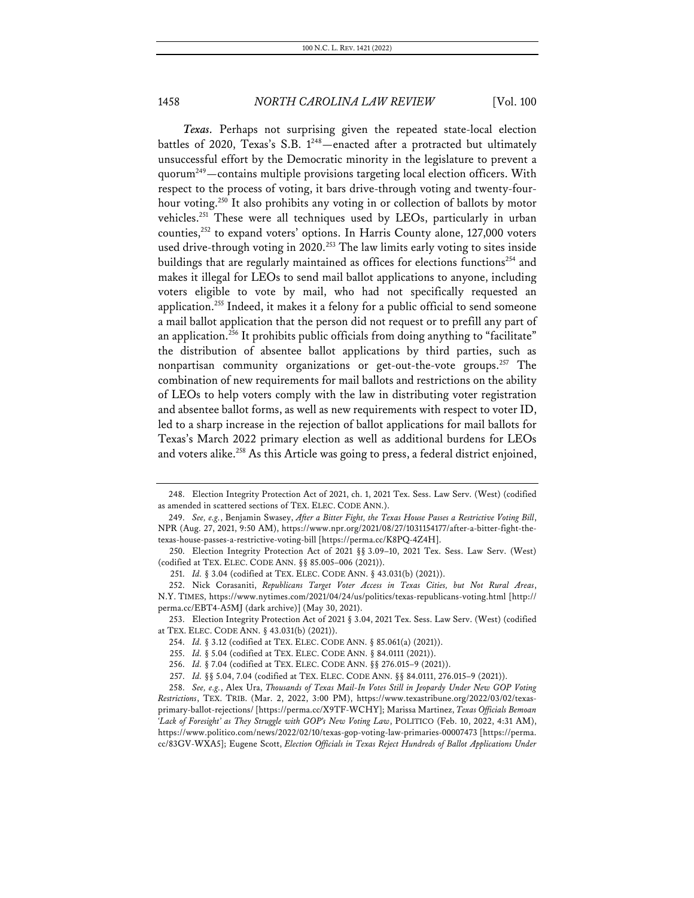*Texas*. Perhaps not surprising given the repeated state-local election battles of 2020, Texas's S.B. 1[248]—enacted after a protracted but ultimately unsuccessful effort by the Democratic minority in the legislature to prevent a quorum[249]—contains multiple provisions targeting local election officers. With respect to the process of voting, it bars drive-through voting and twenty-four-hour voting.[250] It also prohibits any voting in or collection of ballots by motor vehicles.[251] These were all techniques used by LEOs, particularly in urban counties,[252] to expand voters' options. In Harris County alone, 127,000 voters used drive-through voting in 2020.[253] The law limits early voting to sites inside buildings that are regularly maintained as offices for elections functions[254] and makes it illegal for LEOs to send mail ballot applications to anyone, including voters eligible to vote by mail, who had not specifically requested an application.[255] Indeed, it makes it a felony for a public official to send someone a mail ballot application that the person did not request or to prefill any part of an application.[256] It prohibits public officials from doing anything to "facilitate" the distribution of absentee ballot applications by third parties, such as nonpartisan community organizations or get-out-the-vote groups.[257] The combination of new requirements for mail ballots and restrictions on the ability of LEOs to help voters comply with the law in distributing voter registration and absentee ballot forms, as well as new requirements with respect to voter ID, led to a sharp increase in the rejection of ballot applications for mail ballots for Texas's March 2022 primary election as well as additional burdens for LEOs and voters alike.[258] As this Article was going to press, a federal district enjoined,

---

248. Election Integrity Protection Act of 2021, ch. 1, 2021 Tex. Sess. Law Serv. (West) (codified as amended in scattered sections of TEX. ELEC. CODE ANN.).

249. *See, e.g.*, Benjamin Swasey, *After a Bitter Fight, the Texas House Passes a Restrictive Voting Bill*, NPR (Aug. 27, 2021, 9:50 AM), https://www.npr.org/2021/08/27/1031154177/after-a-bitter-fight-the-texas-house-passes-a-restrictive-voting-bill [https://perma.cc/K8PQ-4Z4H].

250. Election Integrity Protection Act of 2021 §§ 3.09–10, 2021 Tex. Sess. Law Serv. (West) (codified at TEX. ELEC. CODE ANN. §§ 85.005–006 (2021)).

251. *Id.* § 3.04 (codified at TEX. ELEC. CODE ANN. § 43.031(b) (2021)).

252. Nick Corasaniti, *Republicans Target Voter Access in Texas Cities, but Not Rural Areas*, N.Y. TIMES, https://www.nytimes.com/2021/04/24/us/politics/texas-republicans-voting.html [http://perma.cc/EBT4-A5MJ (dark archive)] (May 30, 2021).

253. Election Integrity Protection Act of 2021 § 3.04, 2021 Tex. Sess. Law Serv. (West) (codified at TEX. ELEC. CODE ANN. § 43.031(b) (2021)).

254. *Id.* § 3.12 (codified at TEX. ELEC. CODE ANN. § 85.061(a) (2021)).

255. *Id.* § 5.04 (codified at TEX. ELEC. CODE ANN. § 84.0111 (2021)).

256. *Id.* § 7.04 (codified at TEX. ELEC. CODE ANN. §§ 276.015–9 (2021)).

257. *Id.* §§ 5.04, 7.04 (codified at TEX. ELEC. CODE ANN. §§ 84.0111, 276.015–9 (2021)).

258. *See, e.g.*, Alex Ura, *Thousands of Texas Mail-In Votes Still in Jeopardy Under New GOP Voting Restrictions*, TEX. TRIB. (Mar. 2, 2022, 3:00 PM), https://www.texastribune.org/2022/03/02/texas-primary-ballot-rejections/ [https://perma.cc/X9TF-WCHY]; Marissa Martinez, *Texas Officials Bemoan 'Lack of Foresight' as They Struggle with GOP's New Voting Law*, POLITICO (Feb. 10, 2022, 4:31 AM), https://www.politico.com/news/2022/02/10/texas-gop-voting-law-primaries-00007473 [https://perma.cc/83GV-WXA5]; Eugene Scott, *Election Officials in Texas Reject Hundreds of Ballot Applications Under*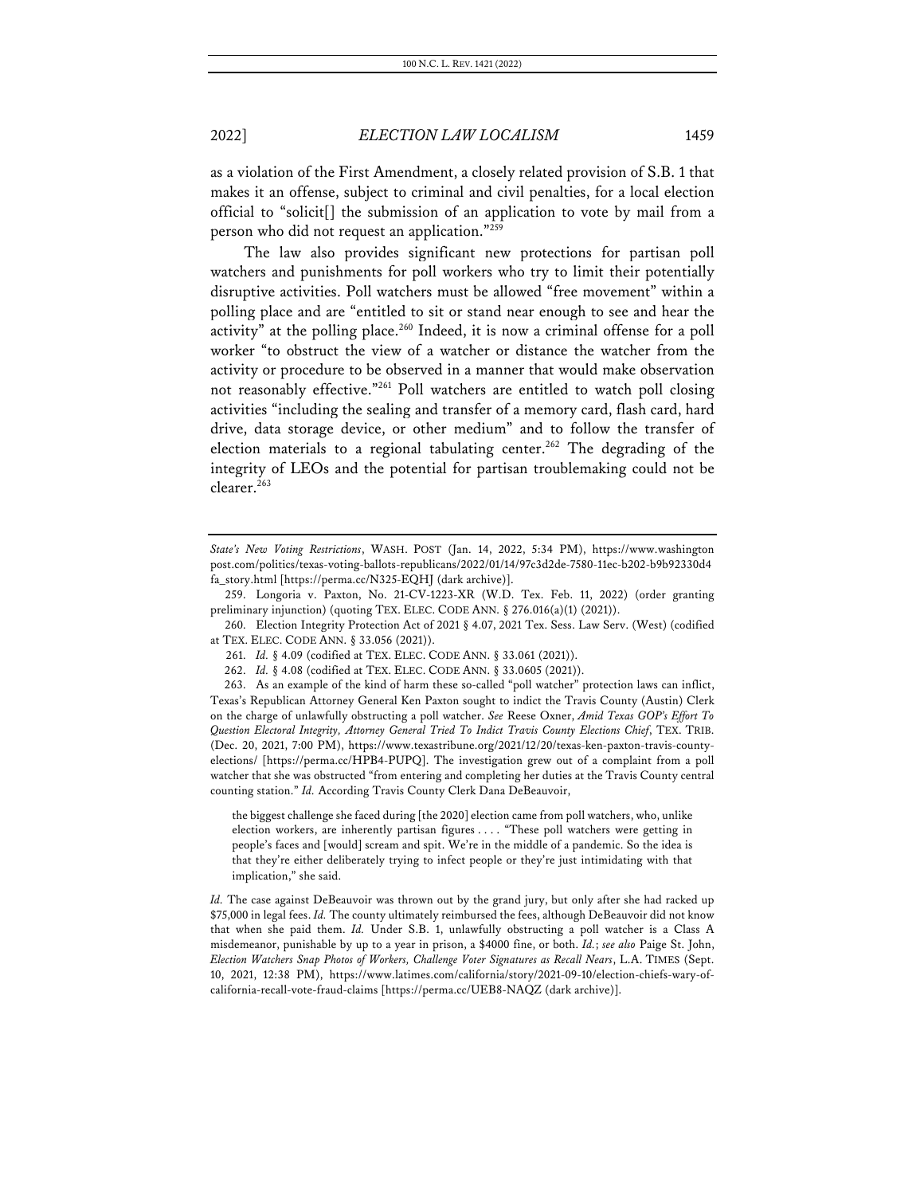as a violation of the First Amendment, a closely related provision of S.B. 1 that makes it an offense, subject to criminal and civil penalties, for a local election official to "solicit[] the submission of an application to vote by mail from a person who did not request an application."[259]

The law also provides significant new protections for partisan poll watchers and punishments for poll workers who try to limit their potentially disruptive activities. Poll watchers must be allowed "free movement" within a polling place and are "entitled to sit or stand near enough to see and hear the activity" at the polling place.[260] Indeed, it is now a criminal offense for a poll worker "to obstruct the view of a watcher or distance the watcher from the activity or procedure to be observed in a manner that would make observation not reasonably effective."[261] Poll watchers are entitled to watch poll closing activities "including the sealing and transfer of a memory card, flash card, hard drive, data storage device, or other medium" and to follow the transfer of election materials to a regional tabulating center.[262] The degrading of the integrity of LEOs and the potential for partisan troublemaking could not be clearer.[263]

---

*State's New Voting Restrictions*, WASH. POST (Jan. 14, 2022, 5:34 PM), https://www.washingtonpost.com/politics/texas-voting-ballots-republicans/2022/01/14/97c3d2de-7580-11ec-b202-b9b92330d4fa_story.html [https://perma.cc/N325-EQHJ (dark archive)].

259. Longoria v. Paxton, No. 21-CV-1223-XR (W.D. Tex. Feb. 11, 2022) (order granting preliminary injunction) (quoting TEX. ELEC. CODE ANN. § 276.016(a)(1) (2021)).

260. Election Integrity Protection Act of 2021 § 4.07, 2021 Tex. Sess. Law Serv. (West) (codified at TEX. ELEC. CODE ANN. § 33.056 (2021)).

261. *Id.* § 4.09 (codified at TEX. ELEC. CODE ANN. § 33.061 (2021)).

262. *Id.* § 4.08 (codified at TEX. ELEC. CODE ANN. § 33.0605 (2021)).

263. As an example of the kind of harm these so-called "poll watcher" protection laws can inflict, Texas's Republican Attorney General Ken Paxton sought to indict the Travis County (Austin) Clerk on the charge of unlawfully obstructing a poll watcher. *See* Reese Oxner, *Amid Texas GOP's Effort To Question Electoral Integrity, Attorney General Tried To Indict Travis County Elections Chief*, TEX. TRIB. (Dec. 20, 2021, 7:00 PM), https://www.texastribune.org/2021/12/20/texas-ken-paxton-travis-county-elections/ [https://perma.cc/HPB4-PUPQ]. The investigation grew out of a complaint from a poll watcher that she was obstructed "from entering and completing her duties at the Travis County central counting station." *Id.* According Travis County Clerk Dana DeBeauvoir,

> the biggest challenge she faced during [the 2020] election came from poll watchers, who, unlike election workers, are inherently partisan figures . . . . "These poll watchers were getting in people's faces and [would] scream and spit. We're in the middle of a pandemic. So the idea is that they're either deliberately trying to infect people or they're just intimidating with that implication," she said.

*Id.* The case against DeBeauvoir was thrown out by the grand jury, but only after she had racked up $75,000 in legal fees. *Id.* The county ultimately reimbursed the fees, although DeBeauvoir did not know that when she paid them. *Id.* Under S.B. 1, unlawfully obstructing a poll watcher is a Class A misdemeanor, punishable by up to a year in prison, a $4000 fine, or both. *Id.*; *see also* Paige St. John, *Election Watchers Snap Photos of Workers, Challenge Voter Signatures as Recall Nears*, L.A. TIMES (Sept. 10, 2021, 12:38 PM), https://www.latimes.com/california/story/2021-09-10/election-chiefs-wary-of-california-recall-vote-fraud-claims [https://perma.cc/UEB8-NAQZ (dark archive)].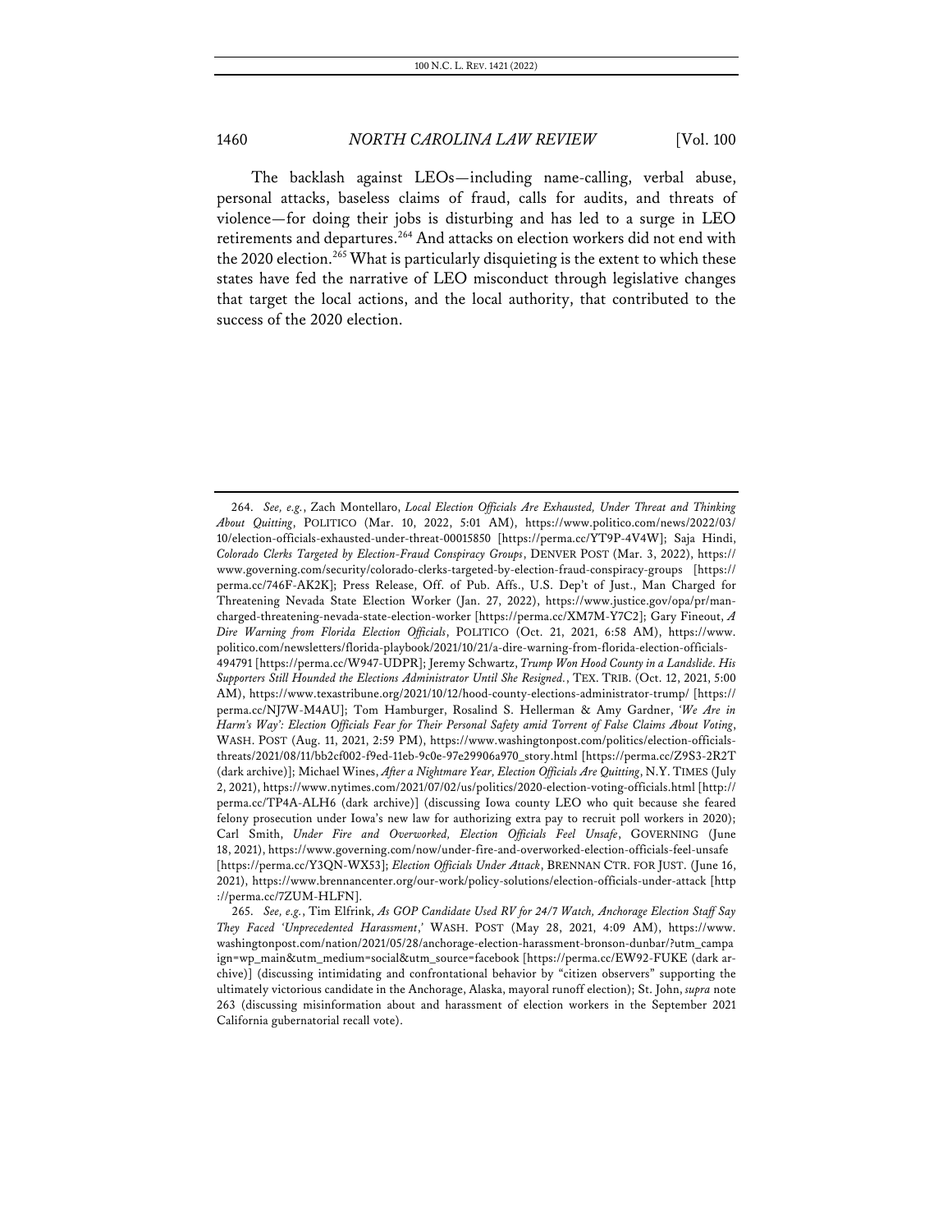The backlash against LEOs—including name-calling, verbal abuse, personal attacks, baseless claims of fraud, calls for audits, and threats of violence—for doing their jobs is disturbing and has led to a surge in LEO retirements and departures.[264] And attacks on election workers did not end with the 2020 election.[265] What is particularly disquieting is the extent to which these states have fed the narrative of LEO misconduct through legislative changes that target the local actions, and the local authority, that contributed to the success of the 2020 election.

---

264. *See, e.g.*, Zach Montellaro, *Local Election Officials Are Exhausted, Under Threat and Thinking About Quitting*, POLITICO (Mar. 10, 2022, 5:01 AM), https://www.politico.com/news/2022/03/10/election-officials-exhausted-under-threat-00015850 [https://perma.cc/YT9P-4V4W]; Saja Hindi, *Colorado Clerks Targeted by Election-Fraud Conspiracy Groups*, DENVER POST (Mar. 3, 2022), https://www.governing.com/security/colorado-clerks-targeted-by-election-fraud-conspiracy-groups [https://perma.cc/746F-AK2K]; Press Release, Off. of Pub. Affs., U.S. Dep't of Just., Man Charged for Threatening Nevada State Election Worker (Jan. 27, 2022), https://www.justice.gov/opa/pr/man-charged-threatening-nevada-state-election-worker [https://perma.cc/XM7M-Y7C2]; Gary Fineout, *A Dire Warning from Florida Election Officials*, POLITICO (Oct. 21, 2021, 6:58 AM), https://www.politico.com/newsletters/florida-playbook/2021/10/21/a-dire-warning-from-florida-election-officials-494791 [https://perma.cc/W947-UDPR]; Jeremy Schwartz, *Trump Won Hood County in a Landslide. His Supporters Still Hounded the Elections Administrator Until She Resigned.*, TEX. TRIB. (Oct. 12, 2021, 5:00 AM), https://www.texastribune.org/2021/10/12/hood-county-elections-administrator-trump/ [https://perma.cc/NJ7W-M4AU]; Tom Hamburger, Rosalind S. Hellerman & Amy Gardner, *'We Are in Harm's Way': Election Officials Fear for Their Personal Safety amid Torrent of False Claims About Voting*, WASH. POST (Aug. 11, 2021, 2:59 PM), https://www.washingtonpost.com/politics/election-officials-threats/2021/08/11/bb2cf002-f9ed-11eb-9c0e-97e29906a970_story.html [https://perma.cc/Z9S3-2R2T (dark archive)]; Michael Wines, *After a Nightmare Year, Election Officials Are Quitting*, N.Y. TIMES (July 2, 2021), https://www.nytimes.com/2021/07/02/us/politics/2020-election-voting-officials.html [http://perma.cc/TP4A-ALH6 (dark archive)] (discussing Iowa county LEO who quit because she feared felony prosecution under Iowa's new law for authorizing extra pay to recruit poll workers in 2020); Carl Smith, *Under Fire and Overworked, Election Officials Feel Unsafe*, GOVERNING (June 18, 2021), https://www.governing.com/now/under-fire-and-overworked-election-officials-feel-unsafe [https://perma.cc/Y3QN-WX53]; *Election Officials Under Attack*, BRENNAN CTR. FOR JUST. (June 16, 2021), https://www.brennancenter.org/our-work/policy-solutions/election-officials-under-attack [http://perma.cc/7ZUM-HLFN].

265. *See, e.g.*, Tim Elfrink, *As GOP Candidate Used RV for 24/7 Watch, Anchorage Election Staff Say They Faced 'Unprecedented Harassment*,' WASH. POST (May 28, 2021, 4:09 AM), https://www.washingtonpost.com/nation/2021/05/28/anchorage-election-harassment-bronson-dunbar/?utm_campaign=wp_main&utm_medium=social&utm_source=facebook [https://perma.cc/EW92-FUKE (dark archive)] (discussing intimidating and confrontational behavior by "citizen observers" supporting the ultimately victorious candidate in the Anchorage, Alaska, mayoral runoff election); St. John, *supra* note 263 (discussing misinformation about and harassment of election workers in the September 2021 California gubernatorial recall vote).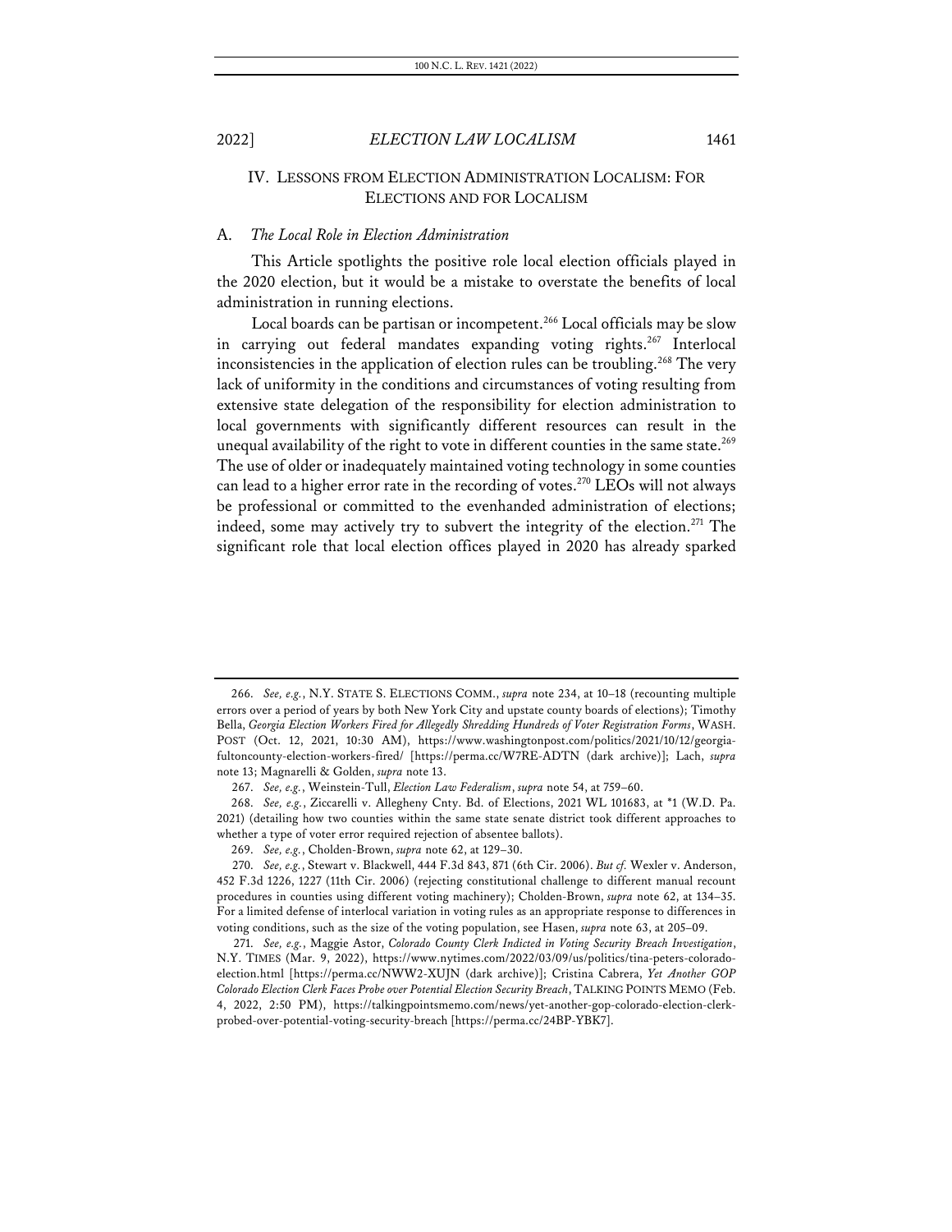## IV. LESSONS FROM ELECTION ADMINISTRATION LOCALISM: FOR ELECTIONS AND FOR LOCALISM

### A. *The Local Role in Election Administration*

This Article spotlights the positive role local election officials played in the 2020 election, but it would be a mistake to overstate the benefits of local administration in running elections.

Local boards can be partisan or incompetent.[266] Local officials may be slow in carrying out federal mandates expanding voting rights.[267] Interlocal inconsistencies in the application of election rules can be troubling.[268] The very lack of uniformity in the conditions and circumstances of voting resulting from extensive state delegation of the responsibility for election administration to local governments with significantly different resources can result in the unequal availability of the right to vote in different counties in the same state.[269] The use of older or inadequately maintained voting technology in some counties can lead to a higher error rate in the recording of votes.[270] LEOs will not always be professional or committed to the evenhanded administration of elections; indeed, some may actively try to subvert the integrity of the election.[271] The significant role that local election offices played in 2020 has already sparked

---

266. *See, e.g.*, N.Y. STATE S. ELECTIONS COMM., *supra* note 234, at 10–18 (recounting multiple errors over a period of years by both New York City and upstate county boards of elections); Timothy Bella, *Georgia Election Workers Fired for Allegedly Shredding Hundreds of Voter Registration Forms*, WASH. POST (Oct. 12, 2021, 10:30 AM), https://www.washingtonpost.com/politics/2021/10/12/georgia-fultoncounty-election-workers-fired/ [https://perma.cc/W7RE-ADTN (dark archive)]; Lach, *supra* note 13; Magnarelli & Golden, *supra* note 13.

267. *See, e.g.*, Weinstein-Tull, *Election Law Federalism*, *supra* note 54, at 759–60.

268. *See, e.g.*, Ziccarelli v. Allegheny Cnty. Bd. of Elections, 2021 WL 101683, at *1 (W.D. Pa. 2021) (detailing how two counties within the same state senate district took different approaches to whether a type of voter error required rejection of absentee ballots).

269. *See, e.g.*, Cholden-Brown, *supra* note 62, at 129–30.

270. *See, e.g.*, Stewart v. Blackwell, 444 F.3d 843, 871 (6th Cir. 2006). *But cf.* Wexler v. Anderson, 452 F.3d 1226, 1227 (11th Cir. 2006) (rejecting constitutional challenge to different manual recount procedures in counties using different voting machinery); Cholden-Brown, *supra* note 62, at 134–35. For a limited defense of interlocal variation in voting rules as an appropriate response to differences in voting conditions, such as the size of the voting population, see Hasen, *supra* note 63, at 205–09.

271. *See, e.g.*, Maggie Astor, *Colorado County Clerk Indicted in Voting Security Breach Investigation*, N.Y. TIMES (Mar. 9, 2022), https://www.nytimes.com/2022/03/09/us/politics/tina-peters-colorado-election.html [https://perma.cc/NWW2-XUJN (dark archive)]; Cristina Cabrera, *Yet Another GOP Colorado Election Clerk Faces Probe over Potential Election Security Breach*, TALKING POINTS MEMO (Feb. 4, 2022, 2:50 PM), https://talkingpointsmemo.com/news/yet-another-gop-colorado-election-clerk-probed-over-potential-voting-security-breach [https://perma.cc/24BP-YBK7].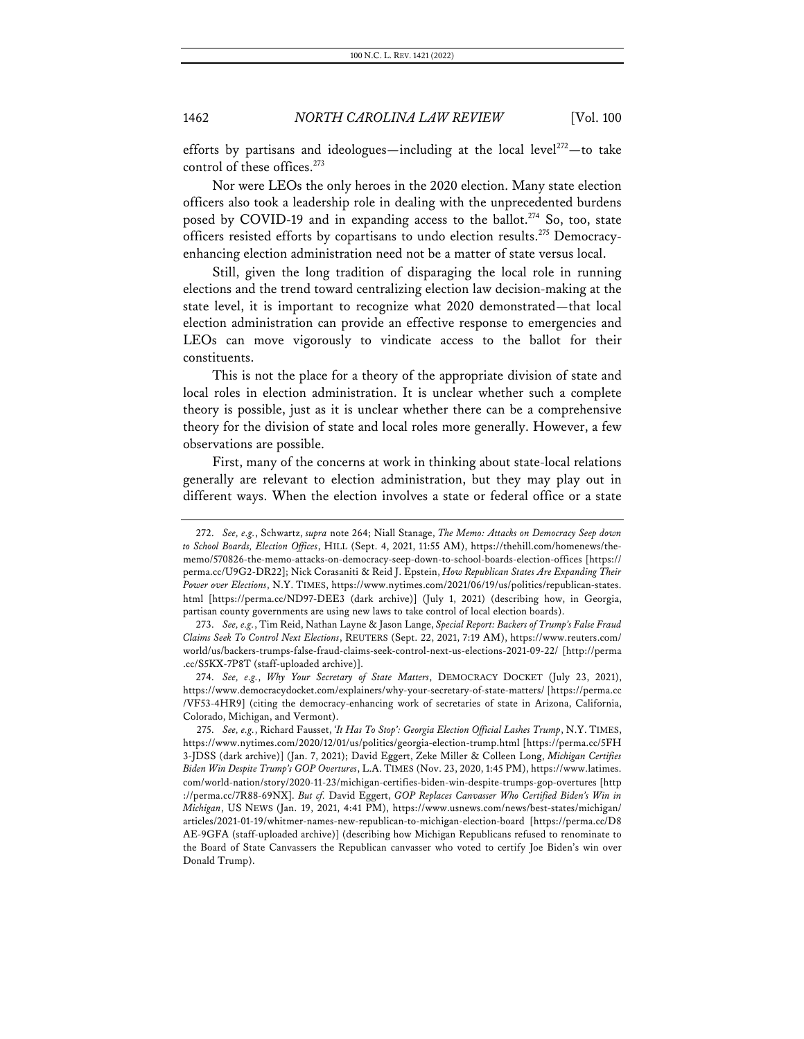efforts by partisans and ideologues—including at the local level[272]—to take control of these offices.[273]

Nor were LEOs the only heroes in the 2020 election. Many state election officers also took a leadership role in dealing with the unprecedented burdens posed by COVID-19 and in expanding access to the ballot.[274] So, too, state officers resisted efforts by copartisans to undo election results.[275] Democracy-enhancing election administration need not be a matter of state versus local.

Still, given the long tradition of disparaging the local role in running elections and the trend toward centralizing election law decision-making at the state level, it is important to recognize what 2020 demonstrated—that local election administration can provide an effective response to emergencies and LEOs can move vigorously to vindicate access to the ballot for their constituents.

This is not the place for a theory of the appropriate division of state and local roles in election administration. It is unclear whether such a complete theory is possible, just as it is unclear whether there can be a comprehensive theory for the division of state and local roles more generally. However, a few observations are possible.

First, many of the concerns at work in thinking about state-local relations generally are relevant to election administration, but they may play out in different ways. When the election involves a state or federal office or a state

---

272. *See, e.g.*, Schwartz, *supra* note 264; Niall Stanage, *The Memo: Attacks on Democracy Seep down to School Boards, Election Offices*, HILL (Sept. 4, 2021, 11:55 AM), https://thehill.com/homenews/the-memo/570826-the-memo-attacks-on-democracy-seep-down-to-school-boards-election-offices [https://perma.cc/U9G2-DR22]; Nick Corasaniti & Reid J. Epstein, *How Republican States Are Expanding Their Power over Elections*, N.Y. TIMES, https://www.nytimes.com/2021/06/19/us/politics/republican-states.html [https://perma.cc/ND97-DEE3 (dark archive)] (July 1, 2021) (describing how, in Georgia, partisan county governments are using new laws to take control of local election boards).

273. *See, e.g.*, Tim Reid, Nathan Layne & Jason Lange, *Special Report: Backers of Trump's False Fraud Claims Seek To Control Next Elections*, REUTERS (Sept. 22, 2021, 7:19 AM), https://www.reuters.com/world/us/backers-trumps-false-fraud-claims-seek-control-next-us-elections-2021-09-22/ [http://perma.cc/S5KX-7P8T (staff-uploaded archive)].

274. *See, e.g.*, *Why Your Secretary of State Matters*, DEMOCRACY DOCKET (July 23, 2021), https://www.democracydocket.com/explainers/why-your-secretary-of-state-matters/ [https://perma.cc/VF53-4HR9] (citing the democracy-enhancing work of secretaries of state in Arizona, California, Colorado, Michigan, and Vermont).

275. *See, e.g.*, Richard Fausset, *'It Has To Stop': Georgia Election Official Lashes Trump*, N.Y. TIMES, https://www.nytimes.com/2020/12/01/us/politics/georgia-election-trump.html [https://perma.cc/5FH3-JDSS (dark archive)] (Jan. 7, 2021); David Eggert, Zeke Miller & Colleen Long, *Michigan Certifies Biden Win Despite Trump's GOP Overtures*, L.A. TIMES (Nov. 23, 2020, 1:45 PM), https://www.latimes.com/world-nation/story/2020-11-23/michigan-certifies-biden-win-despite-trumps-gop-overtures [http://perma.cc/7R88-69NX]. *But cf.* David Eggert, *GOP Replaces Canvasser Who Certified Biden's Win in Michigan*, US NEWS (Jan. 19, 2021, 4:41 PM), https://www.usnews.com/news/best-states/michigan/articles/2021-01-19/whitmer-names-new-republican-to-michigan-election-board [https://perma.cc/D8AE-9GFA (staff-uploaded archive)] (describing how Michigan Republicans refused to renominate to the Board of State Canvassers the Republican canvasser who voted to certify Joe Biden's win over Donald Trump).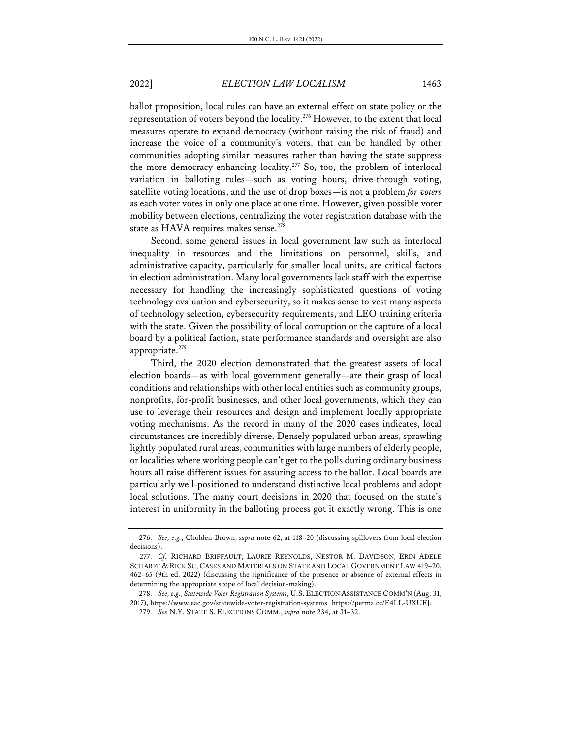ballot proposition, local rules can have an external effect on state policy or the representation of voters beyond the locality.[276] However, to the extent that local measures operate to expand democracy (without raising the risk of fraud) and increase the voice of a community's voters, that can be handled by other communities adopting similar measures rather than having the state suppress the more democracy-enhancing locality.[277] So, too, the problem of interlocal variation in balloting rules—such as voting hours, drive-through voting, satellite voting locations, and the use of drop boxes—is not a problem *for voters* as each voter votes in only one place at one time. However, given possible voter mobility between elections, centralizing the voter registration database with the state as HAVA requires makes sense.[278]

Second, some general issues in local government law such as interlocal inequality in resources and the limitations on personnel, skills, and administrative capacity, particularly for smaller local units, are critical factors in election administration. Many local governments lack staff with the expertise necessary for handling the increasingly sophisticated questions of voting technology evaluation and cybersecurity, so it makes sense to vest many aspects of technology selection, cybersecurity requirements, and LEO training criteria with the state. Given the possibility of local corruption or the capture of a local board by a political faction, state performance standards and oversight are also appropriate.[279]

Third, the 2020 election demonstrated that the greatest assets of local election boards—as with local government generally—are their grasp of local conditions and relationships with other local entities such as community groups, nonprofits, for-profit businesses, and other local governments, which they can use to leverage their resources and design and implement locally appropriate voting mechanisms. As the record in many of the 2020 cases indicates, local circumstances are incredibly diverse. Densely populated urban areas, sprawling lightly populated rural areas, communities with large numbers of elderly people, or localities where working people can't get to the polls during ordinary business hours all raise different issues for assuring access to the ballot. Local boards are particularly well-positioned to understand distinctive local problems and adopt local solutions. The many court decisions in 2020 that focused on the state's interest in uniformity in the balloting process got it exactly wrong. This is one

---

276. *See, e.g.*, Cholden-Brown, *supra* note 62, at 118–20 (discussing spillovers from local election decisions).

277. *Cf.* RICHARD BRIFFAULT, LAURIE REYNOLDS, NESTOR M. DAVIDSON, ERIN ADELE SCHARFF & RICK SU, CASES AND MATERIALS ON STATE AND LOCAL GOVERNMENT LAW 419–20, 462–65 (9th ed. 2022) (discussing the significance of the presence or absence of external effects in determining the appropriate scope of local decision-making).

278. *See, e.g.*, *Statewide Voter Registration Systems*, U.S. ELECTION ASSISTANCE COMM'N (Aug. 31, 2017), https://www.eac.gov/statewide-voter-registration-systems [https://perma.cc/E4LL-UXUF].

279. *See* N.Y. STATE S. ELECTIONS COMM., *supra* note 234, at 31–32.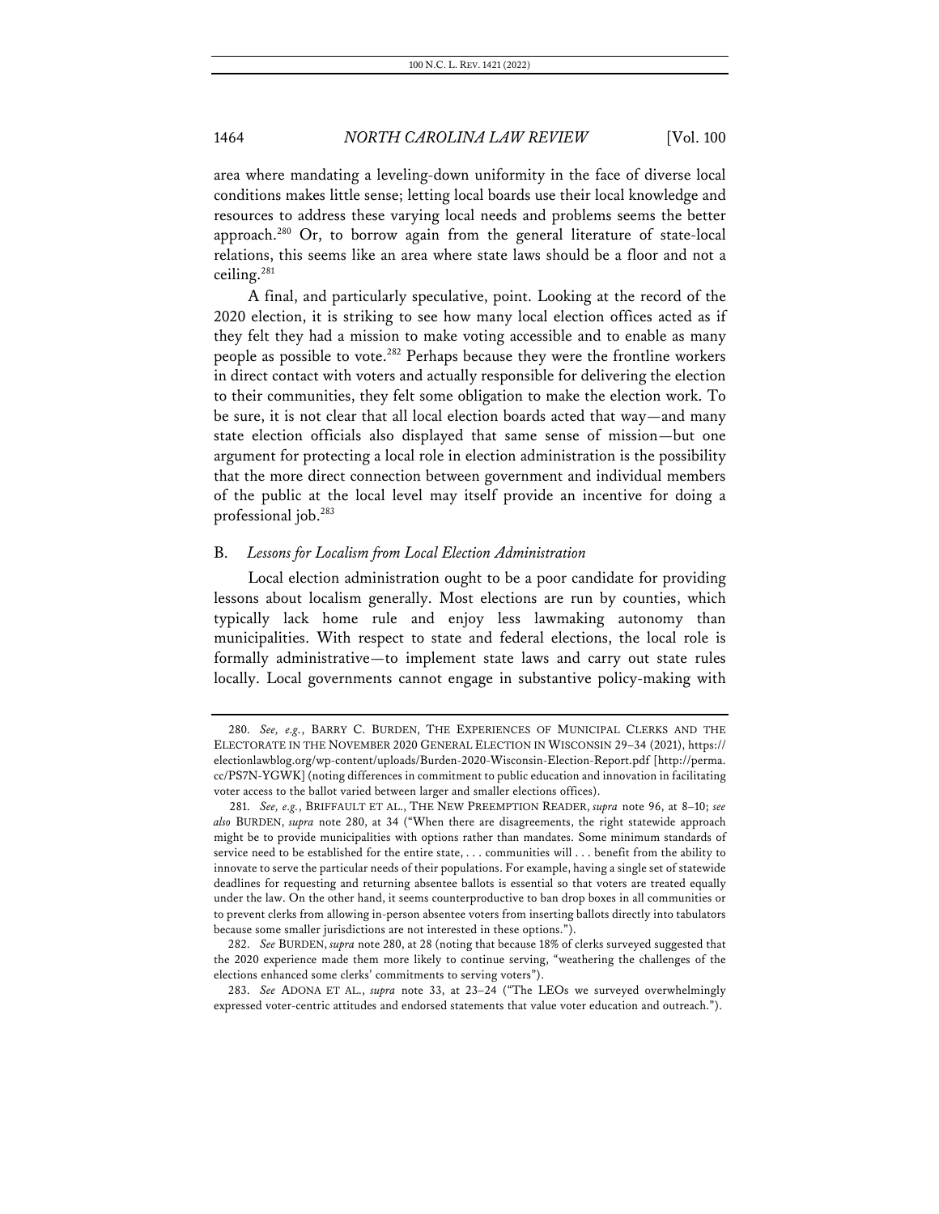area where mandating a leveling-down uniformity in the face of diverse local conditions makes little sense; letting local boards use their local knowledge and resources to address these varying local needs and problems seems the better approach.[280] Or, to borrow again from the general literature of state-local relations, this seems like an area where state laws should be a floor and not a ceiling.[281]

A final, and particularly speculative, point. Looking at the record of the 2020 election, it is striking to see how many local election offices acted as if they felt they had a mission to make voting accessible and to enable as many people as possible to vote.[282] Perhaps because they were the frontline workers in direct contact with voters and actually responsible for delivering the election to their communities, they felt some obligation to make the election work. To be sure, it is not clear that all local election boards acted that way—and many state election officials also displayed that same sense of mission—but one argument for protecting a local role in election administration is the possibility that the more direct connection between government and individual members of the public at the local level may itself provide an incentive for doing a professional job.[283]

### B. *Lessons for Localism from Local Election Administration*

Local election administration ought to be a poor candidate for providing lessons about localism generally. Most elections are run by counties, which typically lack home rule and enjoy less lawmaking autonomy than municipalities. With respect to state and federal elections, the local role is formally administrative—to implement state laws and carry out state rules locally. Local governments cannot engage in substantive policy-making with

---

280. *See, e.g.*, BARRY C. BURDEN, THE EXPERIENCES OF MUNICIPAL CLERKS AND THE ELECTORATE IN THE NOVEMBER 2020 GENERAL ELECTION IN WISCONSIN 29–34 (2021), https://electionlawblog.org/wp-content/uploads/Burden-2020-Wisconsin-Election-Report.pdf [http://perma.cc/PS7N-YGWK] (noting differences in commitment to public education and innovation in facilitating voter access to the ballot varied between larger and smaller elections offices).

281. *See, e.g.*, BRIFFAULT ET AL., THE NEW PREEMPTION READER, *supra* note 96, at 8–10; *see also* BURDEN, *supra* note 280, at 34 ("When there are disagreements, the right statewide approach might be to provide municipalities with options rather than mandates. Some minimum standards of service need to be established for the entire state, . . . communities will . . . benefit from the ability to innovate to serve the particular needs of their populations. For example, having a single set of statewide deadlines for requesting and returning absentee ballots is essential so that voters are treated equally under the law. On the other hand, it seems counterproductive to ban drop boxes in all communities or to prevent clerks from allowing in-person absentee voters from inserting ballots directly into tabulators because some smaller jurisdictions are not interested in these options.").

282. *See* BURDEN, *supra* note 280, at 28 (noting that because 18% of clerks surveyed suggested that the 2020 experience made them more likely to continue serving, "weathering the challenges of the elections enhanced some clerks' commitments to serving voters").

283. *See* ADONA ET AL., *supra* note 33, at 23–24 ("The LEOs we surveyed overwhelmingly expressed voter-centric attitudes and endorsed statements that value voter education and outreach.").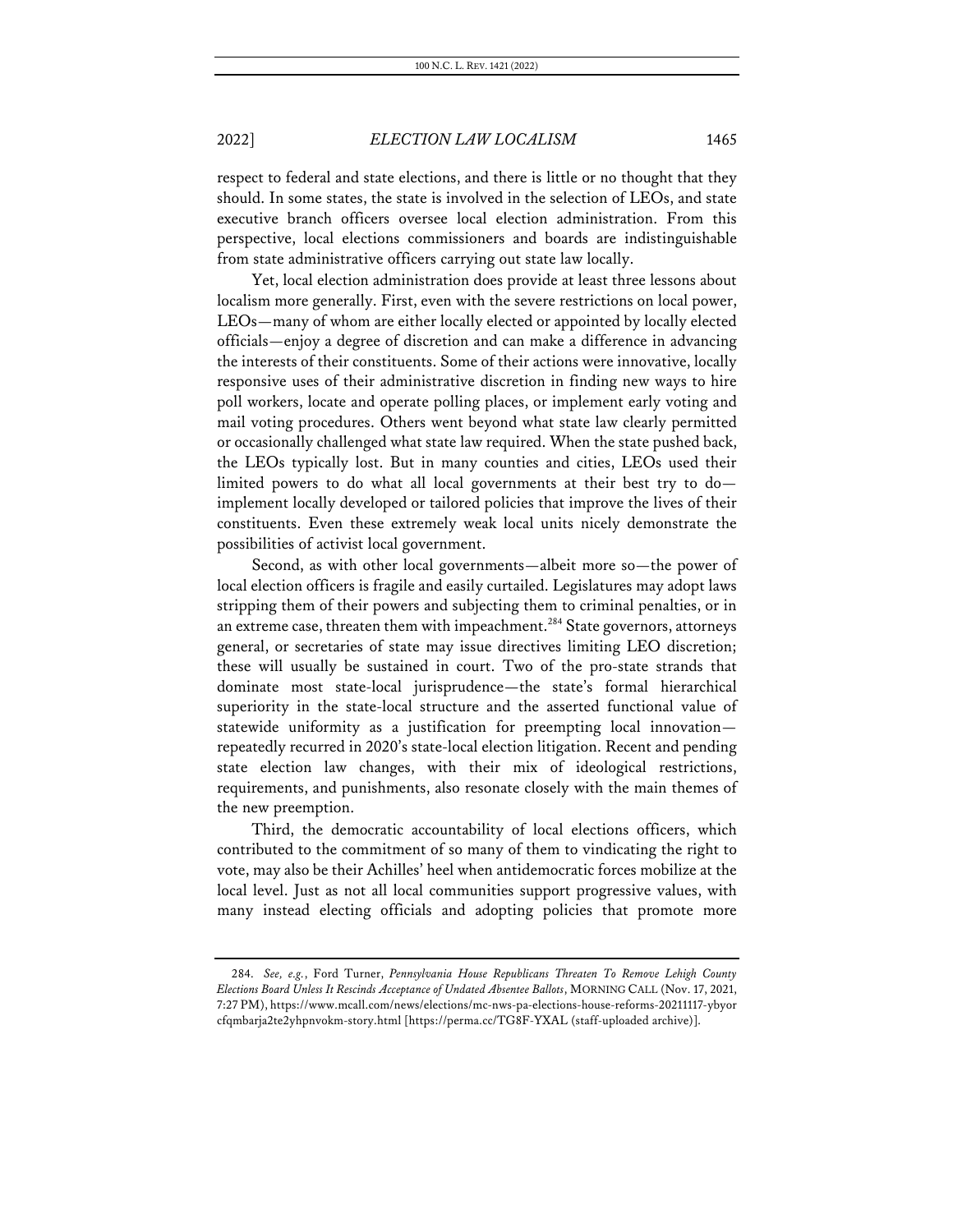respect to federal and state elections, and there is little or no thought that they should. In some states, the state is involved in the selection of LEOs, and state executive branch officers oversee local election administration. From this perspective, local elections commissioners and boards are indistinguishable from state administrative officers carrying out state law locally.

Yet, local election administration does provide at least three lessons about localism more generally. First, even with the severe restrictions on local power, LEOs—many of whom are either locally elected or appointed by locally elected officials—enjoy a degree of discretion and can make a difference in advancing the interests of their constituents. Some of their actions were innovative, locally responsive uses of their administrative discretion in finding new ways to hire poll workers, locate and operate polling places, or implement early voting and mail voting procedures. Others went beyond what state law clearly permitted or occasionally challenged what state law required. When the state pushed back, the LEOs typically lost. But in many counties and cities, LEOs used their limited powers to do what all local governments at their best try to do—implement locally developed or tailored policies that improve the lives of their constituents. Even these extremely weak local units nicely demonstrate the possibilities of activist local government.

Second, as with other local governments—albeit more so—the power of local election officers is fragile and easily curtailed. Legislatures may adopt laws stripping them of their powers and subjecting them to criminal penalties, or in an extreme case, threaten them with impeachment.[284] State governors, attorneys general, or secretaries of state may issue directives limiting LEO discretion; these will usually be sustained in court. Two of the pro-state strands that dominate most state-local jurisprudence—the state's formal hierarchical superiority in the state-local structure and the asserted functional value of statewide uniformity as a justification for preempting local innovation—repeatedly recurred in 2020's state-local election litigation. Recent and pending state election law changes, with their mix of ideological restrictions, requirements, and punishments, also resonate closely with the main themes of the new preemption.

Third, the democratic accountability of local elections officers, which contributed to the commitment of so many of them to vindicating the right to vote, may also be their Achilles' heel when antidemocratic forces mobilize at the local level. Just as not all local communities support progressive values, with many instead electing officials and adopting policies that promote more

---

284. *See, e.g.*, Ford Turner, *Pennsylvania House Republicans Threaten To Remove Lehigh County Elections Board Unless It Rescinds Acceptance of Undated Absentee Ballots*, MORNING CALL (Nov. 17, 2021, 7:27 PM), https://www.mcall.com/news/elections/mc-nws-pa-elections-house-reforms-20211117-ybyorcfqmbarja2te2yhpnvokm-story.html [https://perma.cc/TG8F-YXAL (staff-uploaded archive)].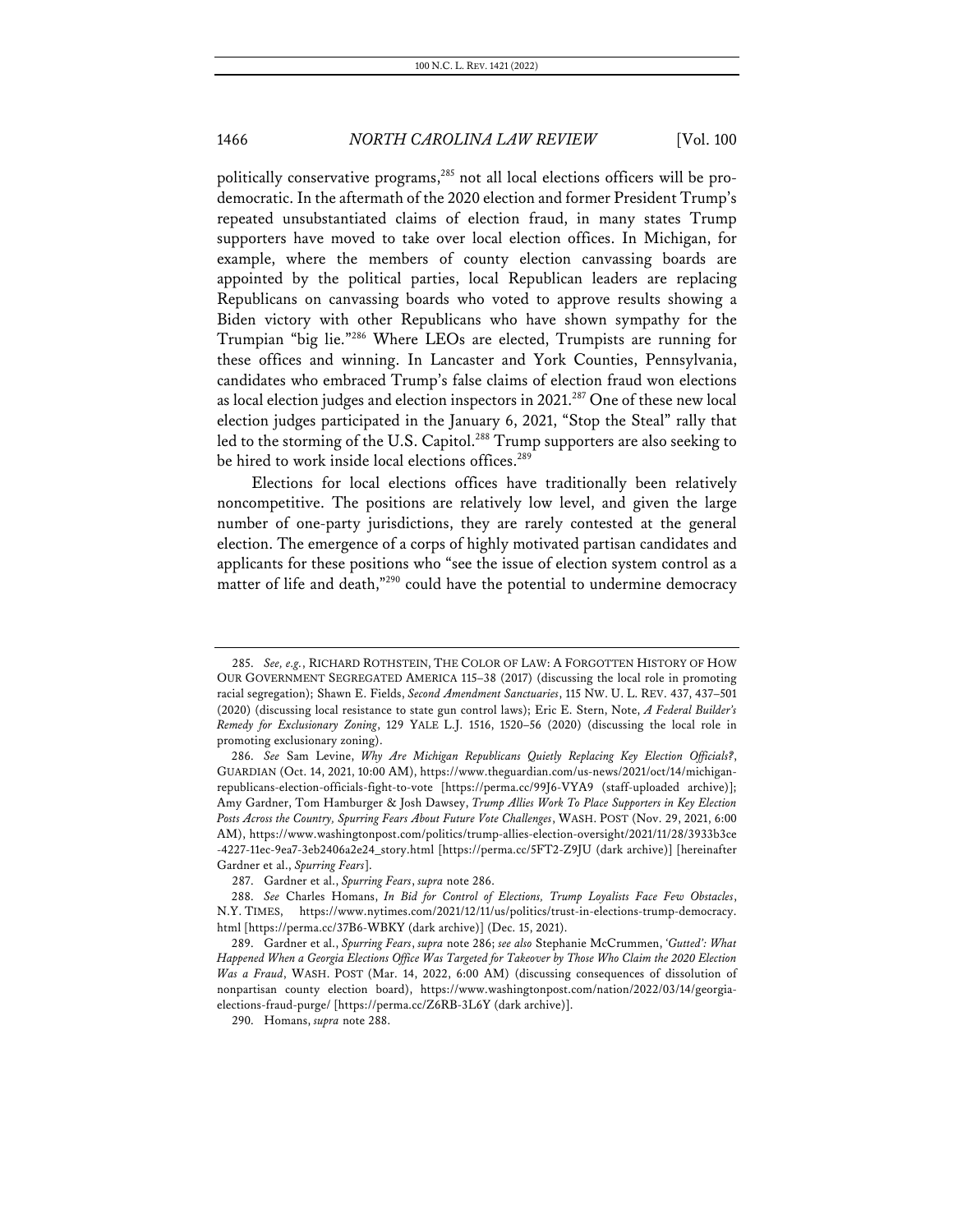politically conservative programs,[285] not all local elections officers will be pro-democratic. In the aftermath of the 2020 election and former President Trump's repeated unsubstantiated claims of election fraud, in many states Trump supporters have moved to take over local election offices. In Michigan, for example, where the members of county election canvassing boards are appointed by the political parties, local Republican leaders are replacing Republicans on canvassing boards who voted to approve results showing a Biden victory with other Republicans who have shown sympathy for the Trumpian "big lie."[286] Where LEOs are elected, Trumpists are running for these offices and winning. In Lancaster and York Counties, Pennsylvania, candidates who embraced Trump's false claims of election fraud won elections as local election judges and election inspectors in 2021.[287] One of these new local election judges participated in the January 6, 2021, "Stop the Steal" rally that led to the storming of the U.S. Capitol.[288] Trump supporters are also seeking to be hired to work inside local elections offices.[289]

Elections for local elections offices have traditionally been relatively noncompetitive. The positions are relatively low level, and given the large number of one-party jurisdictions, they are rarely contested at the general election. The emergence of a corps of highly motivated partisan candidates and applicants for these positions who "see the issue of election system control as a matter of life and death,"[290] could have the potential to undermine democracy

---

285. *See, e.g.*, RICHARD ROTHSTEIN, THE COLOR OF LAW: A FORGOTTEN HISTORY OF HOW OUR GOVERNMENT SEGREGATED AMERICA 115–38 (2017) (discussing the local role in promoting racial segregation); Shawn E. Fields, *Second Amendment Sanctuaries*, 115 NW. U. L. REV. 437, 437–501 (2020) (discussing local resistance to state gun control laws); Eric E. Stern, Note, *A Federal Builder's Remedy for Exclusionary Zoning*, 129 YALE L.J. 1516, 1520–56 (2020) (discussing the local role in promoting exclusionary zoning).

286. *See* Sam Levine, *Why Are Michigan Republicans Quietly Replacing Key Election Officials?*, GUARDIAN (Oct. 14, 2021, 10:00 AM), https://www.theguardian.com/us-news/2021/oct/14/michigan-republicans-election-officials-fight-to-vote [https://perma.cc/99J6-VYA9 (staff-uploaded archive)]; Amy Gardner, Tom Hamburger & Josh Dawsey, *Trump Allies Work To Place Supporters in Key Election Posts Across the Country, Spurring Fears About Future Vote Challenges*, WASH. POST (Nov. 29, 2021, 6:00 AM), https://www.washingtonpost.com/politics/trump-allies-election-oversight/2021/11/28/3933b3ce-4227-11ec-9ea7-3eb2406a2e24_story.html [https://perma.cc/5FT2-Z9JU (dark archive)] [hereinafter Gardner et al., *Spurring Fears*].

287. Gardner et al., *Spurring Fears*, *supra* note 286.

288. *See* Charles Homans, *In Bid for Control of Elections, Trump Loyalists Face Few Obstacles*, N.Y. TIMES, https://www.nytimes.com/2021/12/11/us/politics/trust-in-elections-trump-democracy.html [https://perma.cc/37B6-WBKY (dark archive)] (Dec. 15, 2021).

289. Gardner et al., *Spurring Fears*, *supra* note 286; *see also* Stephanie McCrummen, *'Gutted': What Happened When a Georgia Elections Office Was Targeted for Takeover by Those Who Claim the 2020 Election Was a Fraud*, WASH. POST (Mar. 14, 2022, 6:00 AM) (discussing consequences of dissolution of nonpartisan county election board), https://www.washingtonpost.com/nation/2022/03/14/georgia-elections-fraud-purge/ [https://perma.cc/Z6RB-3L6Y (dark archive)].

290. Homans, *supra* note 288.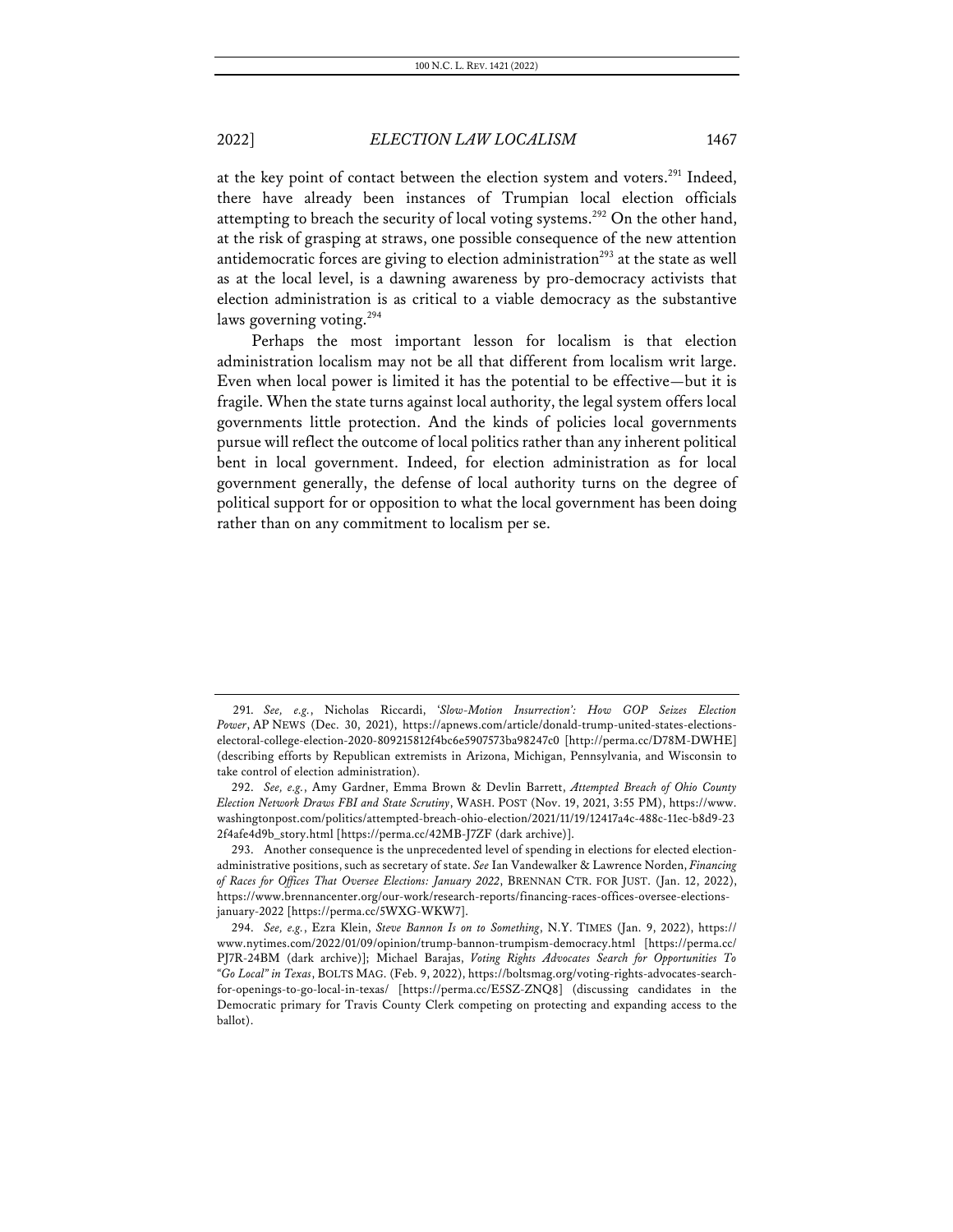at the key point of contact between the election system and voters.[291] Indeed, there have already been instances of Trumpian local election officials attempting to breach the security of local voting systems.[292] On the other hand, at the risk of grasping at straws, one possible consequence of the new attention antidemocratic forces are giving to election administration[293] at the state as well as at the local level, is a dawning awareness by pro-democracy activists that election administration is as critical to a viable democracy as the substantive laws governing voting.[294]

Perhaps the most important lesson for localism is that election administration localism may not be all that different from localism writ large. Even when local power is limited it has the potential to be effective—but it is fragile. When the state turns against local authority, the legal system offers local governments little protection. And the kinds of policies local governments pursue will reflect the outcome of local politics rather than any inherent political bent in local government. Indeed, for election administration as for local government generally, the defense of local authority turns on the degree of political support for or opposition to what the local government has been doing rather than on any commitment to localism per se.

---

291. *See, e.g.*, Nicholas Riccardi, *'Slow-Motion Insurrection': How GOP Seizes Election Power*, AP NEWS (Dec. 30, 2021), https://apnews.com/article/donald-trump-united-states-elections-electoral-college-election-2020-809215812f4bc6e5907573ba98247c0 [http://perma.cc/D78M-DWHE] (describing efforts by Republican extremists in Arizona, Michigan, Pennsylvania, and Wisconsin to take control of election administration).

292. *See, e.g.*, Amy Gardner, Emma Brown & Devlin Barrett, *Attempted Breach of Ohio County Election Network Draws FBI and State Scrutiny*, WASH. POST (Nov. 19, 2021, 3:55 PM), https://www.washingtonpost.com/politics/attempted-breach-ohio-election/2021/11/19/12417a4c-488c-11ec-b8d9-232f4afe4d9b_story.html [https://perma.cc/42MB-J7ZF (dark archive)].

293. Another consequence is the unprecedented level of spending in elections for elected election-administrative positions, such as secretary of state. *See* Ian Vandewalker & Lawrence Norden, *Financing of Races for Offices That Oversee Elections: January 2022*, BRENNAN CTR. FOR JUST. (Jan. 12, 2022), https://www.brennancenter.org/our-work/research-reports/financing-races-offices-oversee-elections-january-2022 [https://perma.cc/5WXG-WKW7].

294. *See, e.g.*, Ezra Klein, *Steve Bannon Is on to Something*, N.Y. TIMES (Jan. 9, 2022), https://www.nytimes.com/2022/01/09/opinion/trump-bannon-trumpism-democracy.html [https://perma.cc/PJ7R-24BM (dark archive)]; Michael Barajas, *Voting Rights Advocates Search for Opportunities To "Go Local" in Texas*, BOLTS MAG. (Feb. 9, 2022), https://boltsmag.org/voting-rights-advocates-search-for-openings-to-go-local-in-texas/ [https://perma.cc/E5SZ-ZNQ8] (discussing candidates in the Democratic primary for Travis County Clerk competing on protecting and expanding access to the ballot).